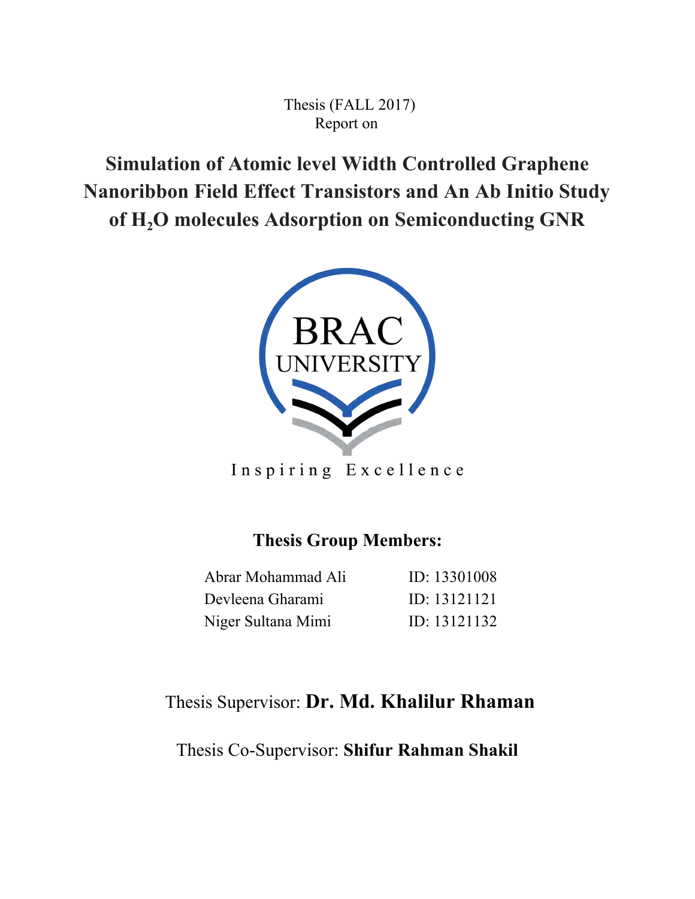Thesis (FALL 2017)
Report on

# Simulation of Atomic level Width Controlled Graphene Nanoribbon Field Effect Transistors and An Ab Initio Study of $H_2O$ molecules Adsorption on Semiconducting GNR

BRAC UNIVERSITY

Inspiring Excellence

## Thesis Group Members:

| | |
|---|---|
| Abrar Mohammad Ali | ID: 13301008 |
| Devleena Gharami | ID: 13121121 |
| Niger Sultana Mimi | ID: 13121132 |

Thesis Supervisor: **Dr. Md. Khalilur Rhaman**

Thesis Co-Supervisor: **Shifur Rahman Shakil**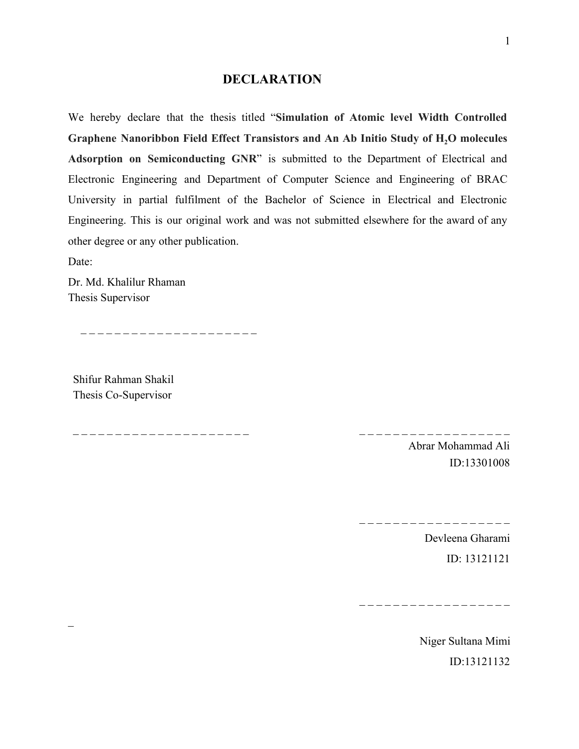# DECLARATION

We hereby declare that the thesis titled "**Simulation of Atomic level Width Controlled Graphene Nanoribbon Field Effect Transistors and An Ab Initio Study of $H_2O$ molecules Adsorption on Semiconducting GNR**" is submitted to the Department of Electrical and Electronic Engineering and Department of Computer Science and Engineering of BRAC University in partial fulfilment of the Bachelor of Science in Electrical and Electronic Engineering. This is our original work and was not submitted elsewhere for the award of any other degree or any other publication.

Date:

Dr. Md. Khalilur Rhaman
Thesis Supervisor

_ _ _ _ _ _ _ _ _ _ _ _ _ _ _ _ _ _ _ _ _ _

Shifur Rahman Shakil
Thesis Co-Supervisor

_ _ _ _ _ _ _ _ _ _ _ _ _ _ _ _ _ _ _ _ _ _

_ _ _ _ _ _ _ _ _ _ _ _ _ _ _ _ _ _ _
Abrar Mohammad Ali
ID:13301008

_ _ _ _ _ _ _ _ _ _ _ _ _ _ _ _ _ _ _
Devleena Gharami
ID: 13121121

_ _ _ _ _ _ _ _ _ _ _ _ _ _ _ _ _ _ _
Niger Sultana Mimi
ID:13121132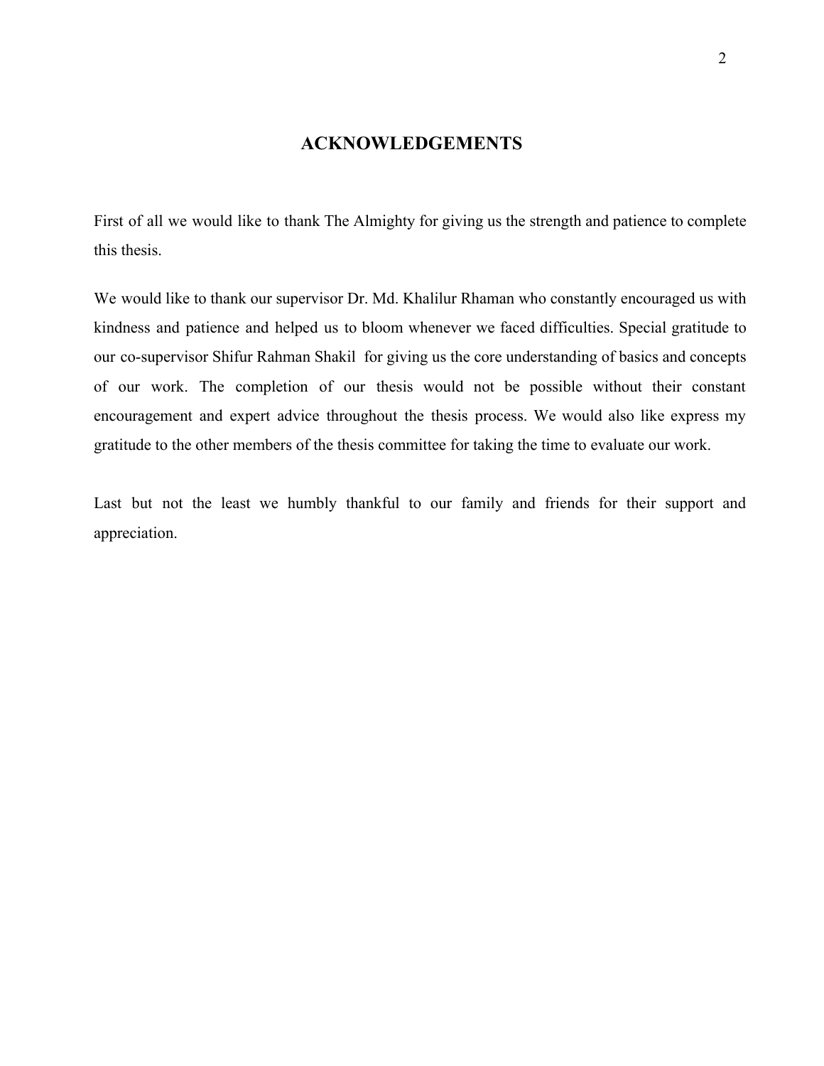# ACKNOWLEDGEMENTS

First of all we would like to thank The Almighty for giving us the strength and patience to complete this thesis.

We would like to thank our supervisor Dr. Md. Khalilur Rhaman who constantly encouraged us with kindness and patience and helped us to bloom whenever we faced difficulties. Special gratitude to our co-supervisor Shifur Rahman Shakil for giving us the core understanding of basics and concepts of our work. The completion of our thesis would not be possible without their constant encouragement and expert advice throughout the thesis process. We would also like express my gratitude to the other members of the thesis committee for taking the time to evaluate our work.

Last but not the least we humbly thankful to our family and friends for their support and appreciation.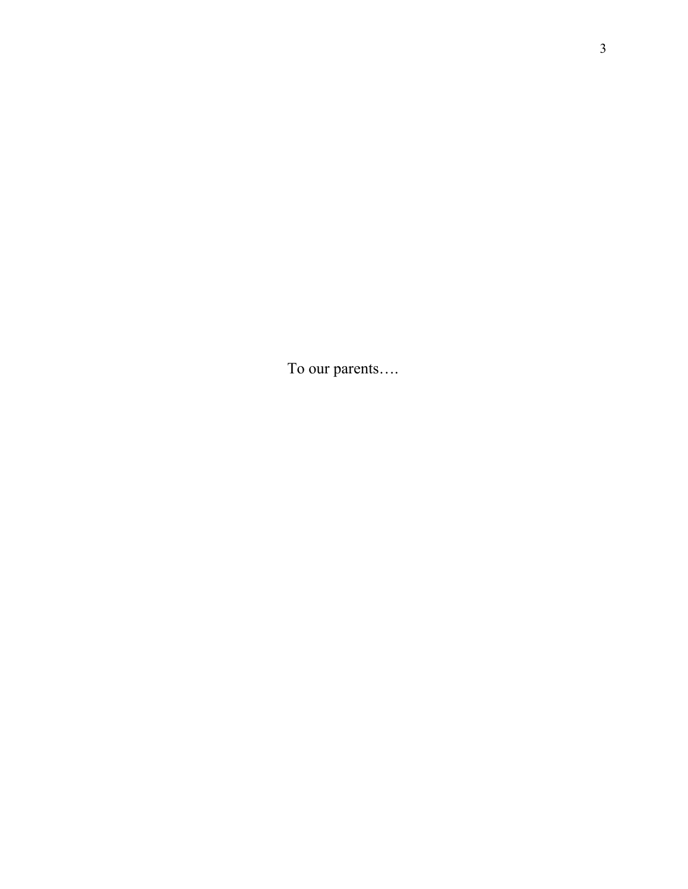To our parents….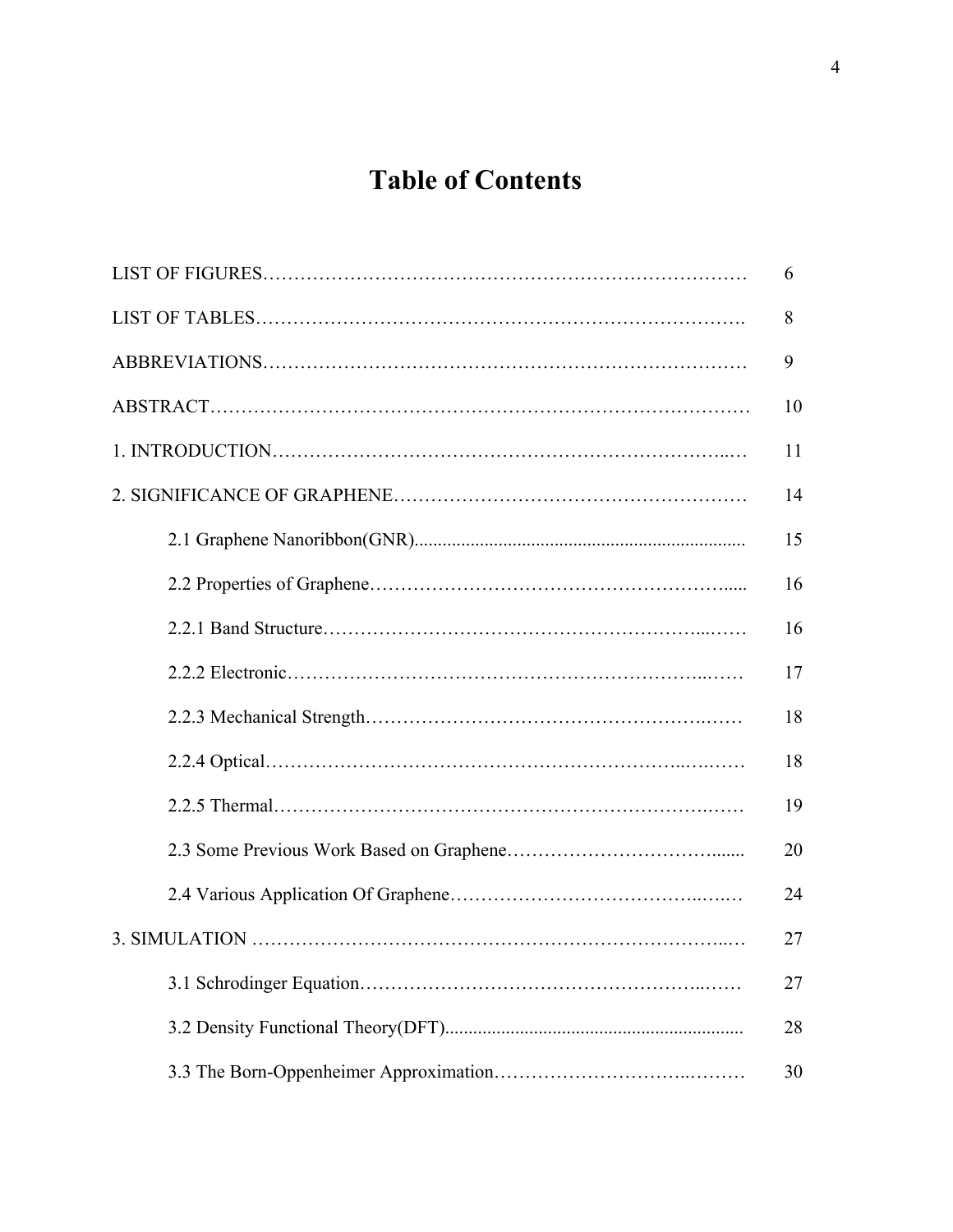# Table of Contents

| | |
|---|---|
| LIST OF FIGURES | 6 |
| LIST OF TABLES | 8 |
| ABBREVIATIONS | 9 |
| ABSTRACT | 10 |
| 1. INTRODUCTION | 11 |
| 2. SIGNIFICANCE OF GRAPHENE | 14 |
| 2.1 Graphene Nanoribbon(GNR) | 15 |
| 2.2 Properties of Graphene | 16 |
| 2.2.1 Band Structure | 16 |
| 2.2.2 Electronic | 17 |
| 2.2.3 Mechanical Strength | 18 |
| 2.2.4 Optical | 18 |
| 2.2.5 Thermal | 19 |
| 2.3 Some Previous Work Based on Graphene | 20 |
| 2.4 Various Application Of Graphene | 24 |
| 3. SIMULATION | 27 |
| 3.1 Schrodinger Equation | 27 |
| 3.2 Density Functional Theory(DFT) | 28 |
| 3.3 The Born-Oppenheimer Approximation | 30 |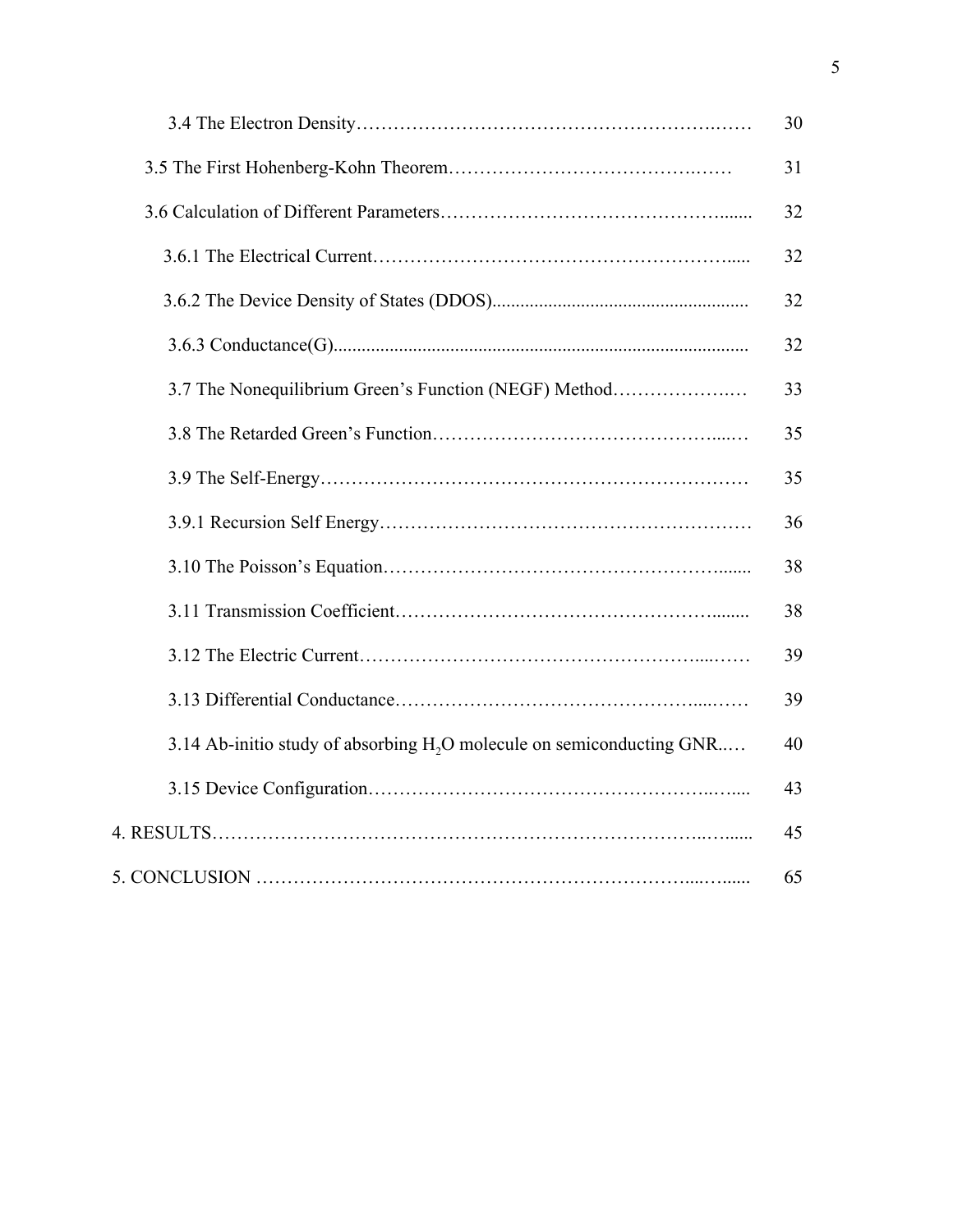| | |
|---|---|
| 3.4 The Electron Density | 30 |
| 3.5 The First Hohenberg-Kohn Theorem | 31 |
| 3.6 Calculation of Different Parameters | 32 |
| 3.6.1 The Electrical Current | 32 |
| 3.6.2 The Device Density of States (DDOS) | 32 |
| 3.6.3 Conductance(G) | 32 |
| 3.7 The Nonequilibrium Green's Function (NEGF) Method | 33 |
| 3.8 The Retarded Green's Function | 35 |
| 3.9 The Self-Energy | 35 |
| 3.9.1 Recursion Self Energy | 36 |
| 3.10 The Poisson's Equation | 38 |
| 3.11 Transmission Coefficient | 38 |
| 3.12 The Electric Current | 39 |
| 3.13 Differential Conductance | 39 |
| 3.14 Ab-initio study of absorbing $H_2O$ molecule on semiconducting GNR | 40 |
| 3.15 Device Configuration | 43 |
| 4. RESULTS | 45 |
| 5. CONCLUSION | 65 |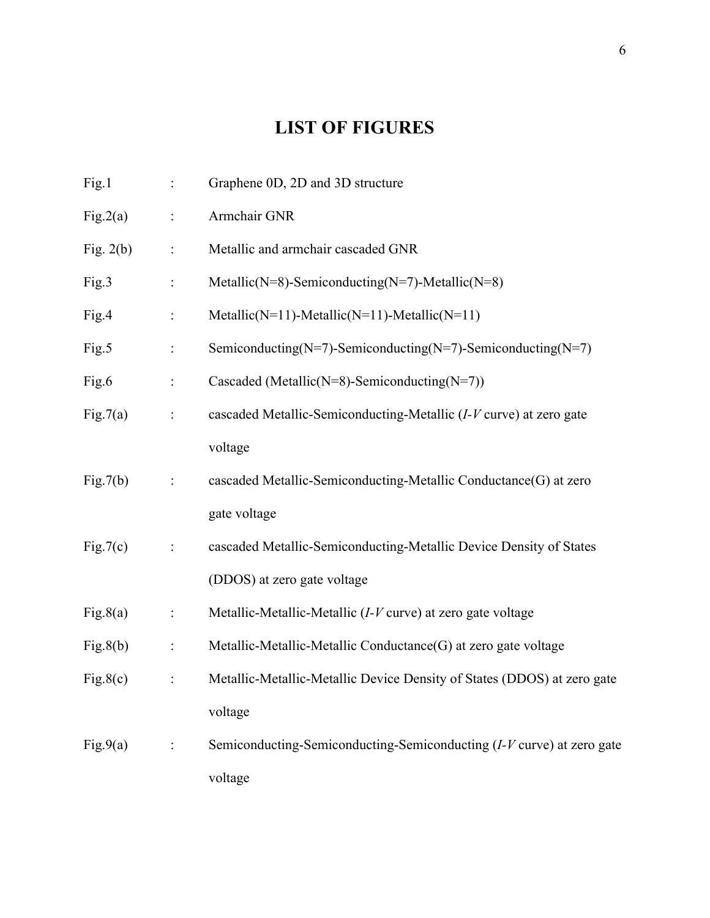# LIST OF FIGURES

| | | |
|---|---|---|
| Fig.1 | : | Graphene 0D, 2D and 3D structure |
| Fig.2(a) | : | Armchair GNR |
| Fig. 2(b) | : | Metallic and armchair cascaded GNR |
| Fig.3 | : | Metallic(N=8)-Semiconducting(N=7)-Metallic(N=8) |
| Fig.4 | : | Metallic(N=11)-Metallic(N=11)-Metallic(N=11) |
| Fig.5 | : | Semiconducting(N=7)-Semiconducting(N=7)-Semiconducting(N=7) |
| Fig.6 | : | Cascaded (Metallic(N=8)-Semiconducting(N=7)) |
| Fig.7(a) | : | cascaded Metallic-Semiconducting-Metallic (*I-V* curve) at zero gate voltage |
| Fig.7(b) | : | cascaded Metallic-Semiconducting-Metallic Conductance(G) at zero gate voltage |
| Fig.7(c) | : | cascaded Metallic-Semiconducting-Metallic Device Density of States (DDOS) at zero gate voltage |
| Fig.8(a) | : | Metallic-Metallic-Metallic (*I-V* curve) at zero gate voltage |
| Fig.8(b) | : | Metallic-Metallic-Metallic Conductance(G) at zero gate voltage |
| Fig.8(c) | : | Metallic-Metallic-Metallic Device Density of States (DDOS) at zero gate voltage |
| Fig.9(a) | : | Semiconducting-Semiconducting-Semiconducting (*I-V* curve) at zero gate voltage |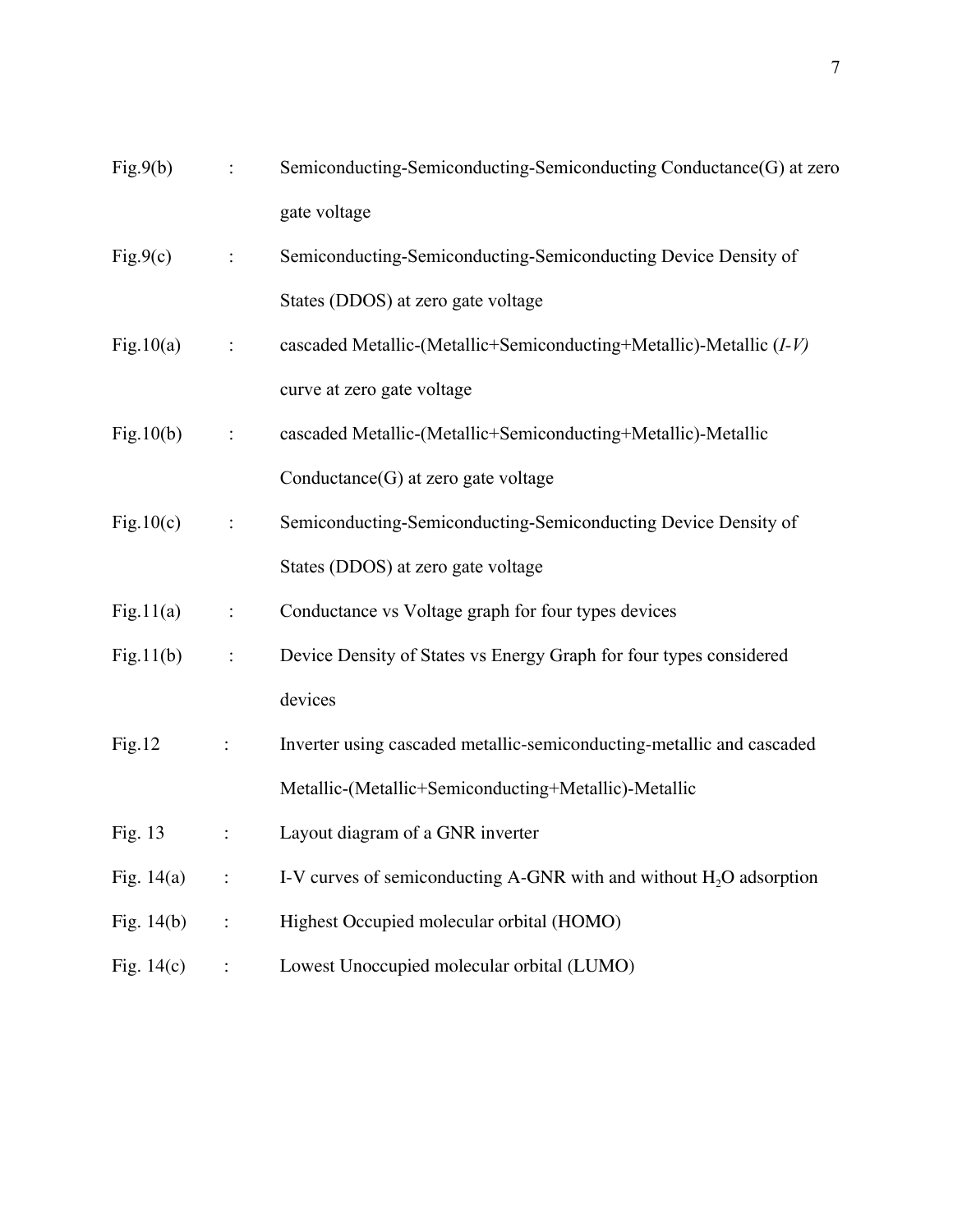| | | |
|---|---|---|
| Fig.9(b) | : | Semiconducting-Semiconducting-Semiconducting Conductance(G) at zero gate voltage |
| Fig.9(c) | : | Semiconducting-Semiconducting-Semiconducting Device Density of States (DDOS) at zero gate voltage |
| Fig.10(a) | : | cascaded Metallic-(Metallic+Semiconducting+Metallic)-Metallic *(I-V)* curve at zero gate voltage |
| Fig.10(b) | : | cascaded Metallic-(Metallic+Semiconducting+Metallic)-Metallic Conductance(G) at zero gate voltage |
| Fig.10(c) | : | Semiconducting-Semiconducting-Semiconducting Device Density of States (DDOS) at zero gate voltage |
| Fig.11(a) | : | Conductance vs Voltage graph for four types devices |
| Fig.11(b) | : | Device Density of States vs Energy Graph for four types considered devices |
| Fig.12 | : | Inverter using cascaded metallic-semiconducting-metallic and cascaded Metallic-(Metallic+Semiconducting+Metallic)-Metallic |
| Fig. 13 | : | Layout diagram of a GNR inverter |
| Fig. 14(a) | : | I-V curves of semiconducting A-GNR with and without $H_2O$ adsorption |
| Fig. 14(b) | : | Highest Occupied molecular orbital (HOMO) |
| Fig. 14(c) | : | Lowest Unoccupied molecular orbital (LUMO) |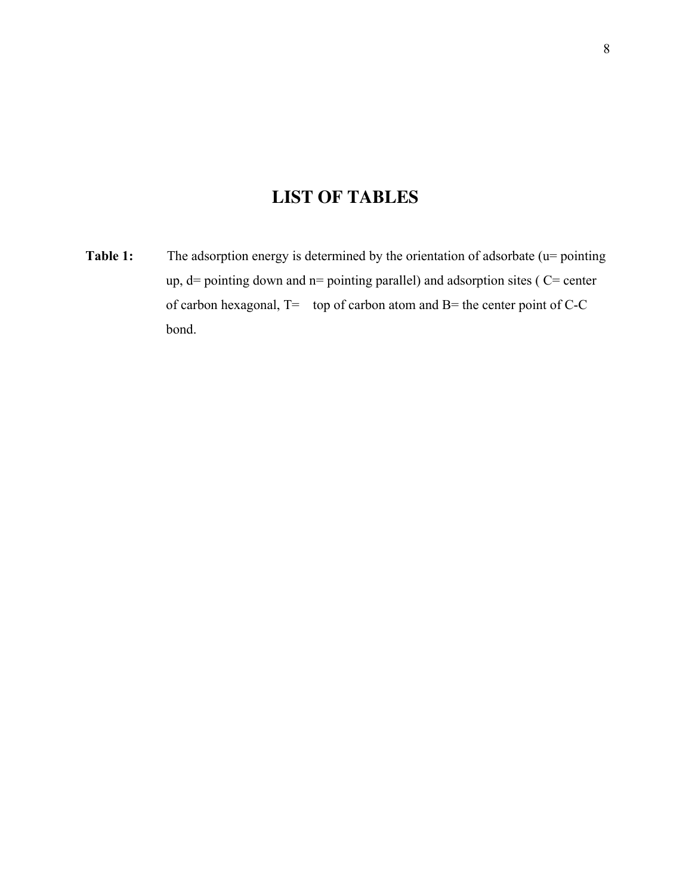# LIST OF TABLES

**Table 1:** The adsorption energy is determined by the orientation of adsorbate (u= pointing up, d= pointing down and n= pointing parallel) and adsorption sites ( C= center of carbon hexagonal, T= top of carbon atom and B= the center point of C-C bond.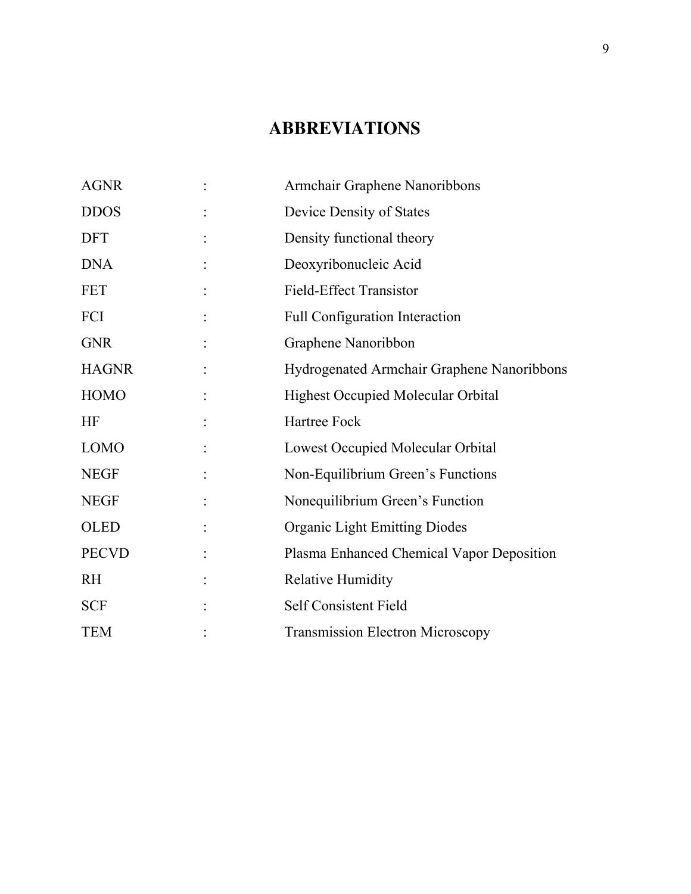# ABBREVIATIONS

| | | |
|---|---|---|
| AGNR | : | Armchair Graphene Nanoribbons |
| DDOS | : | Device Density of States |
| DFT | : | Density functional theory |
| DNA | : | Deoxyribonucleic Acid |
| FET | : | Field-Effect Transistor |
| FCI | : | Full Configuration Interaction |
| GNR | : | Graphene Nanoribbon |
| HAGNR | : | Hydrogenated Armchair Graphene Nanoribbons |
| HOMO | : | Highest Occupied Molecular Orbital |
| HF | : | Hartree Fock |
| LOMO | : | Lowest Occupied Molecular Orbital |
| NEGF | : | Non-Equilibrium Green's Functions |
| NEGF | : | Nonequilibrium Green's Function |
| OLED | : | Organic Light Emitting Diodes |
| PECVD | : | Plasma Enhanced Chemical Vapor Deposition |
| RH | : | Relative Humidity |
| SCF | : | Self Consistent Field |
| TEM | : | Transmission Electron Microscopy |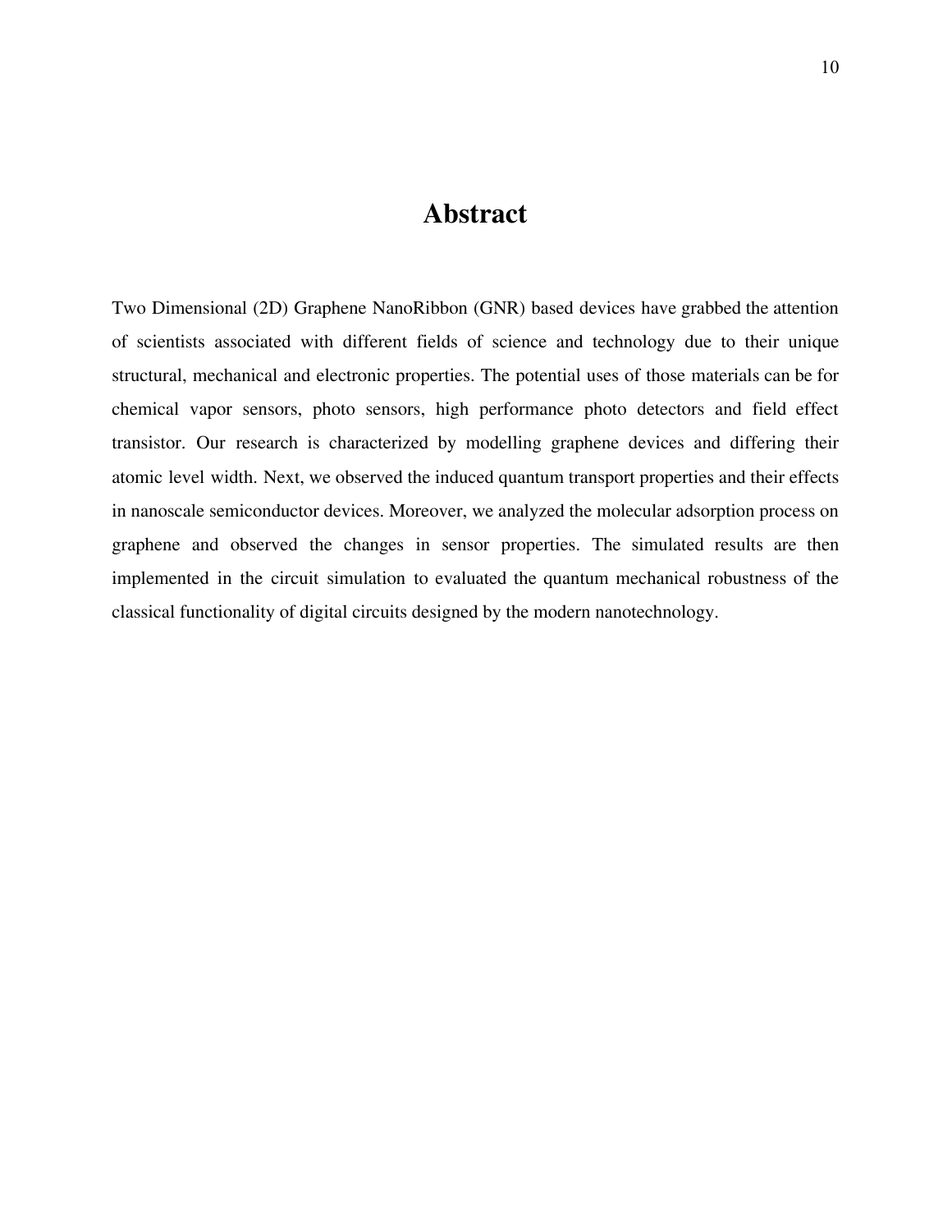# Abstract

Two Dimensional (2D) Graphene NanoRibbon (GNR) based devices have grabbed the attention of scientists associated with different fields of science and technology due to their unique structural, mechanical and electronic properties. The potential uses of those materials can be for chemical vapor sensors, photo sensors, high performance photo detectors and field effect transistor. Our research is characterized by modelling graphene devices and differing their atomic level width. Next, we observed the induced quantum transport properties and their effects in nanoscale semiconductor devices. Moreover, we analyzed the molecular adsorption process on graphene and observed the changes in sensor properties. The simulated results are then implemented in the circuit simulation to evaluated the quantum mechanical robustness of the classical functionality of digital circuits designed by the modern nanotechnology.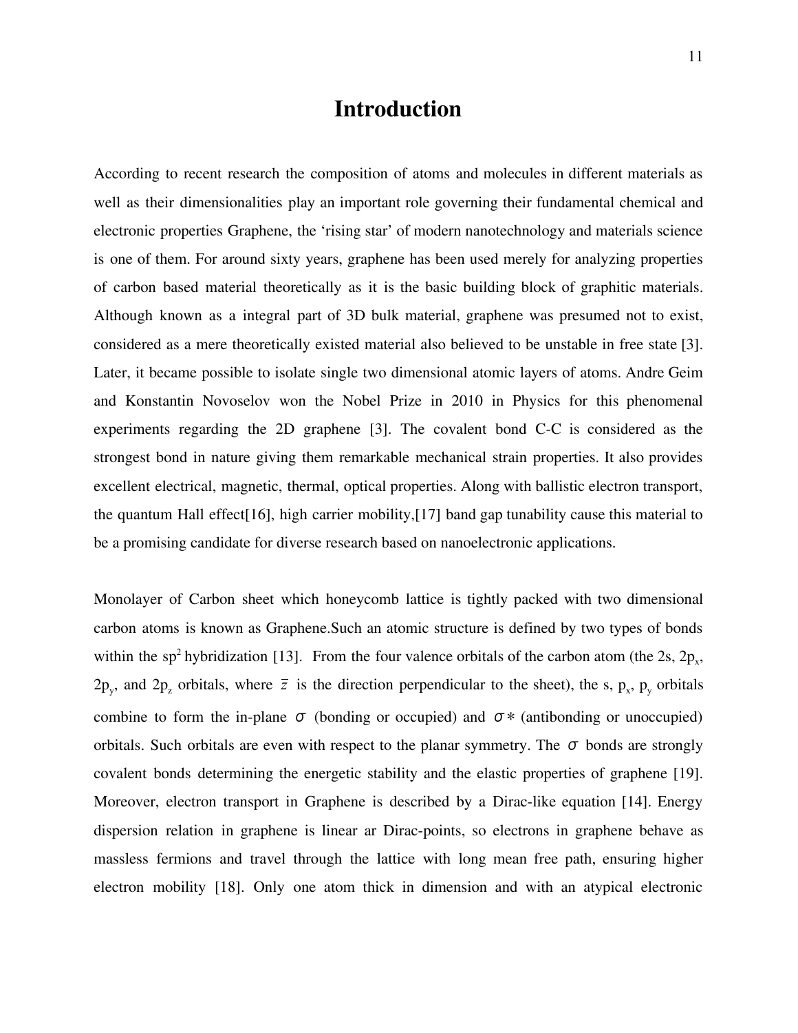# Introduction

According to recent research the composition of atoms and molecules in different materials as well as their dimensionalities play an important role governing their fundamental chemical and electronic properties Graphene, the 'rising star' of modern nanotechnology and materials science is one of them. For around sixty years, graphene has been used merely for analyzing properties of carbon based material theoretically as it is the basic building block of graphitic materials. Although known as a integral part of 3D bulk material, graphene was presumed not to exist, considered as a mere theoretically existed material also believed to be unstable in free state [3]. Later, it became possible to isolate single two dimensional atomic layers of atoms. Andre Geim and Konstantin Novoselov won the Nobel Prize in 2010 in Physics for this phenomenal experiments regarding the 2D graphene [3]. The covalent bond C-C is considered as the strongest bond in nature giving them remarkable mechanical strain properties. It also provides excellent electrical, magnetic, thermal, optical properties. Along with ballistic electron transport, the quantum Hall effect[16], high carrier mobility,[17] band gap tunability cause this material to be a promising candidate for diverse research based on nanoelectronic applications.

Monolayer of Carbon sheet which honeycomb lattice is tightly packed with two dimensional carbon atoms is known as Graphene.Such an atomic structure is defined by two types of bonds within the $sp^2$ hybridization [13]. From the four valence orbitals of the carbon atom (the 2s, $2p_x$, $2p_y$, and $2p_z$ orbitals, where $\bar{z}$ is the direction perpendicular to the sheet), the s, $p_x$, $p_y$ orbitals combine to form the in-plane $\sigma$ (bonding or occupied) and $\sigma*$ (antibonding or unoccupied) orbitals. Such orbitals are even with respect to the planar symmetry. The $\sigma$ bonds are strongly covalent bonds determining the energetic stability and the elastic properties of graphene [19]. Moreover, electron transport in Graphene is described by a Dirac-like equation [14]. Energy dispersion relation in graphene is linear ar Dirac-points, so electrons in graphene behave as massless fermions and travel through the lattice with long mean free path, ensuring higher electron mobility [18]. Only one atom thick in dimension and with an atypical electronic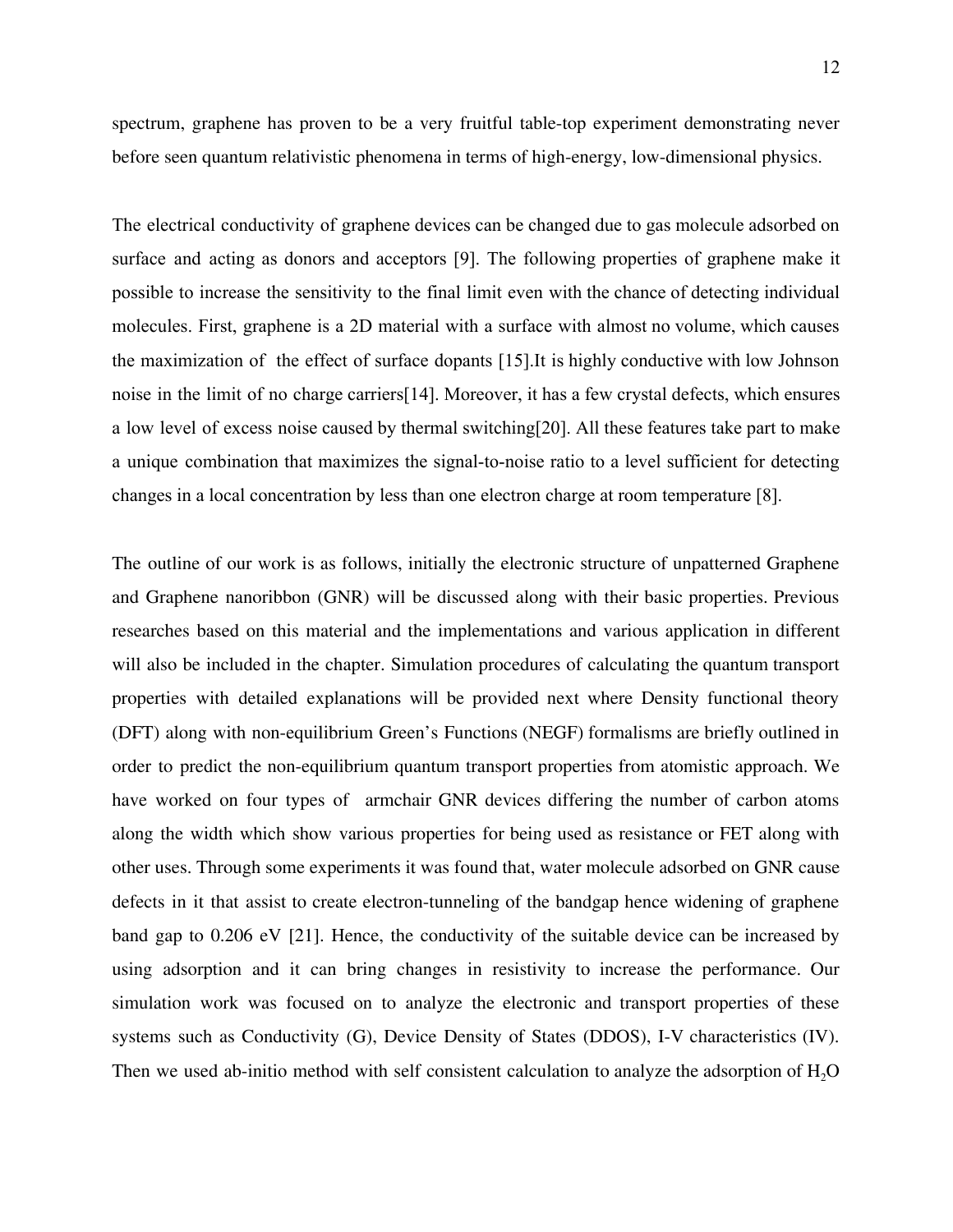spectrum, graphene has proven to be a very fruitful table-top experiment demonstrating never before seen quantum relativistic phenomena in terms of high-energy, low-dimensional physics.

The electrical conductivity of graphene devices can be changed due to gas molecule adsorbed on surface and acting as donors and acceptors [9]. The following properties of graphene make it possible to increase the sensitivity to the final limit even with the chance of detecting individual molecules. First, graphene is a 2D material with a surface with almost no volume, which causes the maximization of the effect of surface dopants [15].It is highly conductive with low Johnson noise in the limit of no charge carriers[14]. Moreover, it has a few crystal defects, which ensures a low level of excess noise caused by thermal switching[20]. All these features take part to make a unique combination that maximizes the signal-to-noise ratio to a level sufficient for detecting changes in a local concentration by less than one electron charge at room temperature [8].

The outline of our work is as follows, initially the electronic structure of unpatterned Graphene and Graphene nanoribbon (GNR) will be discussed along with their basic properties. Previous researches based on this material and the implementations and various application in different will also be included in the chapter. Simulation procedures of calculating the quantum transport properties with detailed explanations will be provided next where Density functional theory (DFT) along with non-equilibrium Green's Functions (NEGF) formalisms are briefly outlined in order to predict the non-equilibrium quantum transport properties from atomistic approach. We have worked on four types of armchair GNR devices differing the number of carbon atoms along the width which show various properties for being used as resistance or FET along with other uses. Through some experiments it was found that, water molecule adsorbed on GNR cause defects in it that assist to create electron-tunneling of the bandgap hence widening of graphene band gap to 0.206 eV [21]. Hence, the conductivity of the suitable device can be increased by using adsorption and it can bring changes in resistivity to increase the performance. Our simulation work was focused on to analyze the electronic and transport properties of these systems such as Conductivity (G), Device Density of States (DDOS), I-V characteristics (IV). Then we used ab-initio method with self consistent calculation to analyze the adsorption of $H_2O$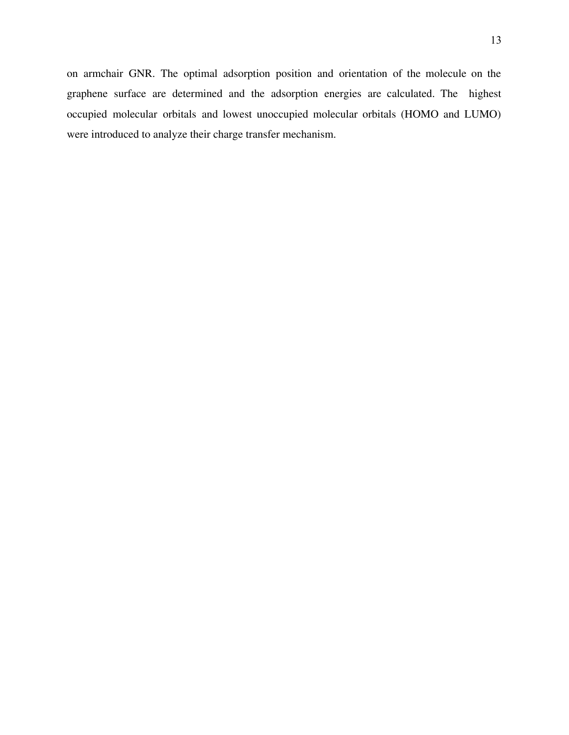on armchair GNR. The optimal adsorption position and orientation of the molecule on the graphene surface are determined and the adsorption energies are calculated. The highest occupied molecular orbitals and lowest unoccupied molecular orbitals (HOMO and LUMO) were introduced to analyze their charge transfer mechanism.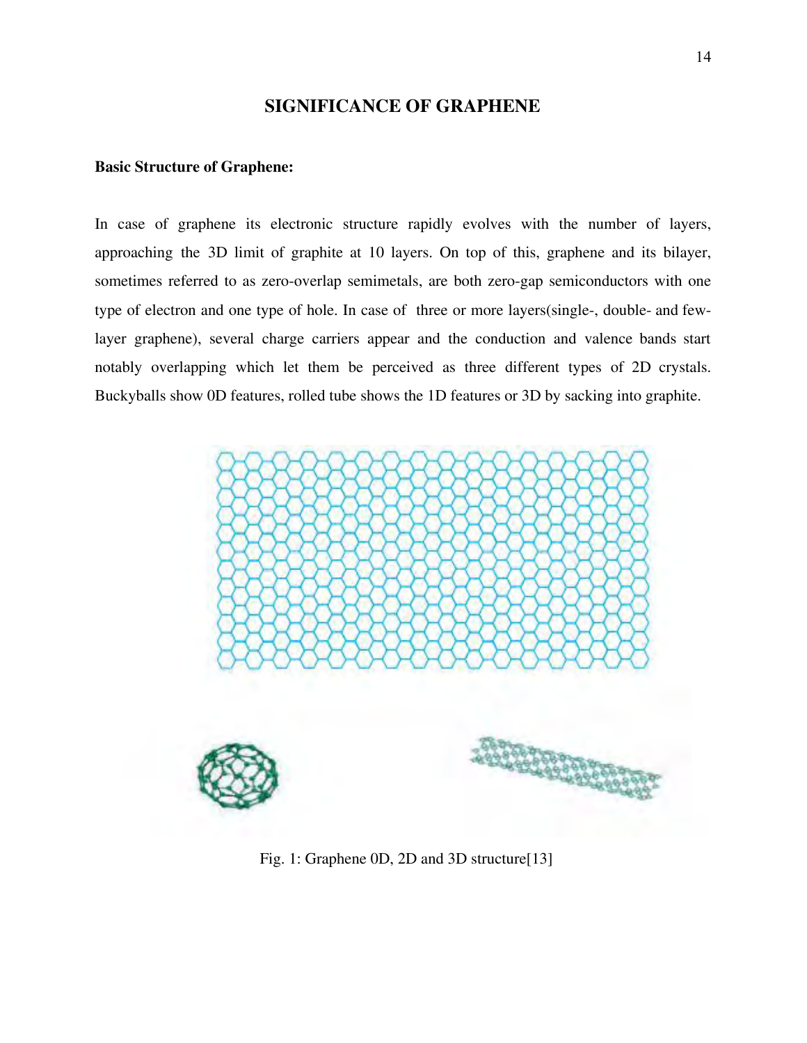## SIGNIFICANCE OF GRAPHENE

**Basic Structure of Graphene:**

In case of graphene its electronic structure rapidly evolves with the number of layers, approaching the 3D limit of graphite at 10 layers. On top of this, graphene and its bilayer, sometimes referred to as zero-overlap semimetals, are both zero-gap semiconductors with one type of electron and one type of hole. In case of three or more layers(single-, double- and few-layer graphene), several charge carriers appear and the conduction and valence bands start notably overlapping which let them be perceived as three different types of 2D crystals. Buckyballs show 0D features, rolled tube shows the 1D features or 3D by sacking into graphite.

Fig. 1: Graphene 0D, 2D and 3D structure[13]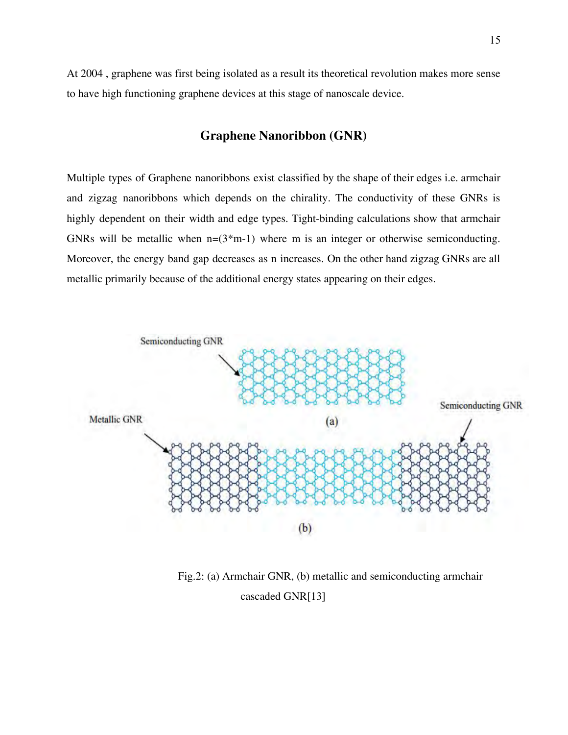At 2004 , graphene was first being isolated as a result its theoretical revolution makes more sense to have high functioning graphene devices at this stage of nanoscale device.

## Graphene Nanoribbon (GNR)

Multiple types of Graphene nanoribbons exist classified by the shape of their edges i.e. armchair and zigzag nanoribbons which depends on the chirality. The conductivity of these GNRs is highly dependent on their width and edge types. Tight-binding calculations show that armchair GNRs will be metallic when $n=(3*m-1)$ where m is an integer or otherwise semiconducting. Moreover, the energy band gap decreases as n increases. On the other hand zigzag GNRs are all metallic primarily because of the additional energy states appearing on their edges.

Fig.2: (a) Armchair GNR, (b) metallic and semiconducting armchair cascaded GNR[13]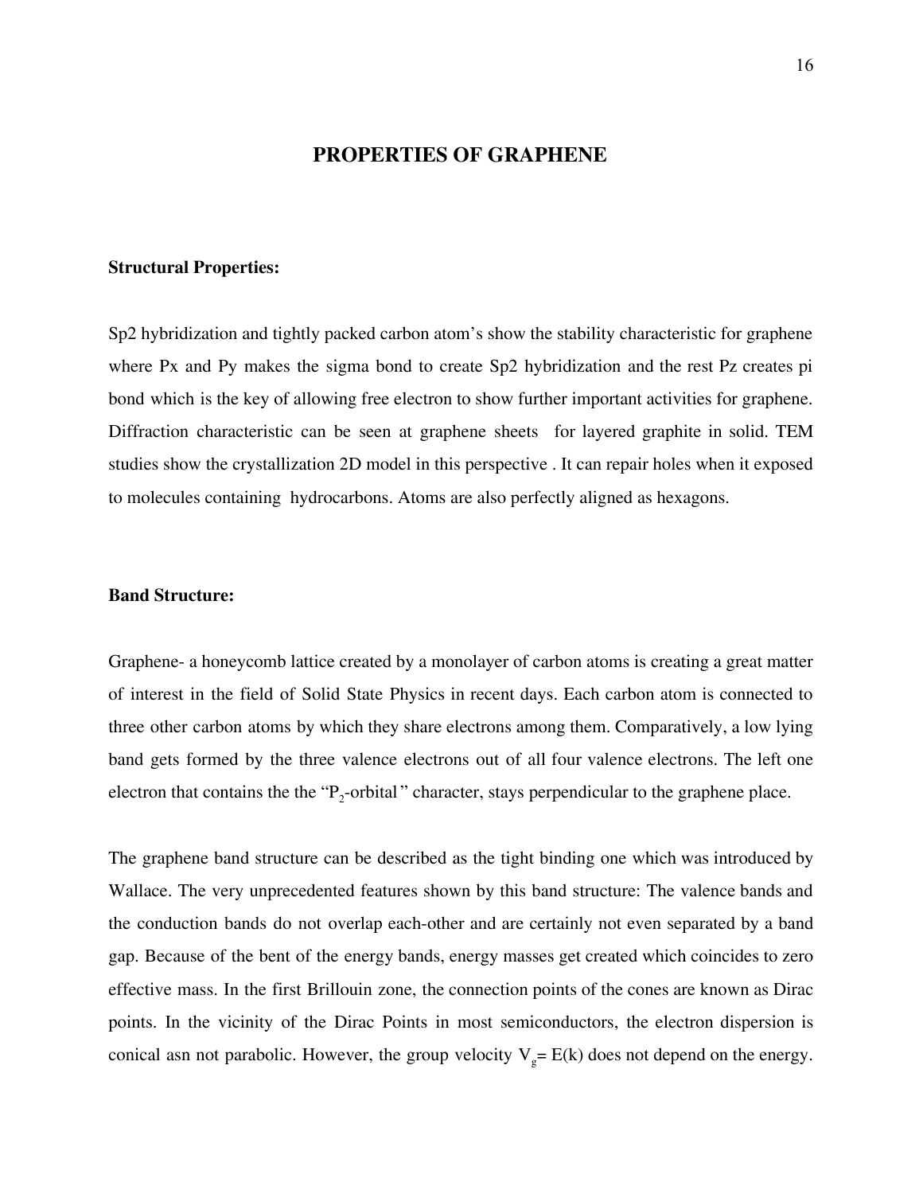## PROPERTIES OF GRAPHENE

### Structural Properties:

Sp2 hybridization and tightly packed carbon atom's show the stability characteristic for graphene where Px and Py makes the sigma bond to create Sp2 hybridization and the rest Pz creates pi bond which is the key of allowing free electron to show further important activities for graphene. Diffraction characteristic can be seen at graphene sheets for layered graphite in solid. TEM studies show the crystallization 2D model in this perspective . It can repair holes when it exposed to molecules containing hydrocarbons. Atoms are also perfectly aligned as hexagons.

### Band Structure:

Graphene- a honeycomb lattice created by a monolayer of carbon atoms is creating a great matter of interest in the field of Solid State Physics in recent days. Each carbon atom is connected to three other carbon atoms by which they share electrons among them. Comparatively, a low lying band gets formed by the three valence electrons out of all four valence electrons. The left one electron that contains the the "$P_2$-orbital" character, stays perpendicular to the graphene place.

The graphene band structure can be described as the tight binding one which was introduced by Wallace. The very unprecedented features shown by this band structure: The valence bands and the conduction bands do not overlap each-other and are certainly not even separated by a band gap. Because of the bent of the energy bands, energy masses get created which coincides to zero effective mass. In the first Brillouin zone, the connection points of the cones are known as Dirac points. In the vicinity of the Dirac Points in most semiconductors, the electron dispersion is conical asn not parabolic. However, the group velocity $V_g = E(k)$ does not depend on the energy.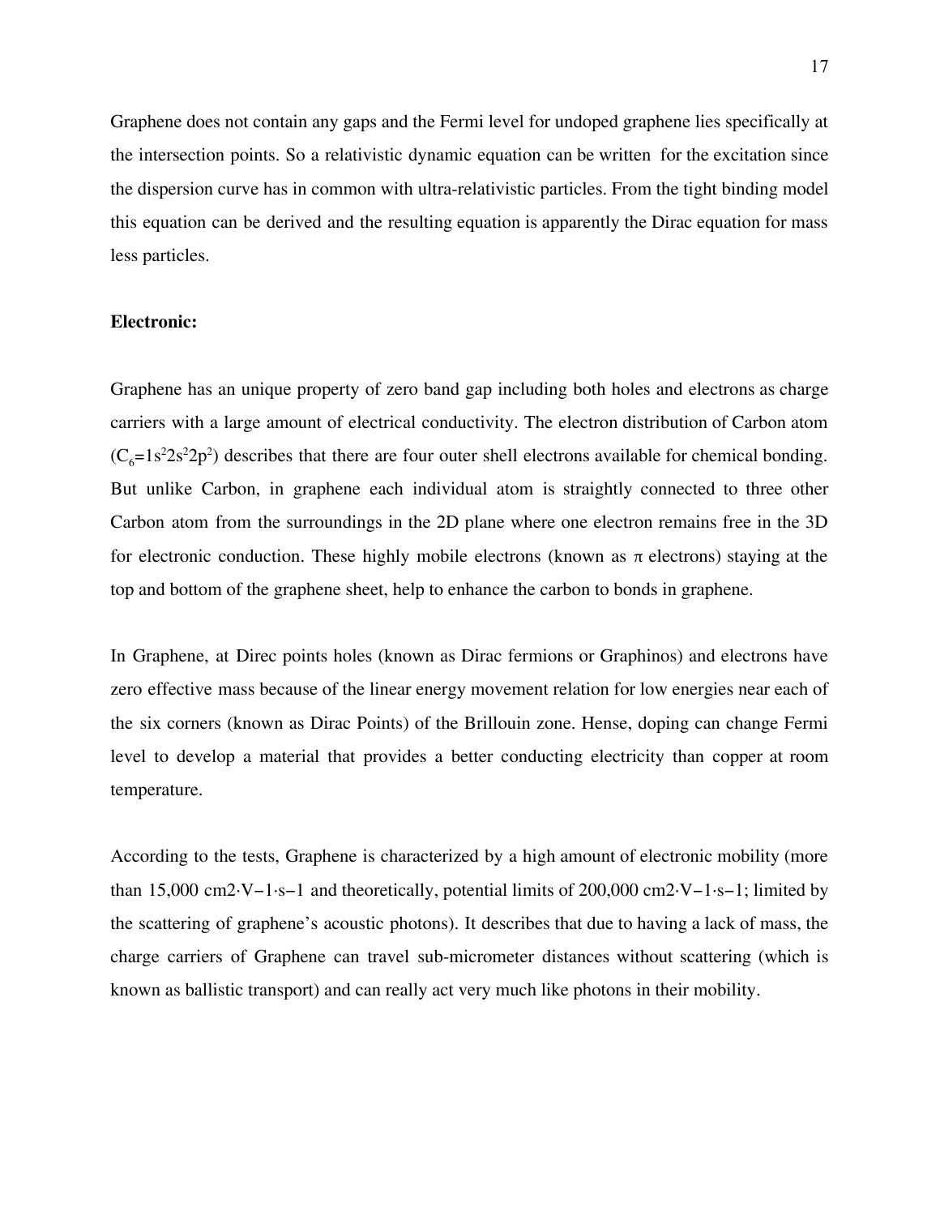Graphene does not contain any gaps and the Fermi level for undoped graphene lies specifically at the intersection points. So a relativistic dynamic equation can be written for the excitation since the dispersion curve has in common with ultra-relativistic particles. From the tight binding model this equation can be derived and the resulting equation is apparently the Dirac equation for mass less particles.

**Electronic:**

Graphene has an unique property of zero band gap including both holes and electrons as charge carriers with a large amount of electrical conductivity. The electron distribution of Carbon atom ($C_6=1s^2 2s^2 2p^2$) describes that there are four outer shell electrons available for chemical bonding. But unlike Carbon, in graphene each individual atom is straightly connected to three other Carbon atom from the surroundings in the 2D plane where one electron remains free in the 3D for electronic conduction. These highly mobile electrons (known as $\pi$ electrons) staying at the top and bottom of the graphene sheet, help to enhance the carbon to bonds in graphene.

In Graphene, at Direc points holes (known as Dirac fermions or Graphinos) and electrons have zero effective mass because of the linear energy movement relation for low energies near each of the six corners (known as Dirac Points) of the Brillouin zone. Hense, doping can change Fermi level to develop a material that provides a better conducting electricity than copper at room temperature.

According to the tests, Graphene is characterized by a high amount of electronic mobility (more than 15,000 cm2·V−1·s−1 and theoretically, potential limits of 200,000 cm2·V−1·s−1; limited by the scattering of graphene's acoustic photons). It describes that due to having a lack of mass, the charge carriers of Graphene can travel sub-micrometer distances without scattering (which is known as ballistic transport) and can really act very much like photons in their mobility.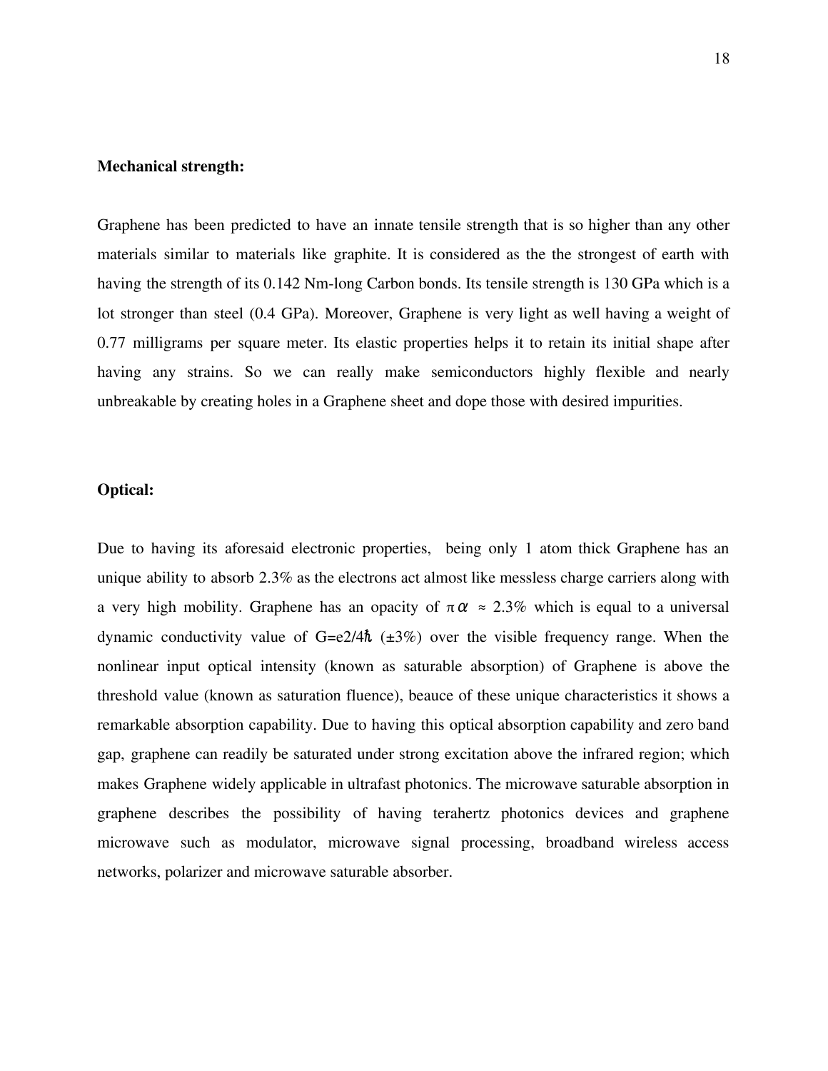**Mechanical strength:**

Graphene has been predicted to have an innate tensile strength that is so higher than any other materials similar to materials like graphite. It is considered as the the strongest of earth with having the strength of its 0.142 Nm-long Carbon bonds. Its tensile strength is 130 GPa which is a lot stronger than steel (0.4 GPa). Moreover, Graphene is very light as well having a weight of 0.77 milligrams per square meter. Its elastic properties helps it to retain its initial shape after having any strains. So we can really make semiconductors highly flexible and nearly unbreakable by creating holes in a Graphene sheet and dope those with desired impurities.

**Optical:**

Due to having its aforesaid electronic properties, being only 1 atom thick Graphene has an unique ability to absorb 2.3% as the electrons act almost like messless charge carriers along with a very high mobility. Graphene has an opacity of $\pi\alpha \approx 2.3\%$ which is equal to a universal dynamic conductivity value of G=e2/4$\hbar$ (±3%) over the visible frequency range. When the nonlinear input optical intensity (known as saturable absorption) of Graphene is above the threshold value (known as saturation fluence), beauce of these unique characteristics it shows a remarkable absorption capability. Due to having this optical absorption capability and zero band gap, graphene can readily be saturated under strong excitation above the infrared region; which makes Graphene widely applicable in ultrafast photonics. The microwave saturable absorption in graphene describes the possibility of having terahertz photonics devices and graphene microwave such as modulator, microwave signal processing, broadband wireless access networks, polarizer and microwave saturable absorber.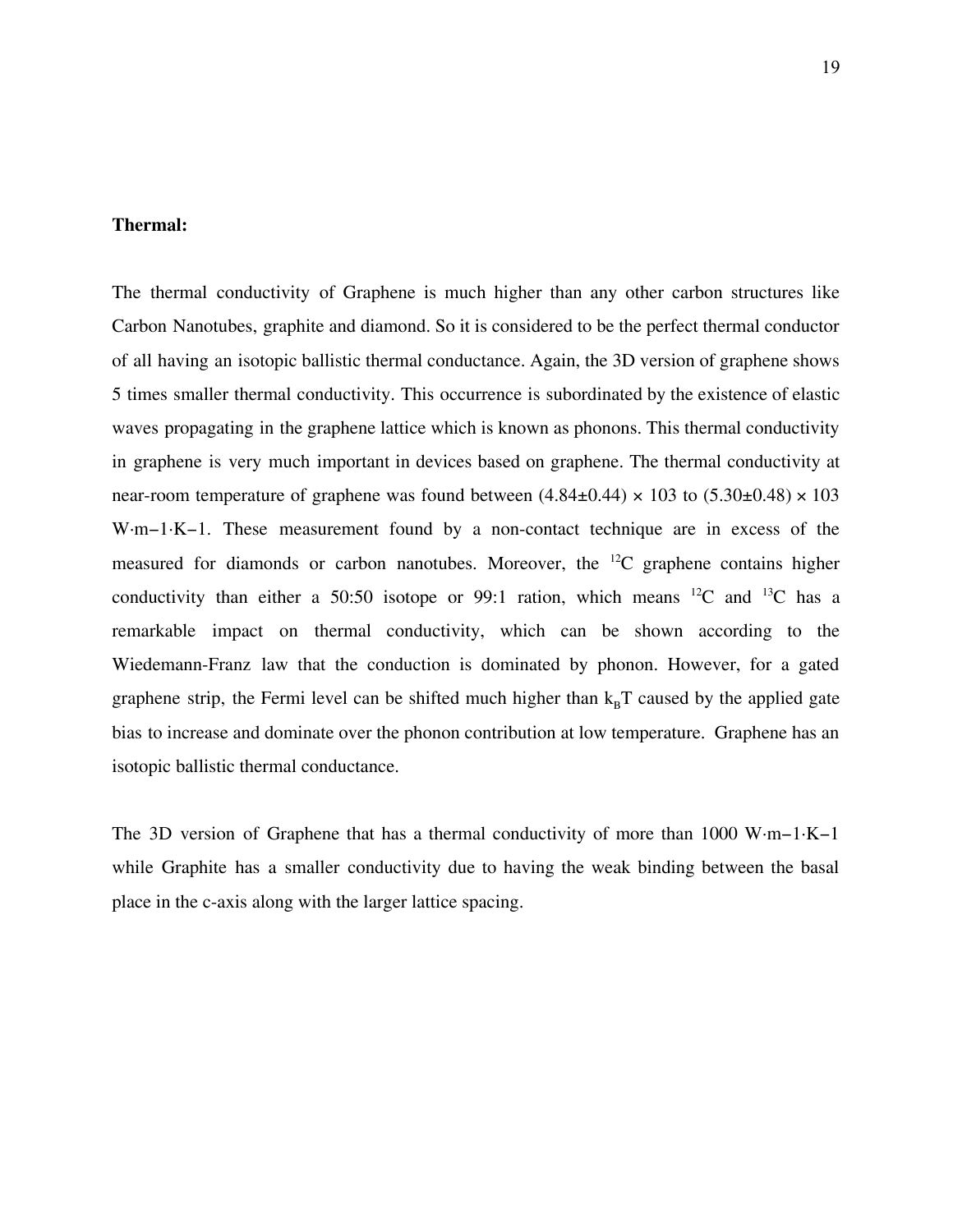**Thermal:**

The thermal conductivity of Graphene is much higher than any other carbon structures like Carbon Nanotubes, graphite and diamond. So it is considered to be the perfect thermal conductor of all having an isotopic ballistic thermal conductance. Again, the 3D version of graphene shows 5 times smaller thermal conductivity. This occurrence is subordinated by the existence of elastic waves propagating in the graphene lattice which is known as phonons. This thermal conductivity in graphene is very much important in devices based on graphene. The thermal conductivity at near-room temperature of graphene was found between (4.84±0.44) × 103 to (5.30±0.48) × 103 W·m−1·K−1. These measurement found by a non-contact technique are in excess of the measured for diamonds or carbon nanotubes. Moreover, the $^{12}C$ graphene contains higher conductivity than either a 50:50 isotope or 99:1 ration, which means $^{12}C$ and $^{13}C$ has a remarkable impact on thermal conductivity, which can be shown according to the Wiedemann-Franz law that the conduction is dominated by phonon. However, for a gated graphene strip, the Fermi level can be shifted much higher than $k_BT$ caused by the applied gate bias to increase and dominate over the phonon contribution at low temperature. Graphene has an isotopic ballistic thermal conductance.

The 3D version of Graphene that has a thermal conductivity of more than 1000 W·m−1·K−1 while Graphite has a smaller conductivity due to having the weak binding between the basal place in the c-axis along with the larger lattice spacing.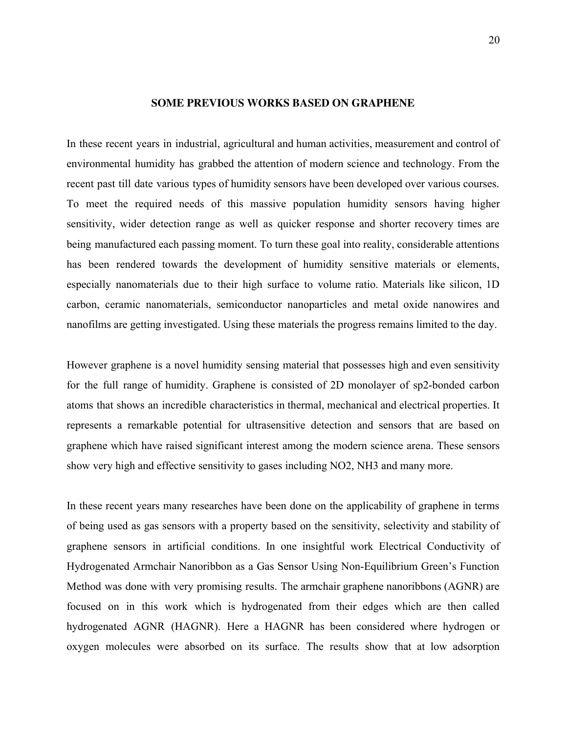## SOME PREVIOUS WORKS BASED ON GRAPHENE

In these recent years in industrial, agricultural and human activities, measurement and control of environmental humidity has grabbed the attention of modern science and technology. From the recent past till date various types of humidity sensors have been developed over various courses. To meet the required needs of this massive population humidity sensors having higher sensitivity, wider detection range as well as quicker response and shorter recovery times are being manufactured each passing moment. To turn these goal into reality, considerable attentions has been rendered towards the development of humidity sensitive materials or elements, especially nanomaterials due to their high surface to volume ratio. Materials like silicon, 1D carbon, ceramic nanomaterials, semiconductor nanoparticles and metal oxide nanowires and nanofilms are getting investigated. Using these materials the progress remains limited to the day.

However graphene is a novel humidity sensing material that possesses high and even sensitivity for the full range of humidity. Graphene is consisted of 2D monolayer of sp2-bonded carbon atoms that shows an incredible characteristics in thermal, mechanical and electrical properties. It represents a remarkable potential for ultrasensitive detection and sensors that are based on graphene which have raised significant interest among the modern science arena. These sensors show very high and effective sensitivity to gases including $NO_2$, $NH_3$ and many more.

In these recent years many researches have been done on the applicability of graphene in terms of being used as gas sensors with a property based on the sensitivity, selectivity and stability of graphene sensors in artificial conditions. In one insightful work Electrical Conductivity of Hydrogenated Armchair Nanoribbon as a Gas Sensor Using Non-Equilibrium Green's Function Method was done with very promising results. The armchair graphene nanoribbons (AGNR) are focused on in this work which is hydrogenated from their edges which are then called hydrogenated AGNR (HAGNR). Here a HAGNR has been considered where hydrogen or oxygen molecules were absorbed on its surface. The results show that at low adsorption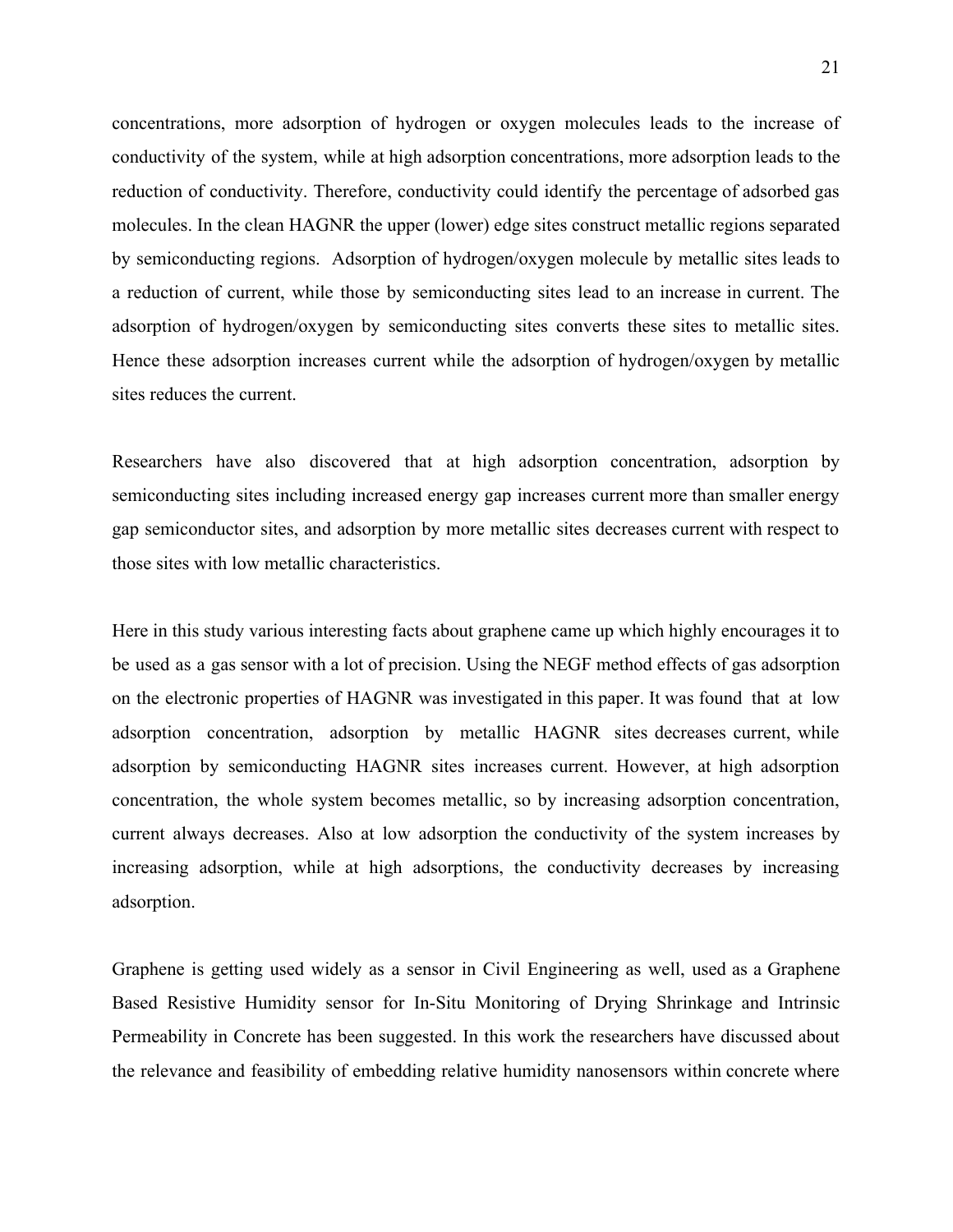concentrations, more adsorption of hydrogen or oxygen molecules leads to the increase of conductivity of the system, while at high adsorption concentrations, more adsorption leads to the reduction of conductivity. Therefore, conductivity could identify the percentage of adsorbed gas molecules. In the clean HAGNR the upper (lower) edge sites construct metallic regions separated by semiconducting regions. Adsorption of hydrogen/oxygen molecule by metallic sites leads to a reduction of current, while those by semiconducting sites lead to an increase in current. The adsorption of hydrogen/oxygen by semiconducting sites converts these sites to metallic sites. Hence these adsorption increases current while the adsorption of hydrogen/oxygen by metallic sites reduces the current.

Researchers have also discovered that at high adsorption concentration, adsorption by semiconducting sites including increased energy gap increases current more than smaller energy gap semiconductor sites, and adsorption by more metallic sites decreases current with respect to those sites with low metallic characteristics.

Here in this study various interesting facts about graphene came up which highly encourages it to be used as a gas sensor with a lot of precision. Using the NEGF method effects of gas adsorption on the electronic properties of HAGNR was investigated in this paper. It was found that at low adsorption concentration, adsorption by metallic HAGNR sites decreases current, while adsorption by semiconducting HAGNR sites increases current. However, at high adsorption concentration, the whole system becomes metallic, so by increasing adsorption concentration, current always decreases. Also at low adsorption the conductivity of the system increases by increasing adsorption, while at high adsorptions, the conductivity decreases by increasing adsorption.

Graphene is getting used widely as a sensor in Civil Engineering as well, used as a Graphene Based Resistive Humidity sensor for In-Situ Monitoring of Drying Shrinkage and Intrinsic Permeability in Concrete has been suggested. In this work the researchers have discussed about the relevance and feasibility of embedding relative humidity nanosensors within concrete where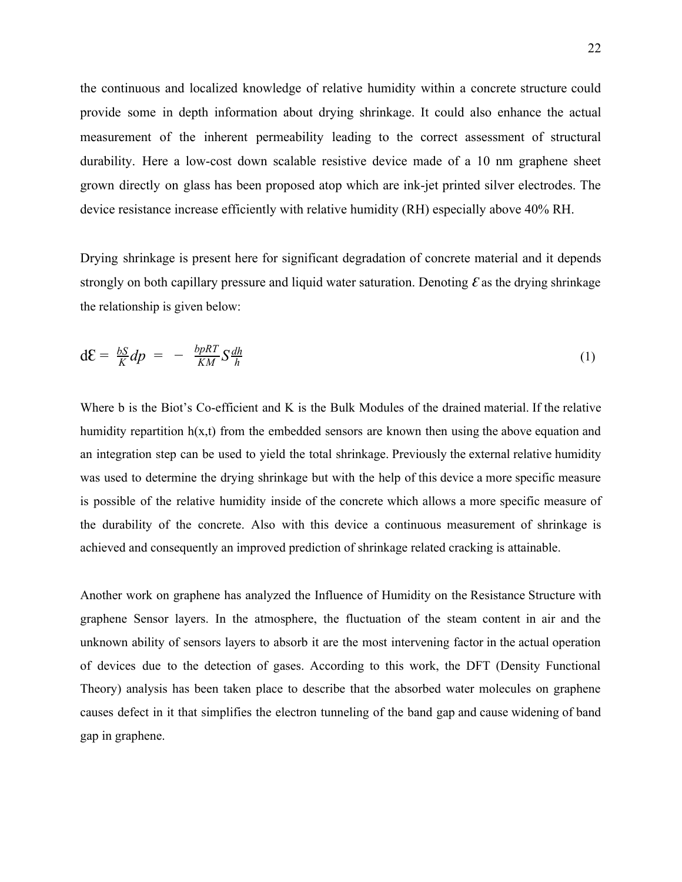the continuous and localized knowledge of relative humidity within a concrete structure could provide some in depth information about drying shrinkage. It could also enhance the actual measurement of the inherent permeability leading to the correct assessment of structural durability. Here a low-cost down scalable resistive device made of a 10 nm graphene sheet grown directly on glass has been proposed atop which are ink-jet printed silver electrodes. The device resistance increase efficiently with relative humidity (RH) especially above 40% RH.

Drying shrinkage is present here for significant degradation of concrete material and it depends strongly on both capillary pressure and liquid water saturation. Denoting $\varepsilon$ as the drying shrinkage the relationship is given below:

$$d\varepsilon = \frac{bS}{K}dp = -\frac{bpRT}{KM}S\frac{dh}{h} \tag{1}$$

Where b is the Biot's Co-efficient and K is the Bulk Modules of the drained material. If the relative humidity repartition h(x,t) from the embedded sensors are known then using the above equation and an integration step can be used to yield the total shrinkage. Previously the external relative humidity was used to determine the drying shrinkage but with the help of this device a more specific measure is possible of the relative humidity inside of the concrete which allows a more specific measure of the durability of the concrete. Also with this device a continuous measurement of shrinkage is achieved and consequently an improved prediction of shrinkage related cracking is attainable.

Another work on graphene has analyzed the Influence of Humidity on the Resistance Structure with graphene Sensor layers. In the atmosphere, the fluctuation of the steam content in air and the unknown ability of sensors layers to absorb it are the most intervening factor in the actual operation of devices due to the detection of gases. According to this work, the DFT (Density Functional Theory) analysis has been taken place to describe that the absorbed water molecules on graphene causes defect in it that simplifies the electron tunneling of the band gap and cause widening of band gap in graphene.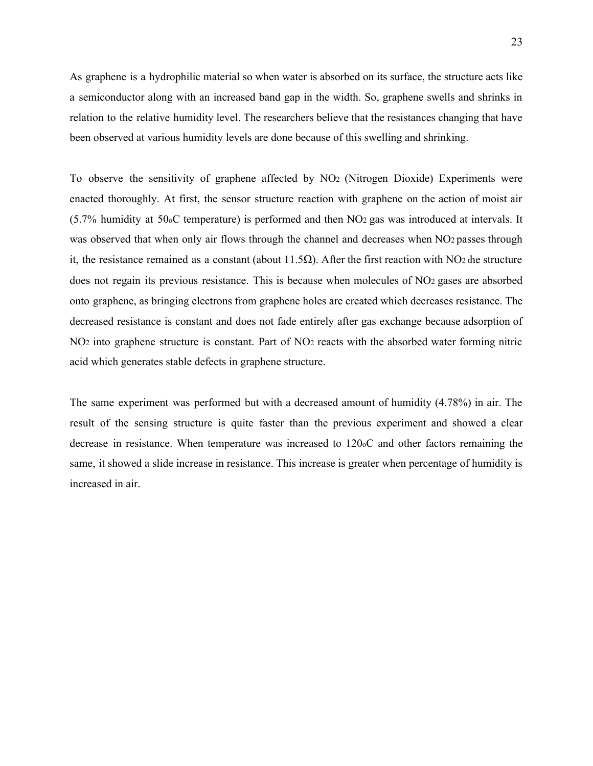As graphene is a hydrophilic material so when water is absorbed on its surface, the structure acts like a semiconductor along with an increased band gap in the width. So, graphene swells and shrinks in relation to the relative humidity level. The researchers believe that the resistances changing that have been observed at various humidity levels are done because of this swelling and shrinking.

To observe the sensitivity of graphene affected by $NO_2$ (Nitrogen Dioxide) Experiments were enacted thoroughly. At first, the sensor structure reaction with graphene on the action of moist air (5.7% humidity at 50$^{o}$C temperature) is performed and then $NO_2$ gas was introduced at intervals. It was observed that when only air flows through the channel and decreases when $NO_2$ passes through it, the resistance remained as a constant (about 11.5Ω). After the first reaction with $NO_2$ the structure does not regain its previous resistance. This is because when molecules of $NO_2$ gases are absorbed onto graphene, as bringing electrons from graphene holes are created which decreases resistance. The decreased resistance is constant and does not fade entirely after gas exchange because adsorption of $NO_2$ into graphene structure is constant. Part of $NO_2$ reacts with the absorbed water forming nitric acid which generates stable defects in graphene structure.

The same experiment was performed but with a decreased amount of humidity (4.78%) in air. The result of the sensing structure is quite faster than the previous experiment and showed a clear decrease in resistance. When temperature was increased to 120$^{o}$C and other factors remaining the same, it showed a slide increase in resistance. This increase is greater when percentage of humidity is increased in air.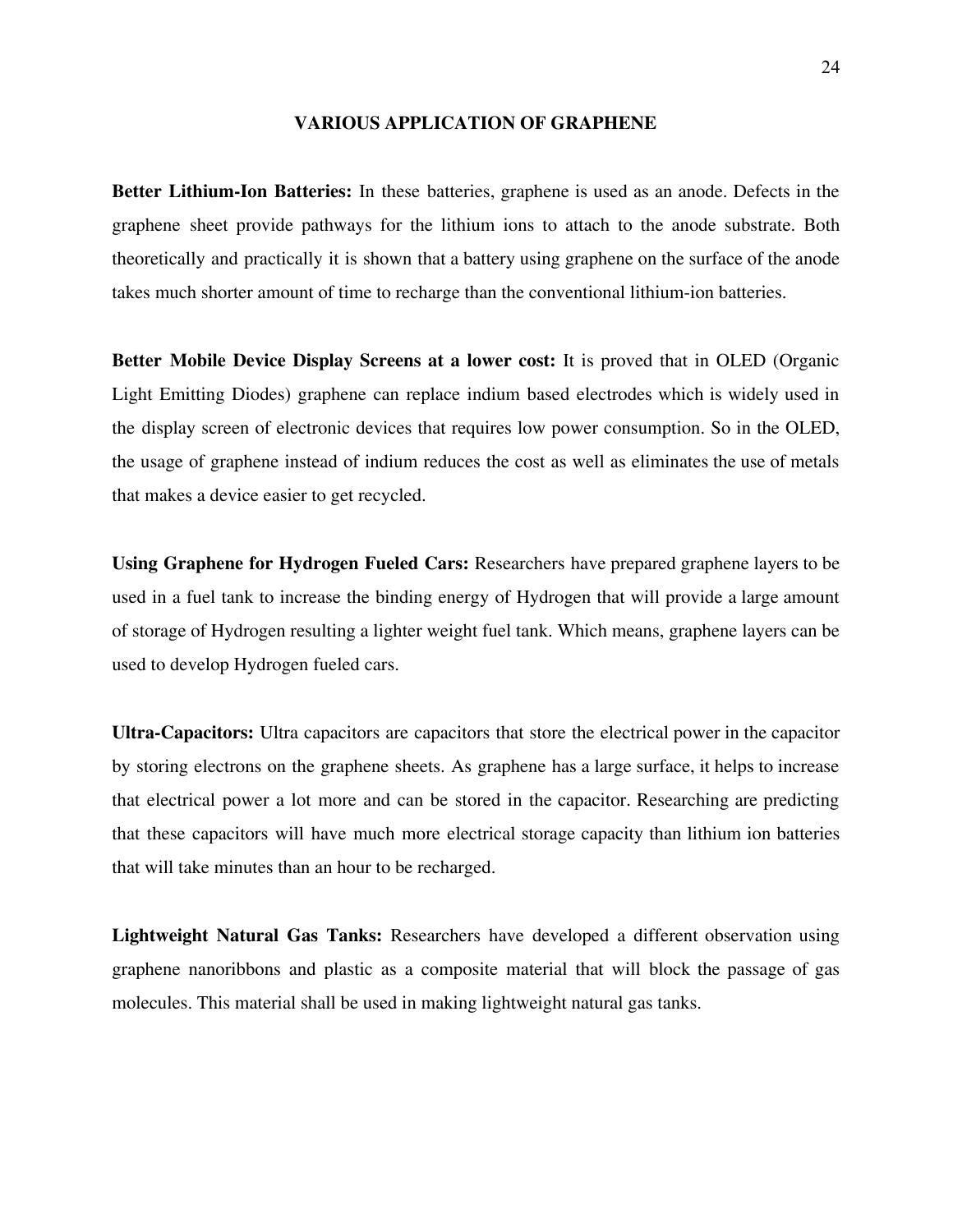## VARIOUS APPLICATION OF GRAPHENE

**Better Lithium-Ion Batteries:** In these batteries, graphene is used as an anode. Defects in the graphene sheet provide pathways for the lithium ions to attach to the anode substrate. Both theoretically and practically it is shown that a battery using graphene on the surface of the anode takes much shorter amount of time to recharge than the conventional lithium-ion batteries.

**Better Mobile Device Display Screens at a lower cost:** It is proved that in OLED (Organic Light Emitting Diodes) graphene can replace indium based electrodes which is widely used in the display screen of electronic devices that requires low power consumption. So in the OLED, the usage of graphene instead of indium reduces the cost as well as eliminates the use of metals that makes a device easier to get recycled.

**Using Graphene for Hydrogen Fueled Cars:** Researchers have prepared graphene layers to be used in a fuel tank to increase the binding energy of Hydrogen that will provide a large amount of storage of Hydrogen resulting a lighter weight fuel tank. Which means, graphene layers can be used to develop Hydrogen fueled cars.

**Ultra-Capacitors:** Ultra capacitors are capacitors that store the electrical power in the capacitor by storing electrons on the graphene sheets. As graphene has a large surface, it helps to increase that electrical power a lot more and can be stored in the capacitor. Researching are predicting that these capacitors will have much more electrical storage capacity than lithium ion batteries that will take minutes than an hour to be recharged.

**Lightweight Natural Gas Tanks:** Researchers have developed a different observation using graphene nanoribbons and plastic as a composite material that will block the passage of gas molecules. This material shall be used in making lightweight natural gas tanks.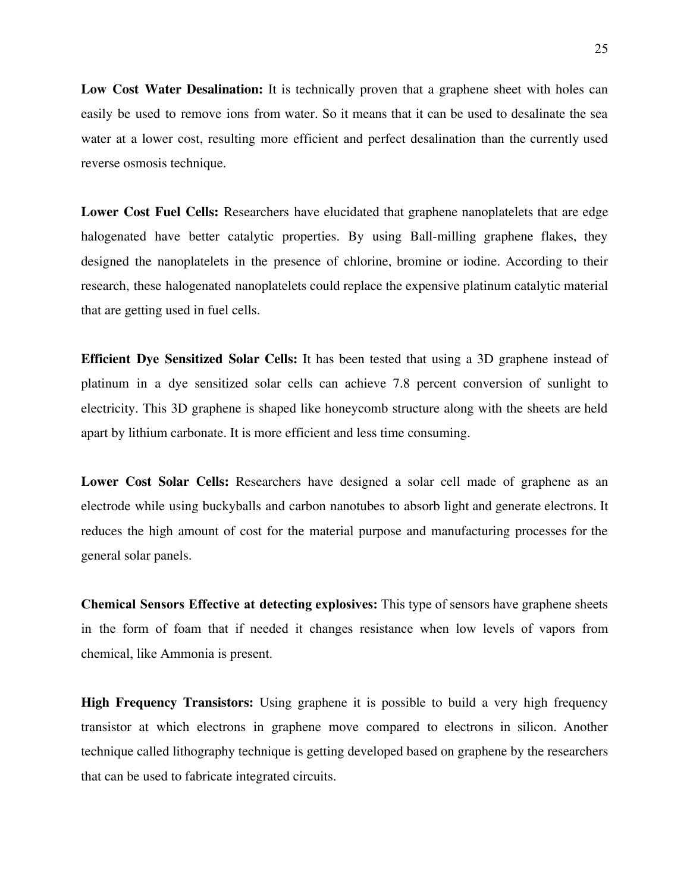**Low Cost Water Desalination:** It is technically proven that a graphene sheet with holes can easily be used to remove ions from water. So it means that it can be used to desalinate the sea water at a lower cost, resulting more efficient and perfect desalination than the currently used reverse osmosis technique.

**Lower Cost Fuel Cells:** Researchers have elucidated that graphene nanoplatelets that are edge halogenated have better catalytic properties. By using Ball-milling graphene flakes, they designed the nanoplatelets in the presence of chlorine, bromine or iodine. According to their research, these halogenated nanoplatelets could replace the expensive platinum catalytic material that are getting used in fuel cells.

**Efficient Dye Sensitized Solar Cells:** It has been tested that using a 3D graphene instead of platinum in a dye sensitized solar cells can achieve 7.8 percent conversion of sunlight to electricity. This 3D graphene is shaped like honeycomb structure along with the sheets are held apart by lithium carbonate. It is more efficient and less time consuming.

**Lower Cost Solar Cells:** Researchers have designed a solar cell made of graphene as an electrode while using buckyballs and carbon nanotubes to absorb light and generate electrons. It reduces the high amount of cost for the material purpose and manufacturing processes for the general solar panels.

**Chemical Sensors Effective at detecting explosives:** This type of sensors have graphene sheets in the form of foam that if needed it changes resistance when low levels of vapors from chemical, like Ammonia is present.

**High Frequency Transistors:** Using graphene it is possible to build a very high frequency transistor at which electrons in graphene move compared to electrons in silicon. Another technique called lithography technique is getting developed based on graphene by the researchers that can be used to fabricate integrated circuits.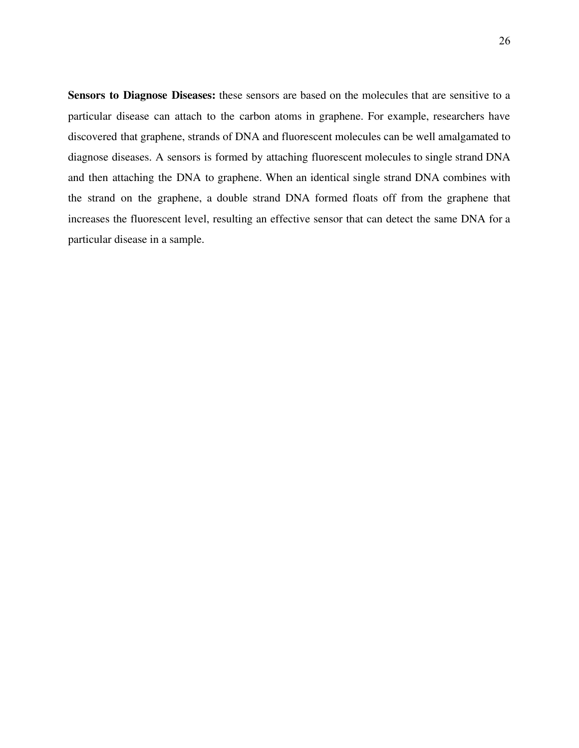**Sensors to Diagnose Diseases:** these sensors are based on the molecules that are sensitive to a particular disease can attach to the carbon atoms in graphene. For example, researchers have discovered that graphene, strands of DNA and fluorescent molecules can be well amalgamated to diagnose diseases. A sensors is formed by attaching fluorescent molecules to single strand DNA and then attaching the DNA to graphene. When an identical single strand DNA combines with the strand on the graphene, a double strand DNA formed floats off from the graphene that increases the fluorescent level, resulting an effective sensor that can detect the same DNA for a particular disease in a sample.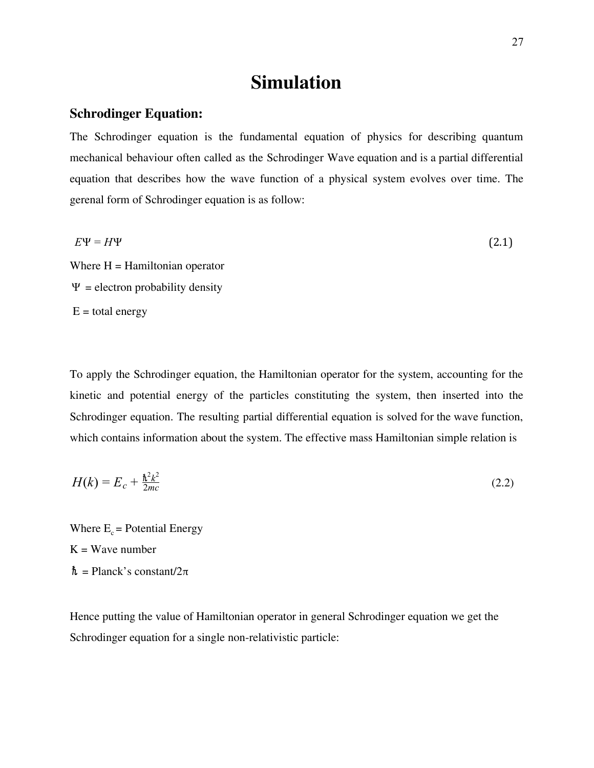# Simulation

## Schrodinger Equation:

The Schrodinger equation is the fundamental equation of physics for describing quantum mechanical behaviour often called as the Schrodinger Wave equation and is a partial differential equation that describes how the wave function of a physical system evolves over time. The gerenal form of Schrodinger equation is as follow:

$$E\Psi = H\Psi \tag{2.1}$$

Where H = Hamiltonian operator

$\Psi$ = electron probability density

E = total energy

To apply the Schrodinger equation, the Hamiltonian operator for the system, accounting for the kinetic and potential energy of the particles constituting the system, then inserted into the Schrodinger equation. The resulting partial differential equation is solved for the wave function, which contains information about the system. The effective mass Hamiltonian simple relation is

$$H(k) = E_c + \frac{\hbar^2 k^2}{2mc} \tag{2.2}$$

Where $E_c$ = Potential Energy

K = Wave number

$\hbar$ = Planck's constant/2π

Hence putting the value of Hamiltonian operator in general Schrodinger equation we get the Schrodinger equation for a single non-relativistic particle: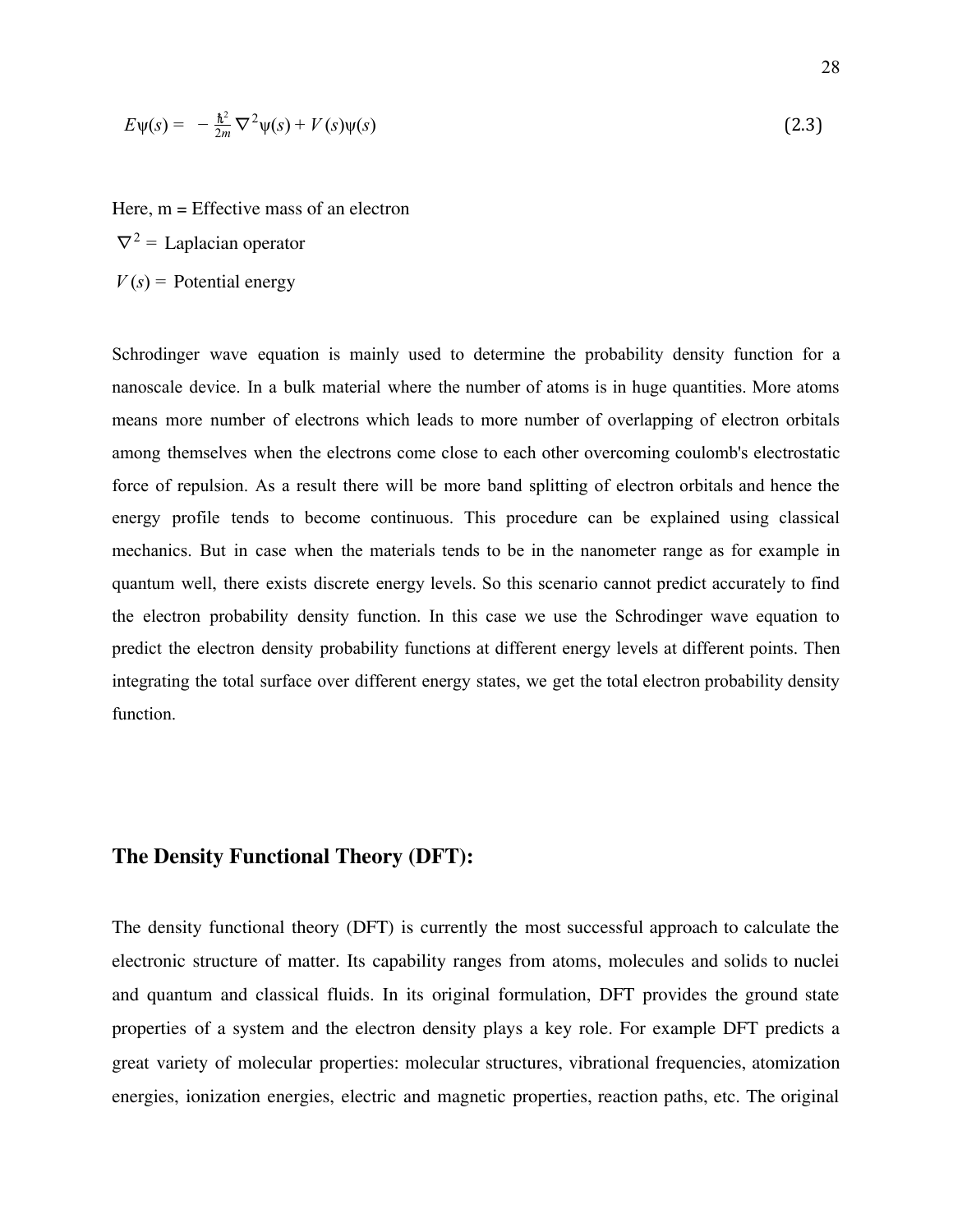$$E\psi(s) = -\frac{\hbar^2}{2m}\nabla^2\psi(s) + V(s)\psi(s) \tag{2.3}$$

Here, m = Effective mass of an electron

$\nabla^2 =$ Laplacian operator

$V(s) =$ Potential energy

Schrodinger wave equation is mainly used to determine the probability density function for a nanoscale device. In a bulk material where the number of atoms is in huge quantities. More atoms means more number of electrons which leads to more number of overlapping of electron orbitals among themselves when the electrons come close to each other overcoming coulomb's electrostatic force of repulsion. As a result there will be more band splitting of electron orbitals and hence the energy profile tends to become continuous. This procedure can be explained using classical mechanics. But in case when the materials tends to be in the nanometer range as for example in quantum well, there exists discrete energy levels. So this scenario cannot predict accurately to find the electron probability density function. In this case we use the Schrodinger wave equation to predict the electron density probability functions at different energy levels at different points. Then integrating the total surface over different energy states, we get the total electron probability density function.

## The Density Functional Theory (DFT):

The density functional theory (DFT) is currently the most successful approach to calculate the electronic structure of matter. Its capability ranges from atoms, molecules and solids to nuclei and quantum and classical fluids. In its original formulation, DFT provides the ground state properties of a system and the electron density plays a key role. For example DFT predicts a great variety of molecular properties: molecular structures, vibrational frequencies, atomization energies, ionization energies, electric and magnetic properties, reaction paths, etc. The original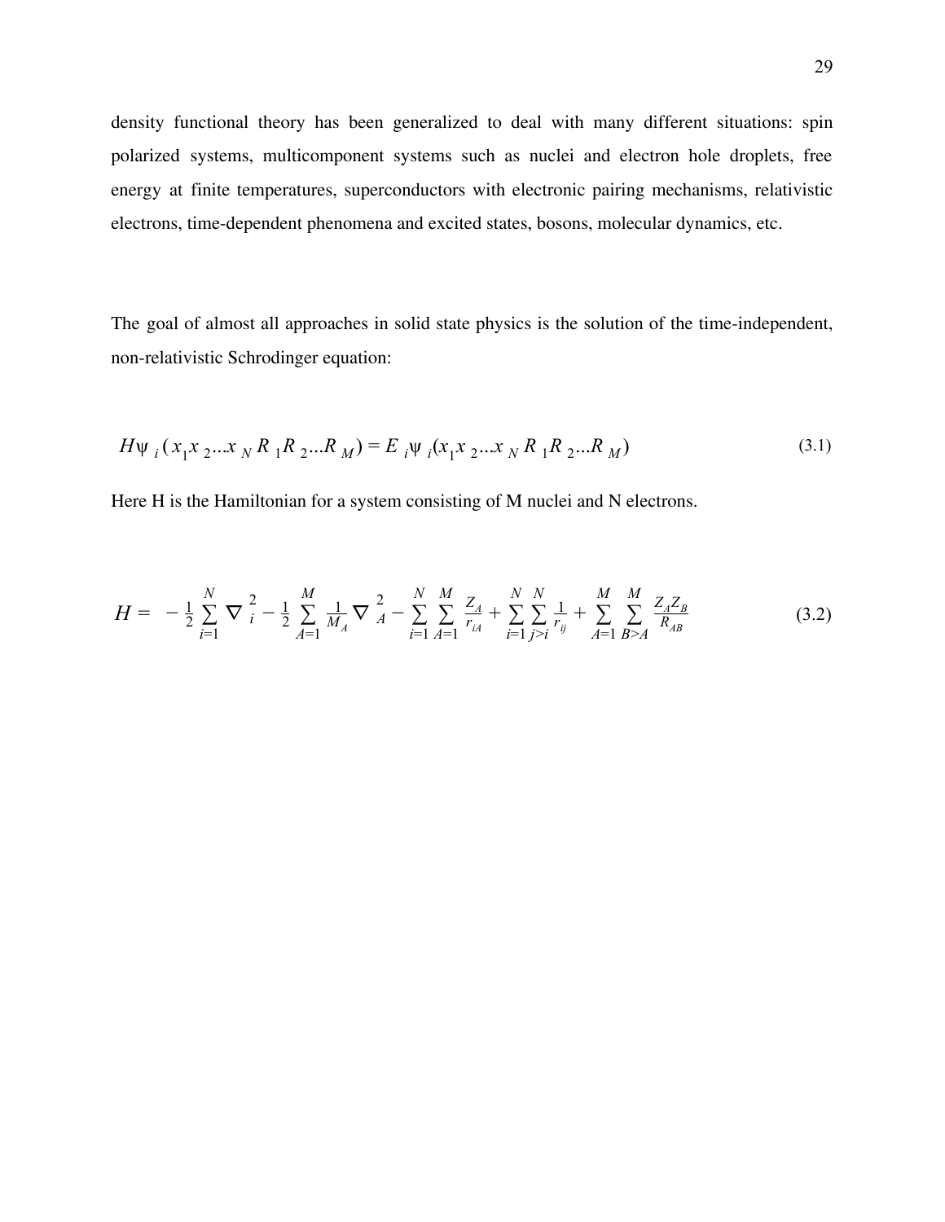density functional theory has been generalized to deal with many different situations: spin polarized systems, multicomponent systems such as nuclei and electron hole droplets, free energy at finite temperatures, superconductors with electronic pairing mechanisms, relativistic electrons, time-dependent phenomena and excited states, bosons, molecular dynamics, etc.

The goal of almost all approaches in solid state physics is the solution of the time-independent, non-relativistic Schrodinger equation:

$$H\psi_i(x_1 x_2 ... x_N R_1 R_2 ... R_M) = E_i \psi_i(x_1 x_2 ... x_N R_1 R_2 ... R_M) \tag{3.1}$$

Here H is the Hamiltonian for a system consisting of M nuclei and N electrons.

$$H = -\frac{1}{2}\sum_{i=1}^{N}\nabla_i^2 - \frac{1}{2}\sum_{A=1}^{M}\frac{1}{M_A}\nabla_A^2 - \sum_{i=1}^{N}\sum_{A=1}^{M}\frac{Z_A}{r_{iA}} + \sum_{i=1}^{N}\sum_{j>i}^{N}\frac{1}{r_{ij}} + \sum_{A=1}^{M}\sum_{B>A}^{M}\frac{Z_A Z_B}{R_{AB}} \tag{3.2}$$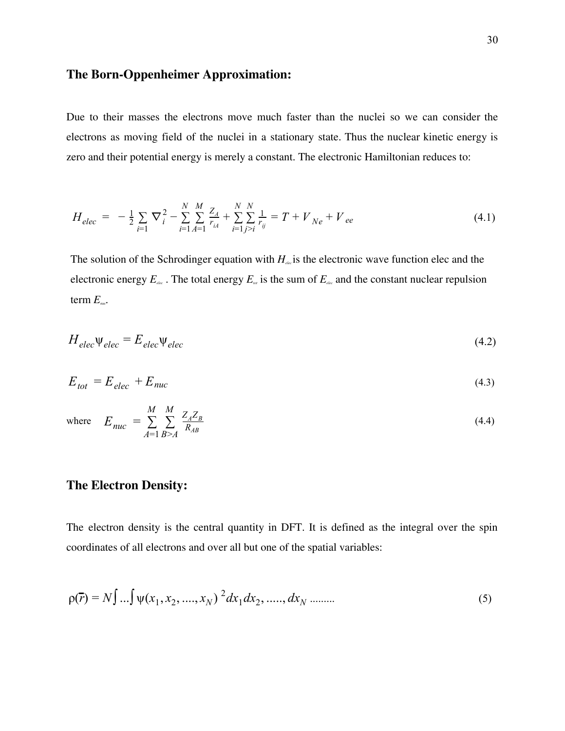## The Born-Oppenheimer Approximation:

Due to their masses the electrons move much faster than the nuclei so we can consider the electrons as moving field of the nuclei in a stationary state. Thus the nuclear kinetic energy is zero and their potential energy is merely a constant. The electronic Hamiltonian reduces to:

$$H_{elec} = -\frac{1}{2}\sum_{i=1} \nabla_i^2 - \sum_{i=1}^{N}\sum_{A=1}^{M}\frac{Z_A}{r_{iA}} + \sum_{i=1}^{N}\sum_{j>i}^{N}\frac{1}{r_{ij}} = T + V_{Ne} + V_{ee} \tag{4.1}$$

The solution of the Schrodinger equation with $H_{elec}$ is the electronic wave function elec and the electronic energy $E_{elec}$ . The total energy $E_{tot}$ is the sum of $E_{elec}$ and the constant nuclear repulsion term $E_{nuc}$.

$$H_{elec}\psi_{elec} = E_{elec}\psi_{elec} \tag{4.2}$$

$$E_{tot} = E_{elec} + E_{nuc} \tag{4.3}$$

where $$E_{nuc} = \sum_{A=1}^{M}\sum_{B>A}^{M}\frac{Z_A Z_B}{R_{AB}} \tag{4.4}$$

## The Electron Density:

The electron density is the central quantity in DFT. It is defined as the integral over the spin coordinates of all electrons and over all but one of the spatial variables:

$$\rho(\bar{r}) = N\int ...\int \psi(x_1, x_2, ...., x_N)^2 dx_1 dx_2, ....., dx_N \; ......... \tag{5}$$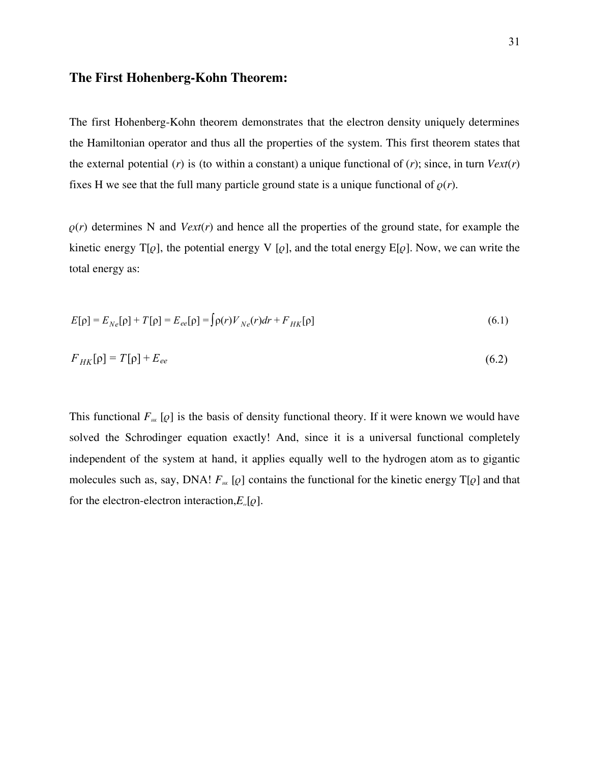## The First Hohenberg-Kohn Theorem:

The first Hohenberg-Kohn theorem demonstrates that the electron density uniquely determines the Hamiltonian operator and thus all the properties of the system. This first theorem states that the external potential ($r$) is (to within a constant) a unique functional of ($r$); since, in turn $V_{ext}(r)$ fixes H we see that the full many particle ground state is a unique functional of $\varrho(r)$.

$\varrho(r)$ determines N and $V_{ext}(r)$ and hence all the properties of the ground state, for example the kinetic energy T[$\varrho$], the potential energy V [$\varrho$], and the total energy E[$\varrho$]. Now, we can write the total energy as:

$$E[\rho] = E_{Ne}[\rho] + T[\rho] = E_{ee}[\rho] = \int \rho(r)V_{Ne}(r)dr + F_{HK}[\rho] \tag{6.1}$$

$$F_{HK}[\rho] = T[\rho] + E_{ee} \tag{6.2}$$

This functional $F_{HK}$ [$\varrho$] is the basis of density functional theory. If it were known we would have solved the Schrodinger equation exactly! And, since it is a universal functional completely independent of the system at hand, it applies equally well to the hydrogen atom as to gigantic molecules such as, say, DNA! $F_{HK}$ [$\varrho$] contains the functional for the kinetic energy T[$\varrho$] and that for the electron-electron interaction,$E_{ee}[\varrho]$.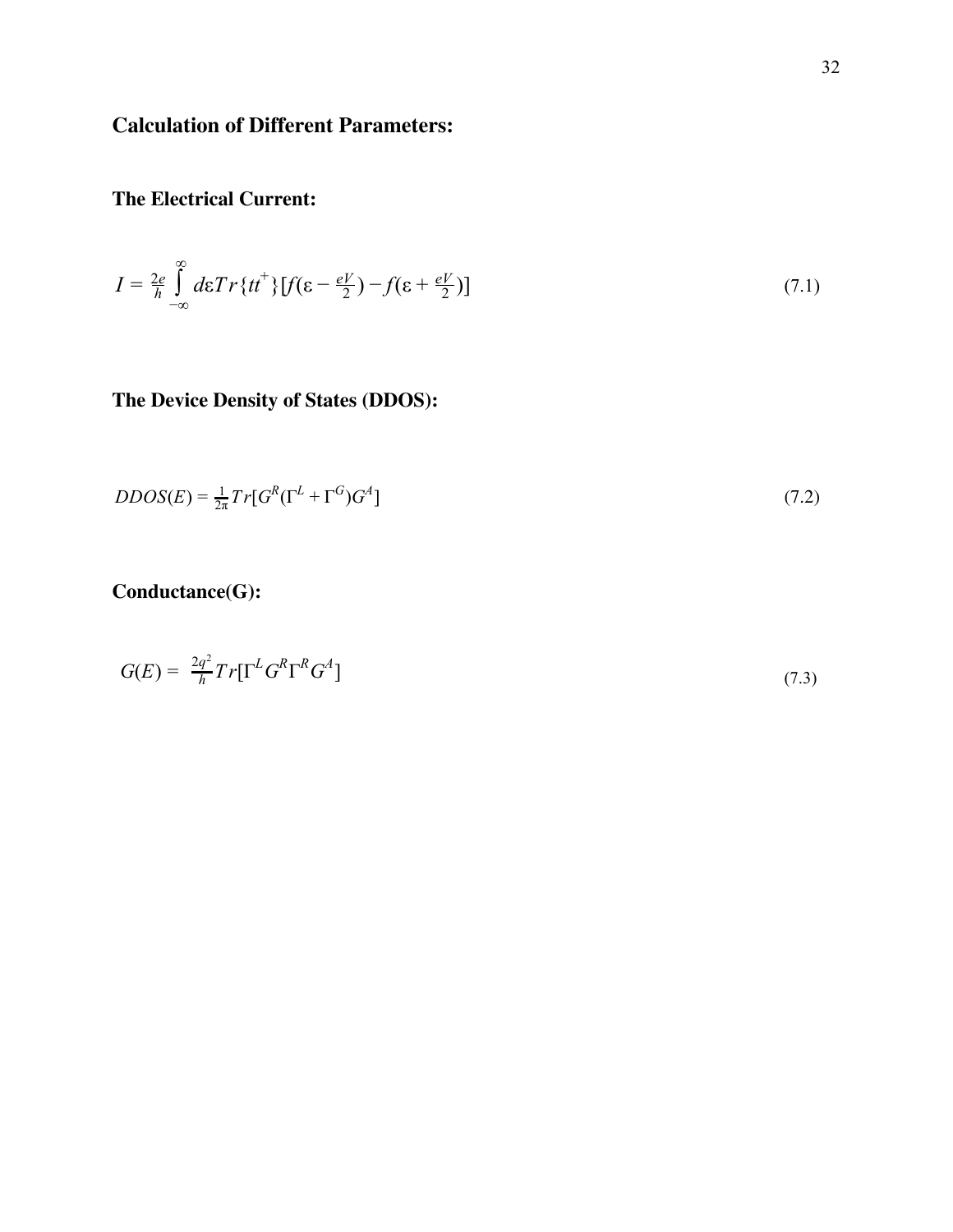## Calculation of Different Parameters:

### The Electrical Current:

$$I = \frac{2e}{h} \int_{-\infty}^{\infty} d\varepsilon Tr\{tt^{+}\}[f(\varepsilon - \tfrac{eV}{2}) - f(\varepsilon + \tfrac{eV}{2})] \tag{7.1}$$

### The Device Density of States (DDOS):

$$DDOS(E) = \frac{1}{2\pi} Tr[G^{R}(\Gamma^{L} + \Gamma^{G})G^{A}] \tag{7.2}$$

### Conductance(G):

$$G(E) = \frac{2q^{2}}{h} Tr[\Gamma^{L} G^{R} \Gamma^{R} G^{A}] \tag{7.3}$$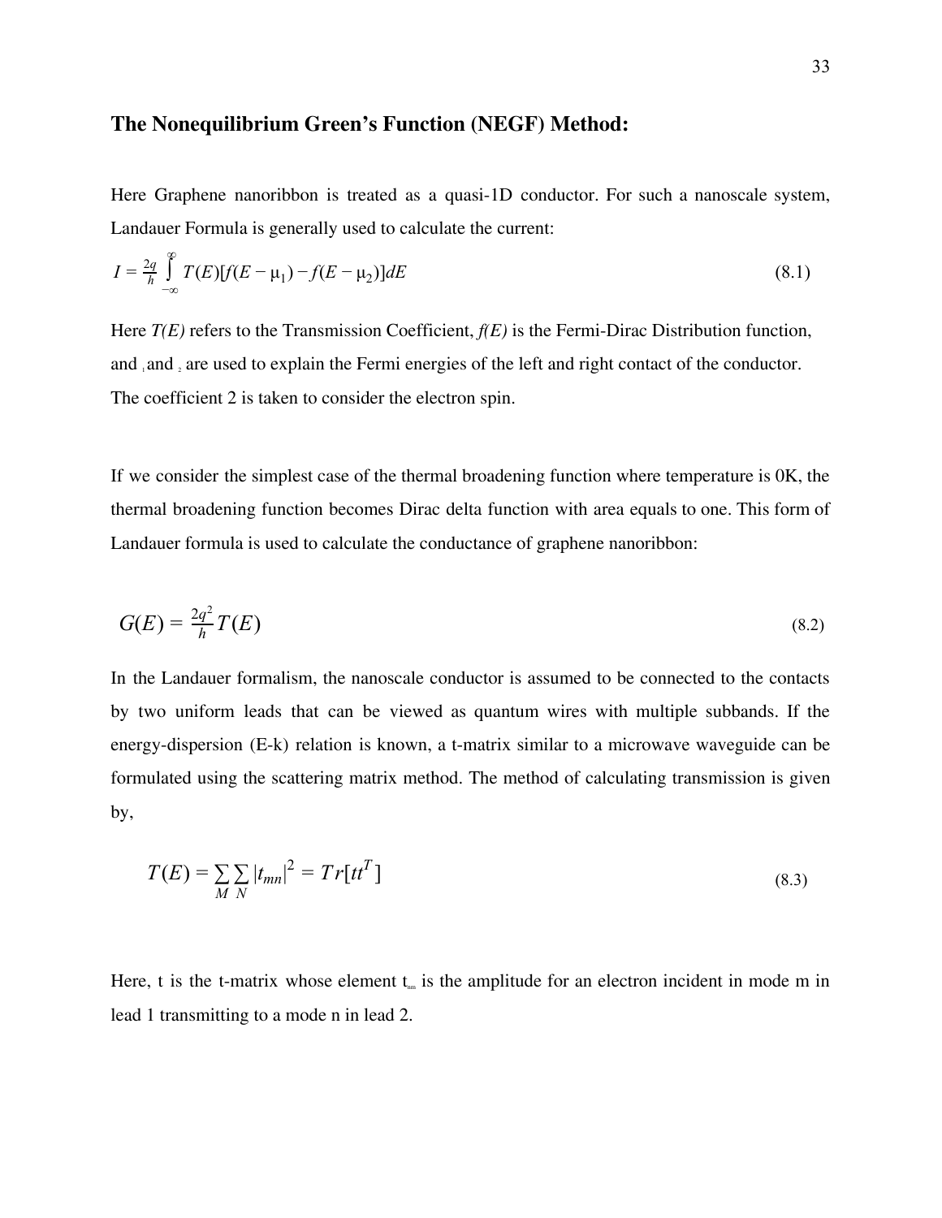## The Nonequilibrium Green's Function (NEGF) Method:

Here Graphene nanoribbon is treated as a quasi-1D conductor. For such a nanoscale system, Landauer Formula is generally used to calculate the current:

$$I = \frac{2q}{h} \int_{-\infty}^{\infty} T(E)[f(E - \mu_1) - f(E - \mu_2)]dE \tag{8.1}$$

Here *T(E)* refers to the Transmission Coefficient, *f(E)* is the Fermi-Dirac Distribution function, and $_1$ and $_2$ are used to explain the Fermi energies of the left and right contact of the conductor. The coefficient 2 is taken to consider the electron spin.

If we consider the simplest case of the thermal broadening function where temperature is 0K, the thermal broadening function becomes Dirac delta function with area equals to one. This form of Landauer formula is used to calculate the conductance of graphene nanoribbon:

$$G(E) = \frac{2q^2}{h} T(E) \tag{8.2}$$

In the Landauer formalism, the nanoscale conductor is assumed to be connected to the contacts by two uniform leads that can be viewed as quantum wires with multiple subbands. If the energy-dispersion (E-k) relation is known, a t-matrix similar to a microwave waveguide can be formulated using the scattering matrix method. The method of calculating transmission is given by,

$$T(E) = \sum_{M} \sum_{N} |t_{mn}|^2 = Tr[tt^T] \tag{8.3}$$

Here, t is the t-matrix whose element $t_{nm}$ is the amplitude for an electron incident in mode m in lead 1 transmitting to a mode n in lead 2.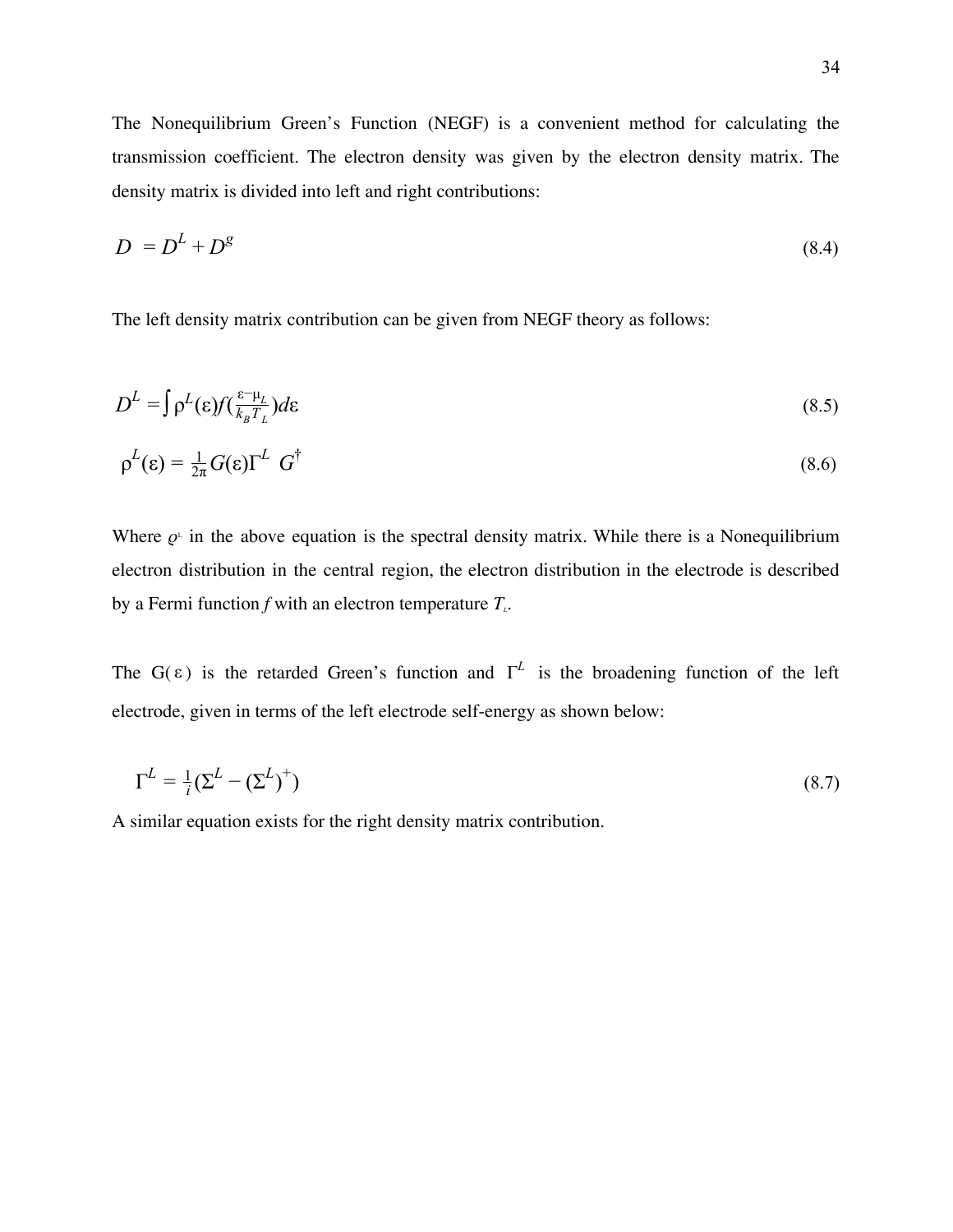The Nonequilibrium Green's Function (NEGF) is a convenient method for calculating the transmission coefficient. The electron density was given by the electron density matrix. The density matrix is divided into left and right contributions:

$$D = D^L + D^g \tag{8.4}$$

The left density matrix contribution can be given from NEGF theory as follows:

$$D^L = \int \rho^L(\varepsilon) f(\tfrac{\varepsilon - \mu_L}{k_B T_L}) d\varepsilon \tag{8.5}$$

$$\rho^L(\varepsilon) = \tfrac{1}{2\pi} G(\varepsilon) \Gamma^L \ G^{\dagger} \tag{8.6}$$

Where $\rho^L$ in the above equation is the spectral density matrix. While there is a Nonequilibrium electron distribution in the central region, the electron distribution in the electrode is described by a Fermi function *f* with an electron temperature $T_L$.

The $G(\varepsilon)$ is the retarded Green's function and $\Gamma^L$ is the broadening function of the left electrode, given in terms of the left electrode self-energy as shown below:

$$\Gamma^L = \tfrac{1}{i}(\Sigma^L - (\Sigma^L)^+) \tag{8.7}$$

A similar equation exists for the right density matrix contribution.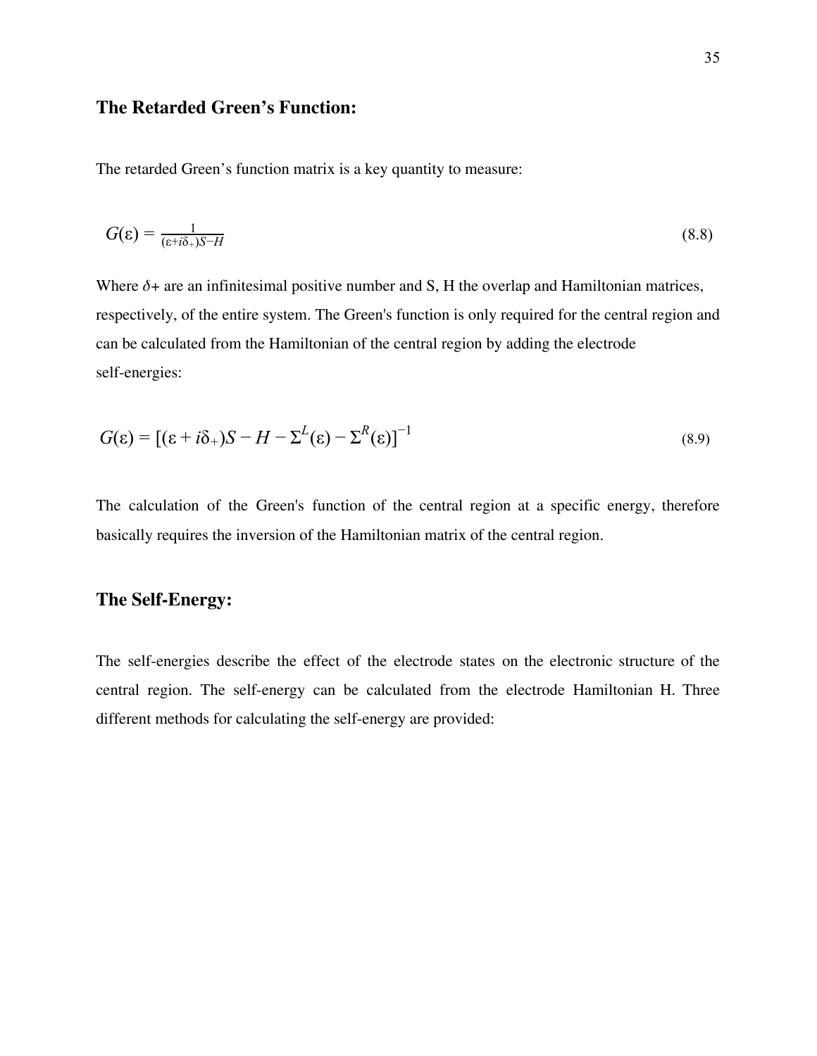## The Retarded Green's Function:

The retarded Green's function matrix is a key quantity to measure:

$$G(\varepsilon) = \frac{1}{(\varepsilon + i\delta_+)S - H} \tag{8.8}$$

Where $\delta +$ are an infinitesimal positive number and S, H the overlap and Hamiltonian matrices, respectively, of the entire system. The Green's function is only required for the central region and can be calculated from the Hamiltonian of the central region by adding the electrode self-energies:

$$G(\varepsilon) = [(\varepsilon + i\delta_+)S - H - \Sigma^L(\varepsilon) - \Sigma^R(\varepsilon)]^{-1} \tag{8.9}$$

The calculation of the Green's function of the central region at a specific energy, therefore basically requires the inversion of the Hamiltonian matrix of the central region.

## The Self-Energy:

The self-energies describe the effect of the electrode states on the electronic structure of the central region. The self-energy can be calculated from the electrode Hamiltonian H. Three different methods for calculating the self-energy are provided: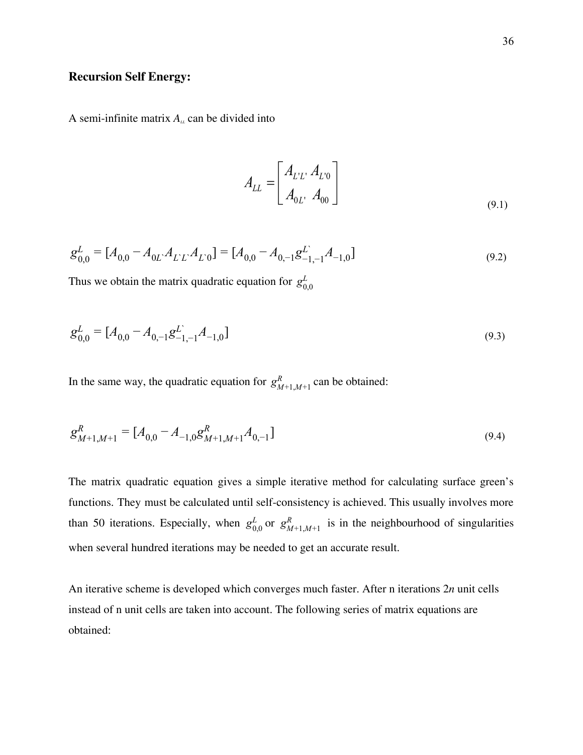**Recursion Self Energy:**

A semi-infinite matrix $A_{LL}$ can be divided into

$$A_{LL} = \begin{bmatrix} A_{L'L'} \, A_{L'0} \\ A_{0L'} \;\; A_{00} \end{bmatrix} \tag{9.1}$$

$$g_{0,0}^{L} = [A_{0,0} - A_{0L'} A_{L'L'} A_{L'0}] = [A_{0,0} - A_{0,-1} g_{-1,-1}^{L'} A_{-1,0}] \tag{9.2}$$

Thus we obtain the matrix quadratic equation for $g_{0,0}^{L}$

$$g_{0,0}^{L} = [A_{0,0} - A_{0,-1} g_{-1,-1}^{L'} A_{-1,0}] \tag{9.3}$$

In the same way, the quadratic equation for $g_{M+1,M+1}^{R}$ can be obtained:

$$g_{M+1,M+1}^{R} = [A_{0,0} - A_{-1,0} g_{M+1,M+1}^{R} A_{0,-1}] \tag{9.4}$$

The matrix quadratic equation gives a simple iterative method for calculating surface green's functions. They must be calculated until self-consistency is achieved. This usually involves more than 50 iterations. Especially, when $g_{0,0}^{L}$ or $g_{M+1,M+1}^{R}$ is in the neighbourhood of singularities when several hundred iterations may be needed to get an accurate result.

An iterative scheme is developed which converges much faster. After n iterations $2n$ unit cells instead of n unit cells are taken into account. The following series of matrix equations are obtained: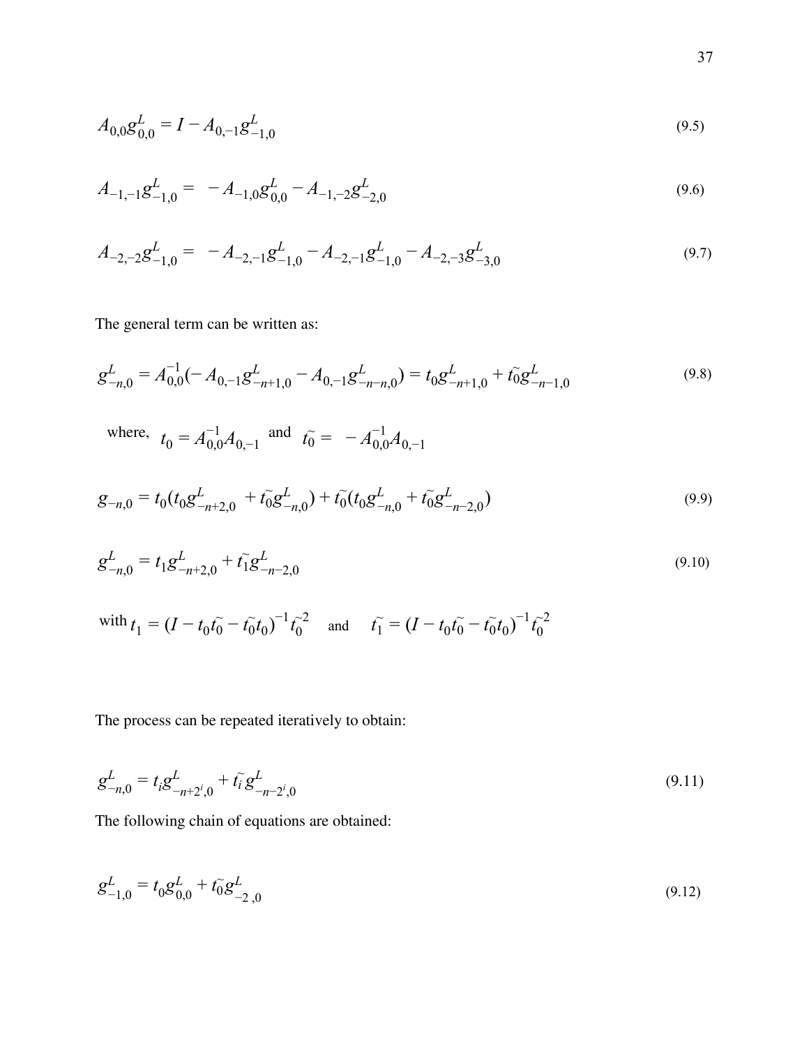$$A_{0,0}g^L_{0,0} = I - A_{0,-1}g^L_{-1,0} \tag{9.5}$$

$$A_{-1,-1}g^L_{-1,0} = \; -A_{-1,0}g^L_{0,0} - A_{-1,-2}g^L_{-2,0} \tag{9.6}$$

$$A_{-2,-2}g^L_{-1,0} = \; -A_{-2,-1}g^L_{-1,0} - A_{-2,-1}g^L_{-1,0} - A_{-2,-3}g^L_{-3,0} \tag{9.7}$$

The general term can be written as:

$$g^L_{-n,0} = A^{-1}_{0,0}(-A_{0,-1}g^L_{-n+1,0} - A_{0,-1}g^L_{-n-n,0}) = t_0 g^L_{-n+1,0} + \tilde{t_0}g^L_{-n-1,0} \tag{9.8}$$

where, $t_0 = A^{-1}_{0,0}A_{0,-1}$ and $\tilde{t_0} = \; -A^{-1}_{0,0}A_{0,-1}$

$$g_{-n,0} = t_0(t_0 g^L_{-n+2,0} \; + \tilde{t_0}g^L_{-n,0}) + \tilde{t_0}(t_0 g^L_{-n,0} + \tilde{t_0}g^L_{-n-2,0}) \tag{9.9}$$

$$g^L_{-n,0} = t_1 g^L_{-n+2,0} + \tilde{t_1}g^L_{-n-2,0} \tag{9.10}$$

with $t_1 = (I - t_0\tilde{t_0} - \tilde{t_0}t_0)^{-1}\tilde{t_0}^2$ and $\tilde{t_1} = (I - t_0\tilde{t_0} - \tilde{t_0}t_0)^{-1}\tilde{t_0}^2$

The process can be repeated iteratively to obtain:

$$g^L_{-n,0} = t_i g^L_{-n+2^i,0} + \tilde{t_i}\, g^L_{-n-2^i,0} \tag{9.11}$$

The following chain of equations are obtained:

$$g^L_{-1,0} = t_0 g^L_{0,0} + \tilde{t_0}g^L_{-2\,,0} \tag{9.12}$$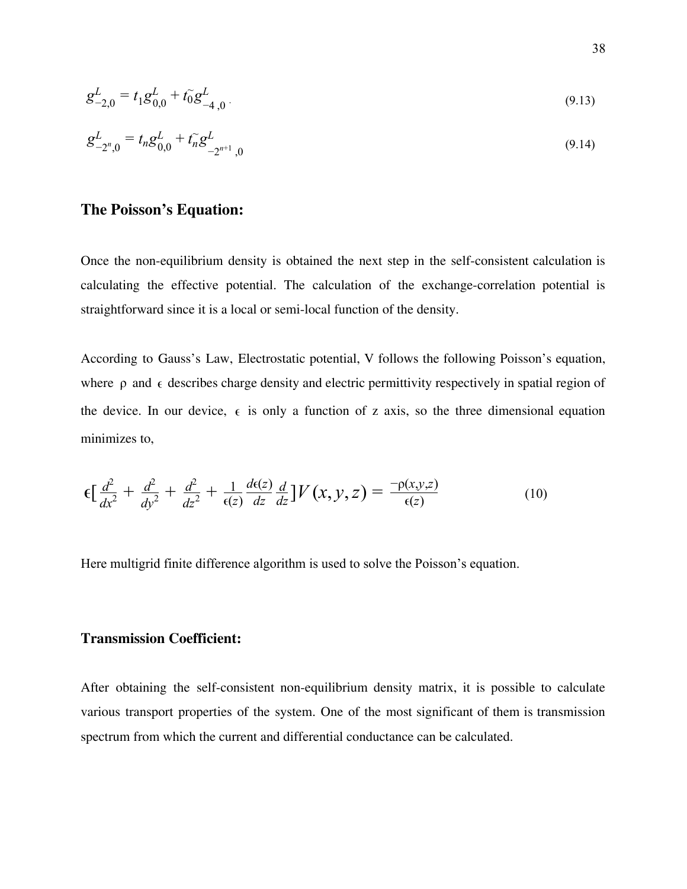$$g^L_{-2,0} = t_1 g^L_{0,0} + \tilde{t_0} g^L_{-4\,,0}\,. \tag{9.13}$$

$$g^L_{-2^n,0} = t_n g^L_{0,0} + \tilde{t_n} g^L_{-2^{n+1}\,,0} \tag{9.14}$$

## The Poisson's Equation:

Once the non-equilibrium density is obtained the next step in the self-consistent calculation is calculating the effective potential. The calculation of the exchange-correlation potential is straightforward since it is a local or semi-local function of the density.

According to Gauss's Law, Electrostatic potential, V follows the following Poisson's equation, where $\rho$ and $\epsilon$ describes charge density and electric permittivity respectively in spatial region of the device. In our device, $\epsilon$ is only a function of z axis, so the three dimensional equation minimizes to,

$$\epsilon\left[\frac{d^2}{dx^2} + \frac{d^2}{dy^2} + \frac{d^2}{dz^2} + \frac{1}{\epsilon(z)}\frac{d\epsilon(z)}{dz}\frac{d}{dz}\right]V(x,y,z) = \frac{-\rho(x,y,z)}{\epsilon(z)} \tag{10}$$

Here multigrid finite difference algorithm is used to solve the Poisson's equation.

## Transmission Coefficient:

After obtaining the self-consistent non-equilibrium density matrix, it is possible to calculate various transport properties of the system. One of the most significant of them is transmission spectrum from which the current and differential conductance can be calculated.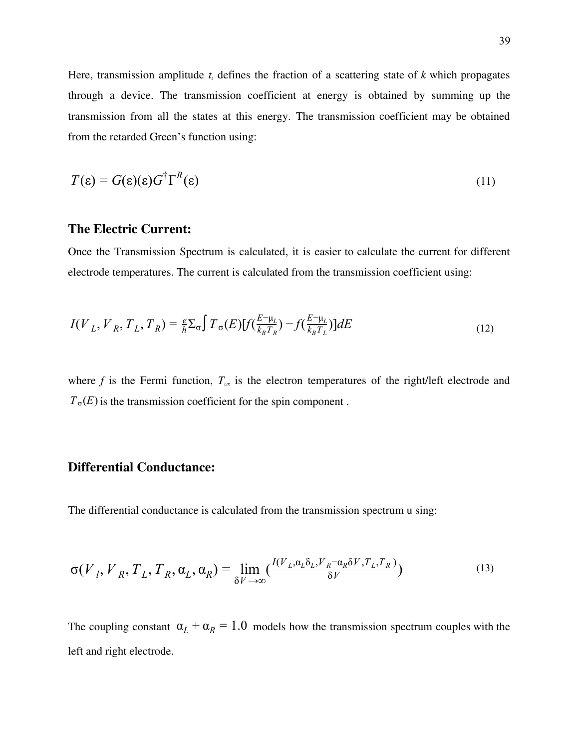Here, transmission amplitude $t_k$ defines the fraction of a scattering state of *k* which propagates through a device. The transmission coefficient at energy is obtained by summing up the transmission from all the states at this energy. The transmission coefficient may be obtained from the retarded Green's function using:

$$T(\varepsilon) = G(\varepsilon)(\varepsilon)G^{\dagger}\Gamma^{R}(\varepsilon) \qquad (11)$$

### The Electric Current:

Once the Transmission Spectrum is calculated, it is easier to calculate the current for different electrode temperatures. The current is calculated from the transmission coefficient using:

$$I(V_L, V_R, T_L, T_R) = \frac{e}{h}\Sigma_{\sigma}\int T_{\sigma}(E)[f(\frac{E-\mu_L}{k_B T_R}) - f(\frac{E-\mu_L}{k_B T_L})]dE \qquad (12)$$

where *f* is the Fermi function, $T_{L/R}$ is the electron temperatures of the right/left electrode and $T_{\sigma}(E)$ is the transmission coefficient for the spin component .

### Differential Conductance:

The differential conductance is calculated from the transmission spectrum u sing:

$$\sigma(V_l, V_R, T_L, T_R, \alpha_L, \alpha_R) = \lim_{\delta V \to \infty}(\frac{I(V_L, \alpha_L\delta_L, V_R - \alpha_R\delta V, T_L, T_R)}{\delta V}) \qquad (13)$$

The coupling constant $\alpha_L + \alpha_R = 1.0$ models how the transmission spectrum couples with the left and right electrode.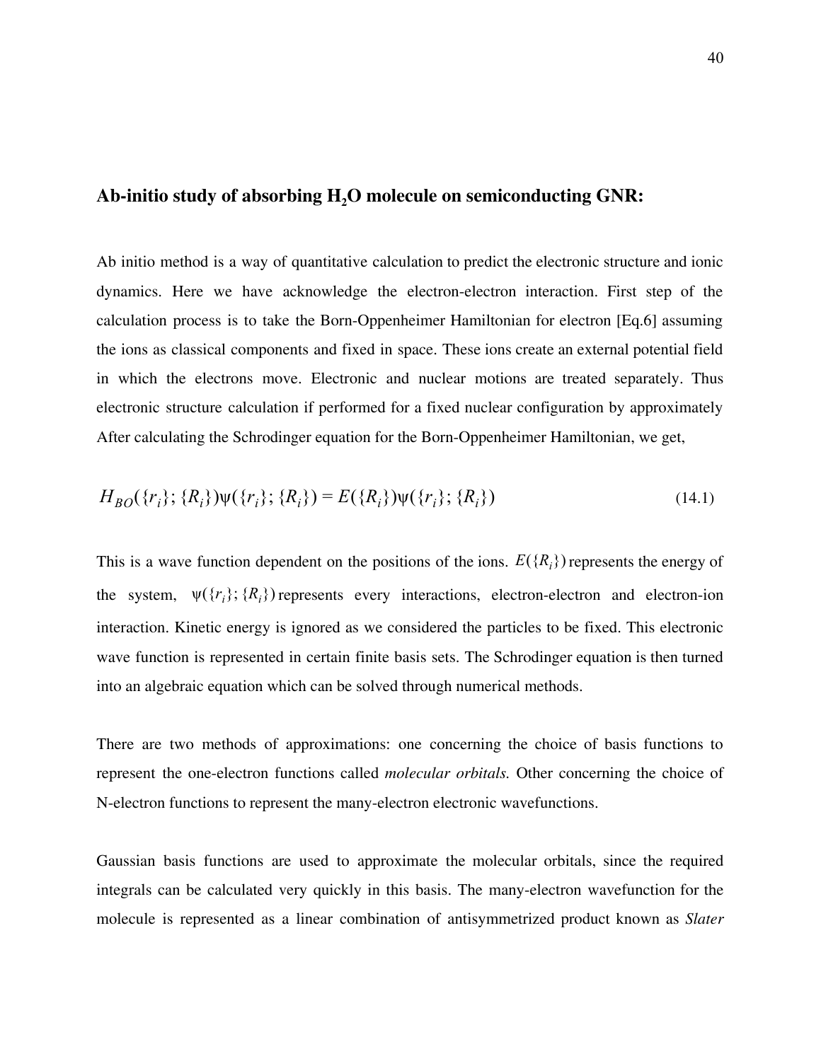## Ab-initio study of absorbing $H_2O$ molecule on semiconducting GNR:

Ab initio method is a way of quantitative calculation to predict the electronic structure and ionic dynamics. Here we have acknowledge the electron-electron interaction. First step of the calculation process is to take the Born-Oppenheimer Hamiltonian for electron [Eq.6] assuming the ions as classical components and fixed in space. These ions create an external potential field in which the electrons move. Electronic and nuclear motions are treated separately. Thus electronic structure calculation if performed for a fixed nuclear configuration by approximately After calculating the Schrodinger equation for the Born-Oppenheimer Hamiltonian, we get,

$$H_{BO}(\{r_i\};\{R_i\})\psi(\{r_i\};\{R_i\}) = E(\{R_i\})\psi(\{r_i\};\{R_i\}) \tag{14.1}$$

This is a wave function dependent on the positions of the ions. $E(\{R_i\})$ represents the energy of the system, $\psi(\{r_i\};\{R_i\})$ represents every interactions, electron-electron and electron-ion interaction. Kinetic energy is ignored as we considered the particles to be fixed. This electronic wave function is represented in certain finite basis sets. The Schrodinger equation is then turned into an algebraic equation which can be solved through numerical methods.

There are two methods of approximations: one concerning the choice of basis functions to represent the one-electron functions called *molecular orbitals.* Other concerning the choice of N-electron functions to represent the many-electron electronic wavefunctions.

Gaussian basis functions are used to approximate the molecular orbitals, since the required integrals can be calculated very quickly in this basis. The many-electron wavefunction for the molecule is represented as a linear combination of antisymmetrized product known as *Slater*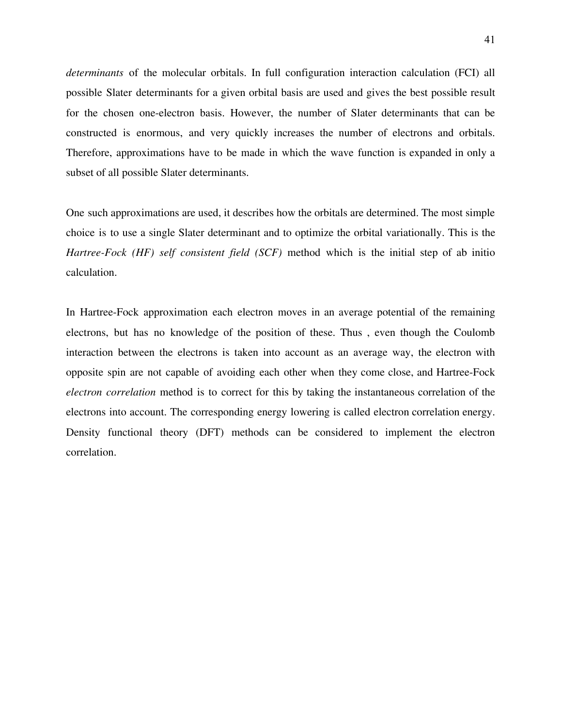*determinants* of the molecular orbitals. In full configuration interaction calculation (FCI) all possible Slater determinants for a given orbital basis are used and gives the best possible result for the chosen one-electron basis. However, the number of Slater determinants that can be constructed is enormous, and very quickly increases the number of electrons and orbitals. Therefore, approximations have to be made in which the wave function is expanded in only a subset of all possible Slater determinants.

One such approximations are used, it describes how the orbitals are determined. The most simple choice is to use a single Slater determinant and to optimize the orbital variationally. This is the *Hartree-Fock (HF) self consistent field (SCF)* method which is the initial step of ab initio calculation.

In Hartree-Fock approximation each electron moves in an average potential of the remaining electrons, but has no knowledge of the position of these. Thus , even though the Coulomb interaction between the electrons is taken into account as an average way, the electron with opposite spin are not capable of avoiding each other when they come close, and Hartree-Fock *electron correlation* method is to correct for this by taking the instantaneous correlation of the electrons into account. The corresponding energy lowering is called electron correlation energy. Density functional theory (DFT) methods can be considered to implement the electron correlation.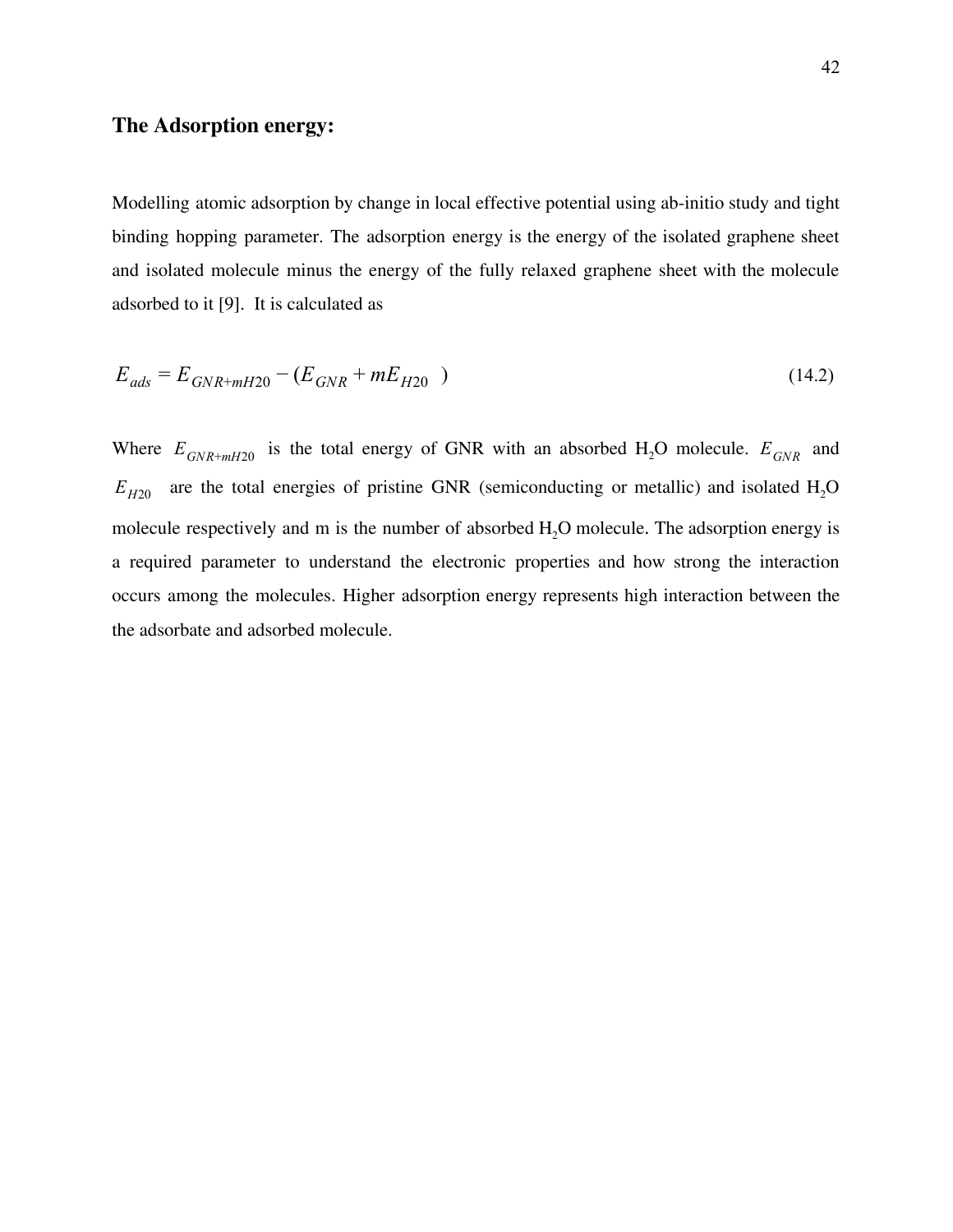## The Adsorption energy:

Modelling atomic adsorption by change in local effective potential using ab-initio study and tight binding hopping parameter. The adsorption energy is the energy of the isolated graphene sheet and isolated molecule minus the energy of the fully relaxed graphene sheet with the molecule adsorbed to it [9]. It is calculated as

$$E_{ads} = E_{GNR+mH20} - (E_{GNR} + mE_{H20}) \tag{14.2}$$

Where $E_{GNR+mH20}$ is the total energy of GNR with an absorbed $H_2O$ molecule. $E_{GNR}$ and $E_{H20}$ are the total energies of pristine GNR (semiconducting or metallic) and isolated $H_2O$ molecule respectively and m is the number of absorbed $H_2O$ molecule. The adsorption energy is a required parameter to understand the electronic properties and how strong the interaction occurs among the molecules. Higher adsorption energy represents high interaction between the the adsorbate and adsorbed molecule.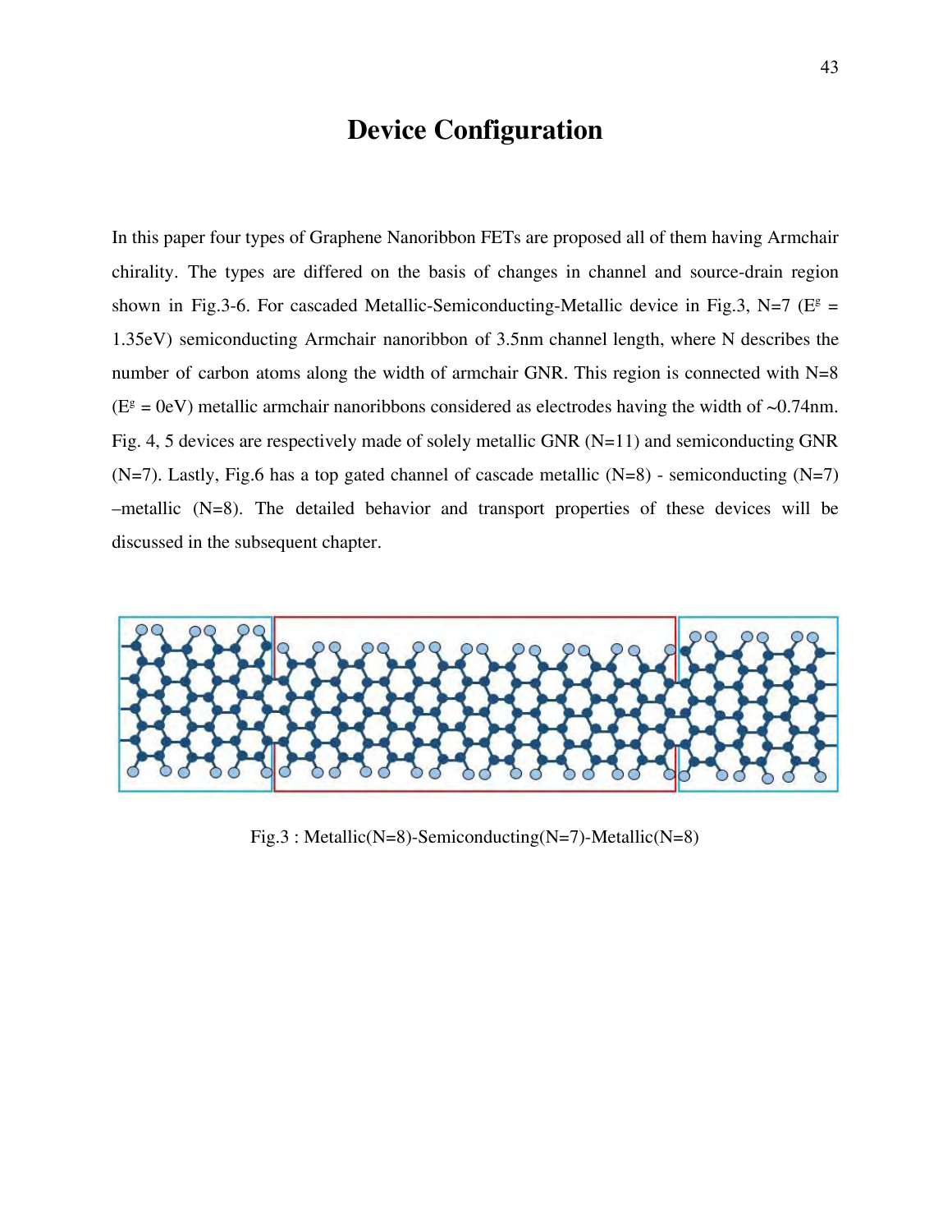# Device Configuration

In this paper four types of Graphene Nanoribbon FETs are proposed all of them having Armchair chirality. The types are differed on the basis of changes in channel and source-drain region shown in Fig.3-6. For cascaded Metallic-Semiconducting-Metallic device in Fig.3, N=7 ($E^g$ = 1.35eV) semiconducting Armchair nanoribbon of 3.5nm channel length, where N describes the number of carbon atoms along the width of armchair GNR. This region is connected with N=8 ($E^g$ = 0eV) metallic armchair nanoribbons considered as electrodes having the width of ~0.74nm. Fig. 4, 5 devices are respectively made of solely metallic GNR (N=11) and semiconducting GNR (N=7). Lastly, Fig.6 has a top gated channel of cascade metallic (N=8) - semiconducting (N=7) –metallic (N=8). The detailed behavior and transport properties of these devices will be discussed in the subsequent chapter.

Fig.3 : Metallic(N=8)-Semiconducting(N=7)-Metallic(N=8)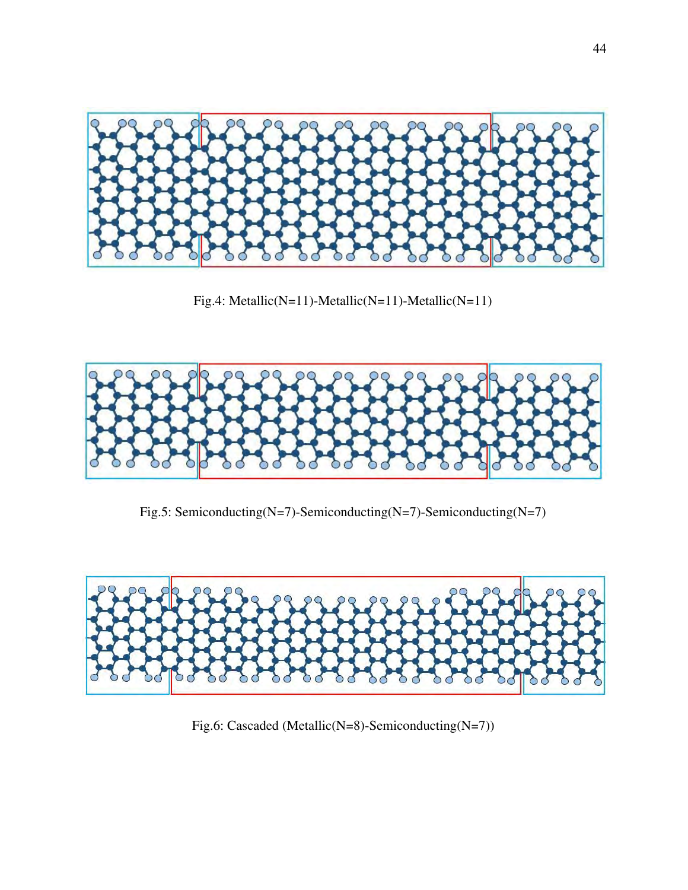Fig.4: Metallic(N=11)-Metallic(N=11)-Metallic(N=11)

Fig.5: Semiconducting(N=7)-Semiconducting(N=7)-Semiconducting(N=7)

Fig.6: Cascaded (Metallic(N=8)-Semiconducting(N=7))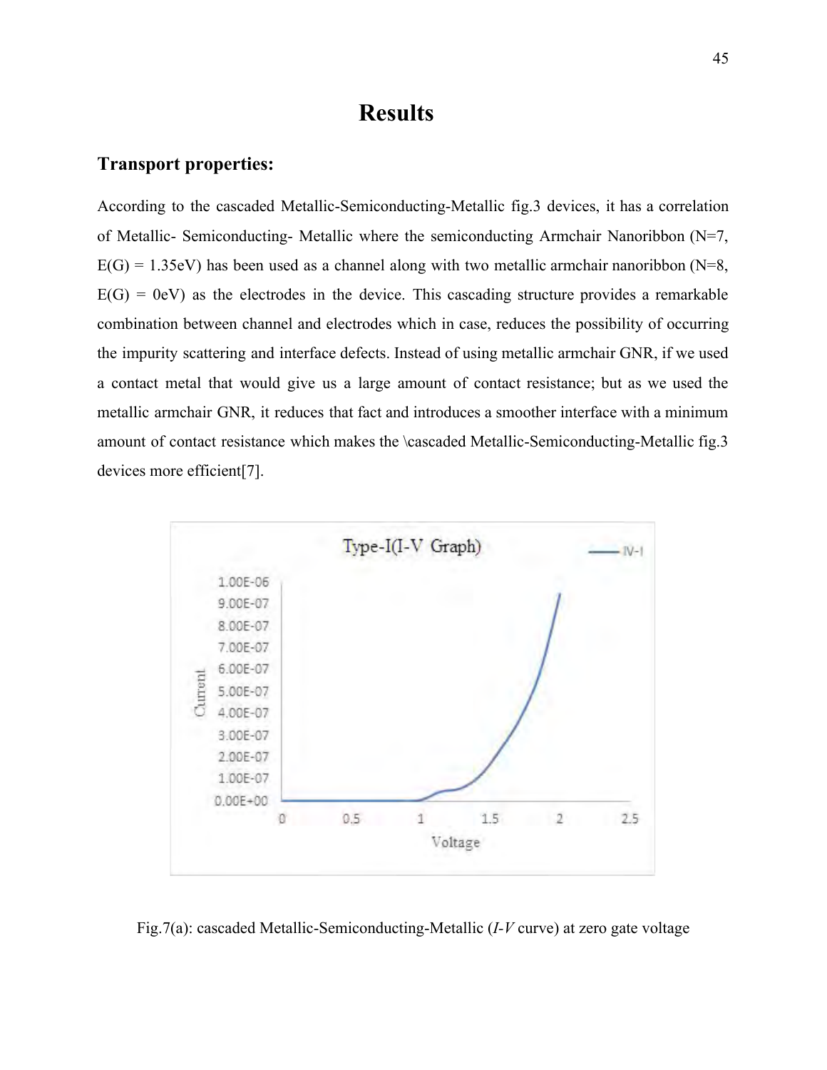# Results

## Transport properties:

According to the cascaded Metallic-Semiconducting-Metallic fig.3 devices, it has a correlation of Metallic- Semiconducting- Metallic where the semiconducting Armchair Nanoribbon (N=7, E(G) = 1.35eV) has been used as a channel along with two metallic armchair nanoribbon (N=8, E(G) = 0eV) as the electrodes in the device. This cascading structure provides a remarkable combination between channel and electrodes which in case, reduces the possibility of occurring the impurity scattering and interface defects. Instead of using metallic armchair GNR, if we used a contact metal that would give us a large amount of contact resistance; but as we used the metallic armchair GNR, it reduces that fact and introduces a smoother interface with a minimum amount of contact resistance which makes the \cascaded Metallic-Semiconducting-Metallic fig.3 devices more efficient[7].

Fig.7(a): cascaded Metallic-Semiconducting-Metallic (*I-V* curve) at zero gate voltage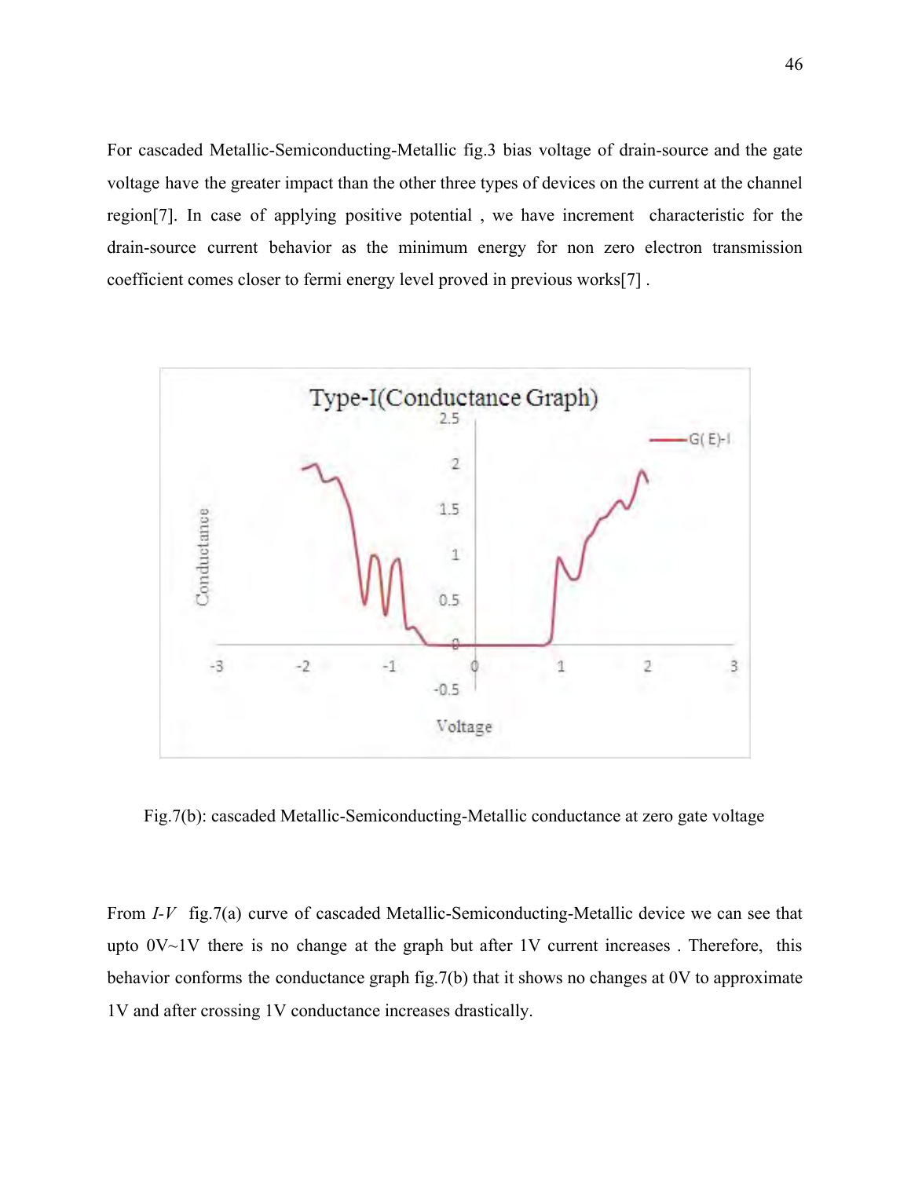For cascaded Metallic-Semiconducting-Metallic fig.3 bias voltage of drain-source and the gate voltage have the greater impact than the other three types of devices on the current at the channel region[7]. In case of applying positive potential , we have increment characteristic for the drain-source current behavior as the minimum energy for non zero electron transmission coefficient comes closer to fermi energy level proved in previous works[7] .

Fig.7(b): cascaded Metallic-Semiconducting-Metallic conductance at zero gate voltage

From *I-V* fig.7(a) curve of cascaded Metallic-Semiconducting-Metallic device we can see that upto 0V~1V there is no change at the graph but after 1V current increases . Therefore, this behavior conforms the conductance graph fig.7(b) that it shows no changes at 0V to approximate 1V and after crossing 1V conductance increases drastically.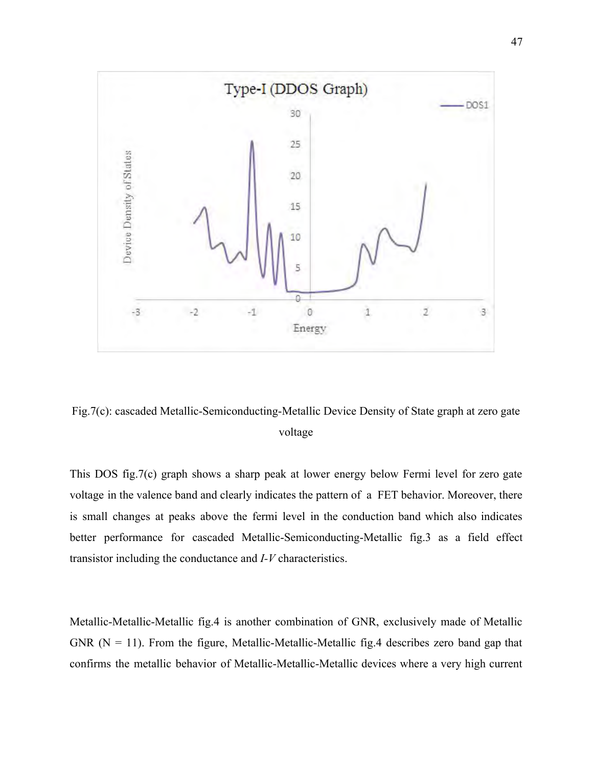Fig.7(c): cascaded Metallic-Semiconducting-Metallic Device Density of State graph at zero gate voltage

This DOS fig.7(c) graph shows a sharp peak at lower energy below Fermi level for zero gate voltage in the valence band and clearly indicates the pattern of a FET behavior. Moreover, there is small changes at peaks above the fermi level in the conduction band which also indicates better performance for cascaded Metallic-Semiconducting-Metallic fig.3 as a field effect transistor including the conductance and *I-V* characteristics.

Metallic-Metallic-Metallic fig.4 is another combination of GNR, exclusively made of Metallic GNR (N = 11). From the figure, Metallic-Metallic-Metallic fig.4 describes zero band gap that confirms the metallic behavior of Metallic-Metallic-Metallic devices where a very high current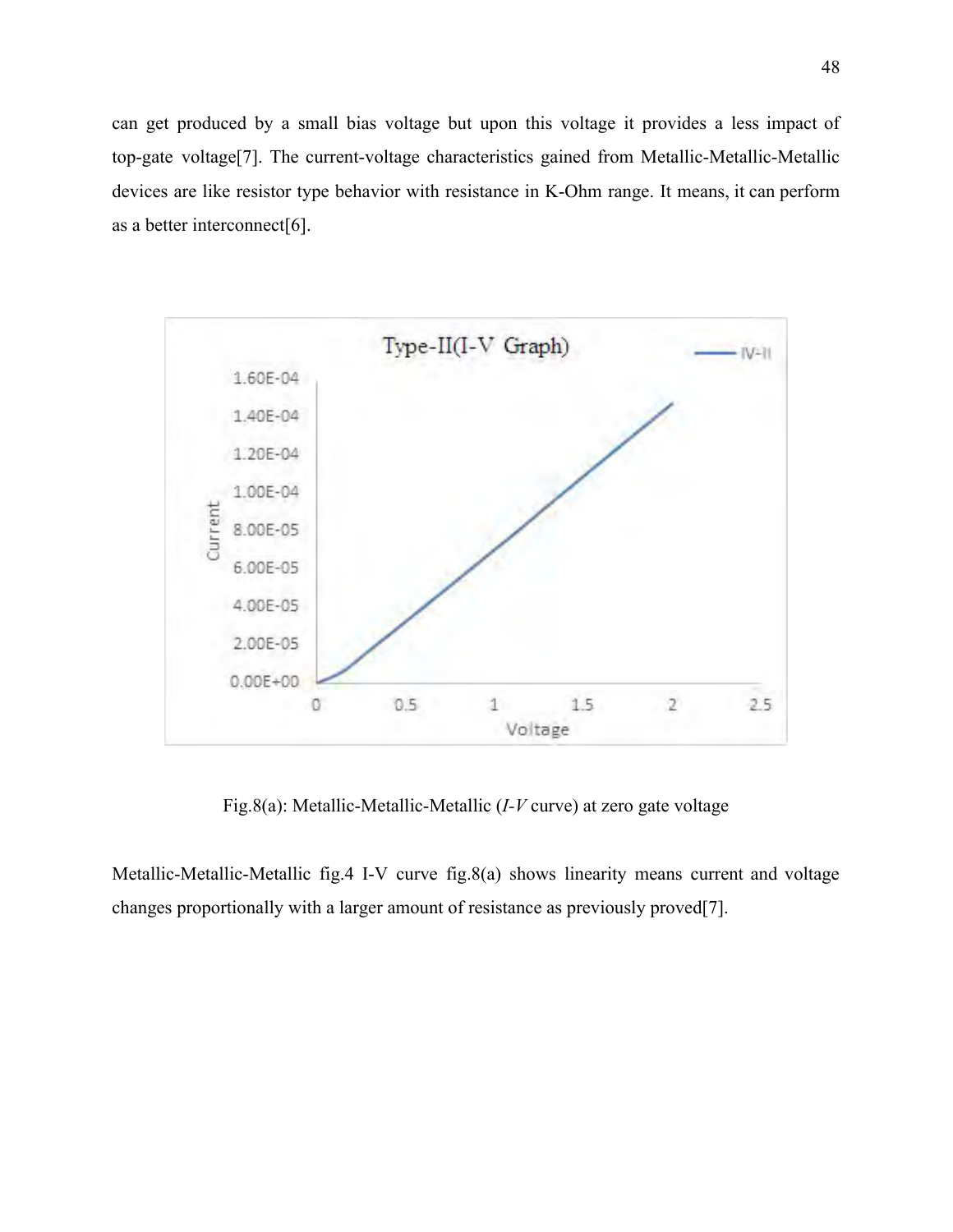can get produced by a small bias voltage but upon this voltage it provides a less impact of top-gate voltage[7]. The current-voltage characteristics gained from Metallic-Metallic-Metallic devices are like resistor type behavior with resistance in K-Ohm range. It means, it can perform as a better interconnect[6].

Fig.8(a): Metallic-Metallic-Metallic (*I-V* curve) at zero gate voltage

Metallic-Metallic-Metallic fig.4 I-V curve fig.8(a) shows linearity means current and voltage changes proportionally with a larger amount of resistance as previously proved[7].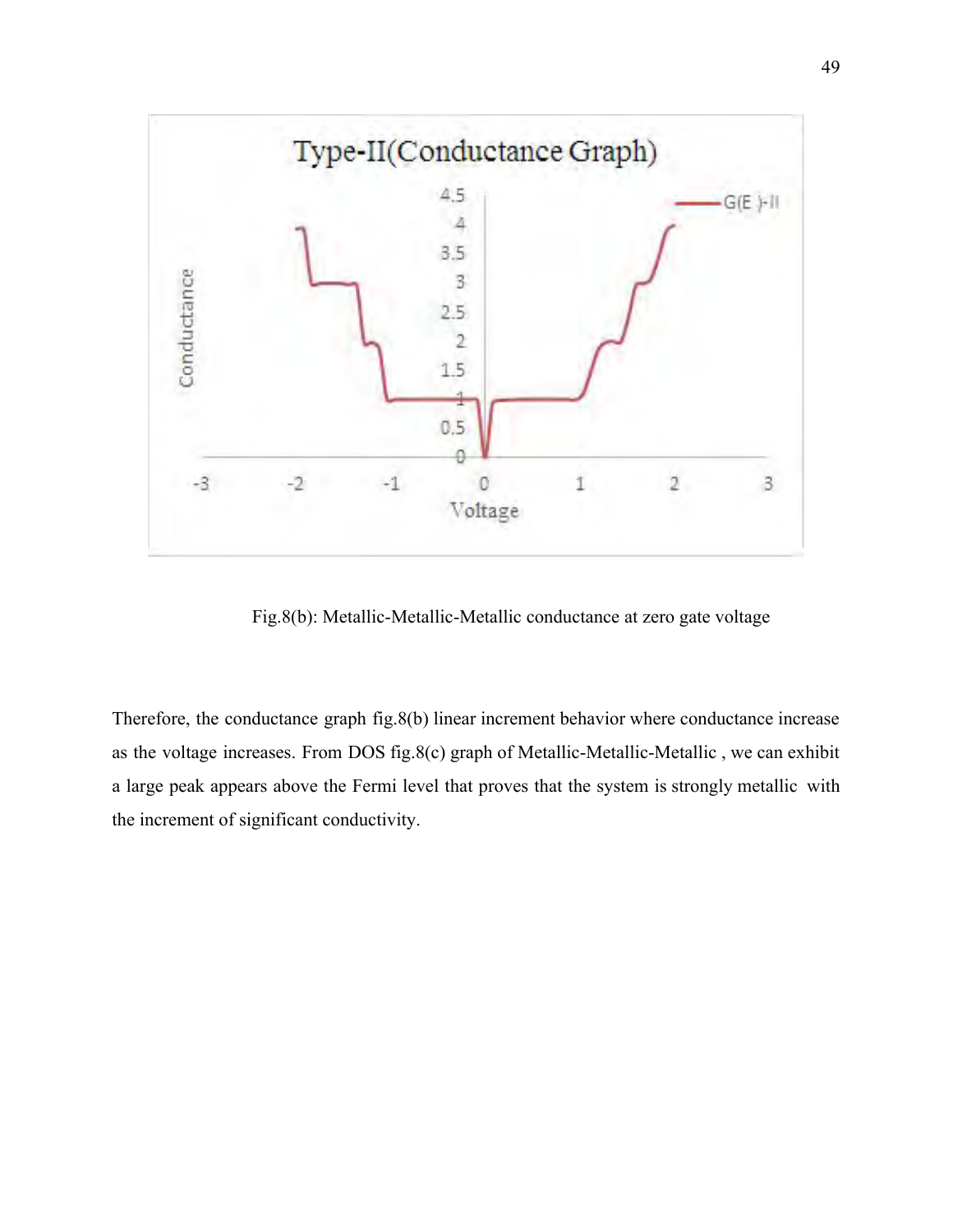Fig.8(b): Metallic-Metallic-Metallic conductance at zero gate voltage

Therefore, the conductance graph fig.8(b) linear increment behavior where conductance increase as the voltage increases. From DOS fig.8(c) graph of Metallic-Metallic-Metallic , we can exhibit a large peak appears above the Fermi level that proves that the system is strongly metallic with the increment of significant conductivity.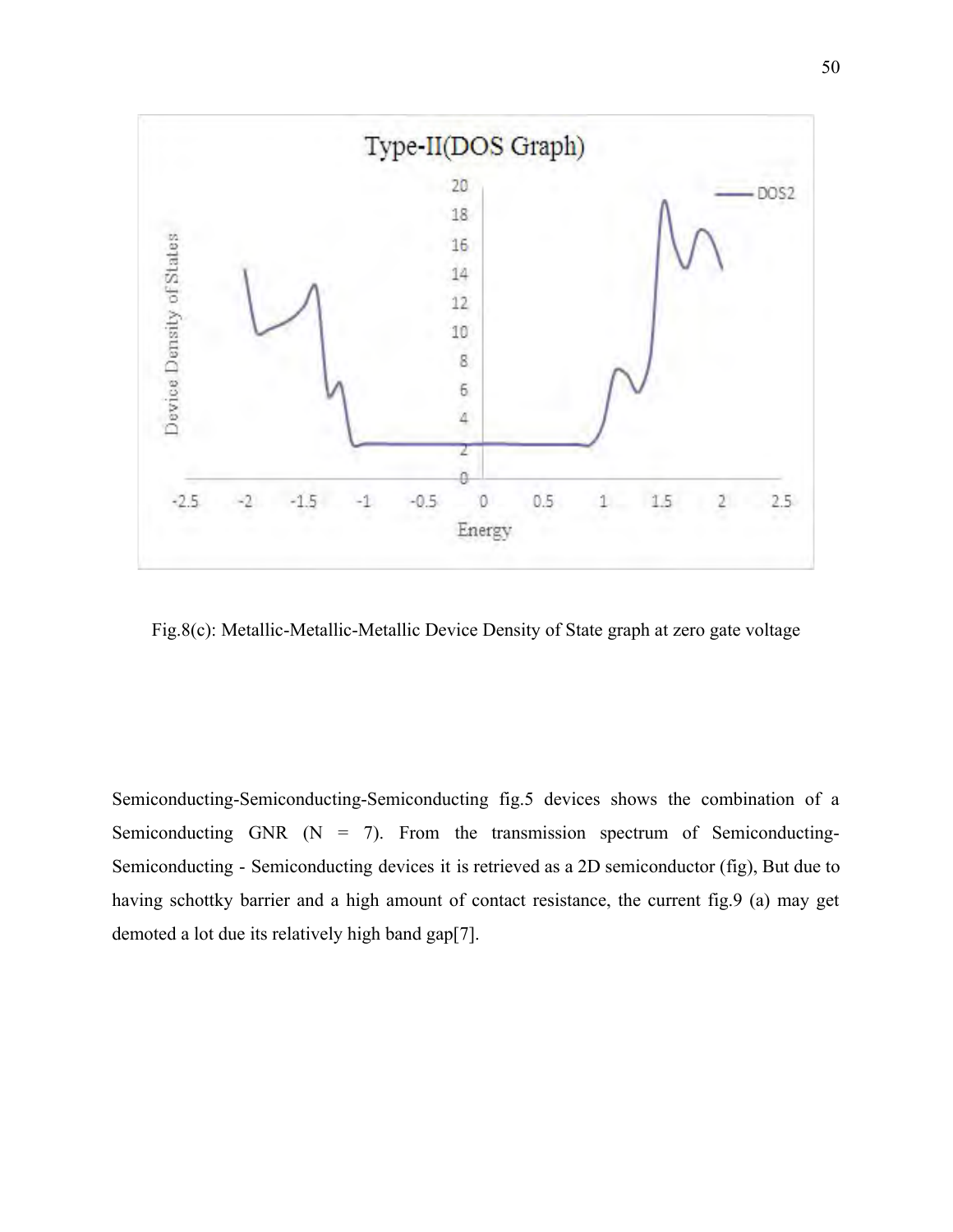Fig.8(c): Metallic-Metallic-Metallic Device Density of State graph at zero gate voltage

Semiconducting-Semiconducting-Semiconducting fig.5 devices shows the combination of a Semiconducting GNR (N = 7). From the transmission spectrum of Semiconducting-Semiconducting - Semiconducting devices it is retrieved as a 2D semiconductor (fig), But due to having schottky barrier and a high amount of contact resistance, the current fig.9 (a) may get demoted a lot due its relatively high band gap[7].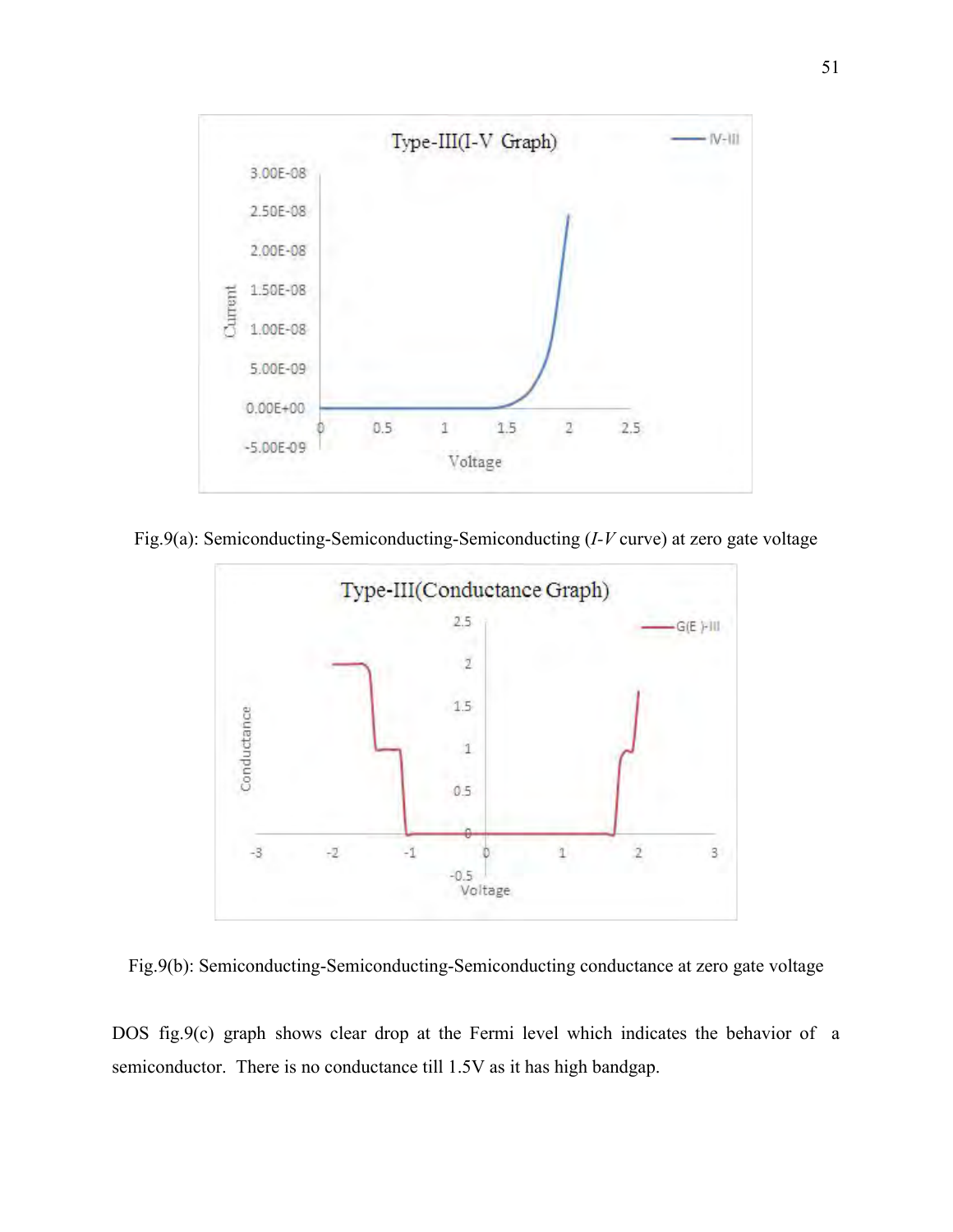Fig.9(a): Semiconducting-Semiconducting-Semiconducting (*I-V* curve) at zero gate voltage

Fig.9(b): Semiconducting-Semiconducting-Semiconducting conductance at zero gate voltage

DOS fig.9(c) graph shows clear drop at the Fermi level which indicates the behavior of a semiconductor. There is no conductance till 1.5V as it has high bandgap.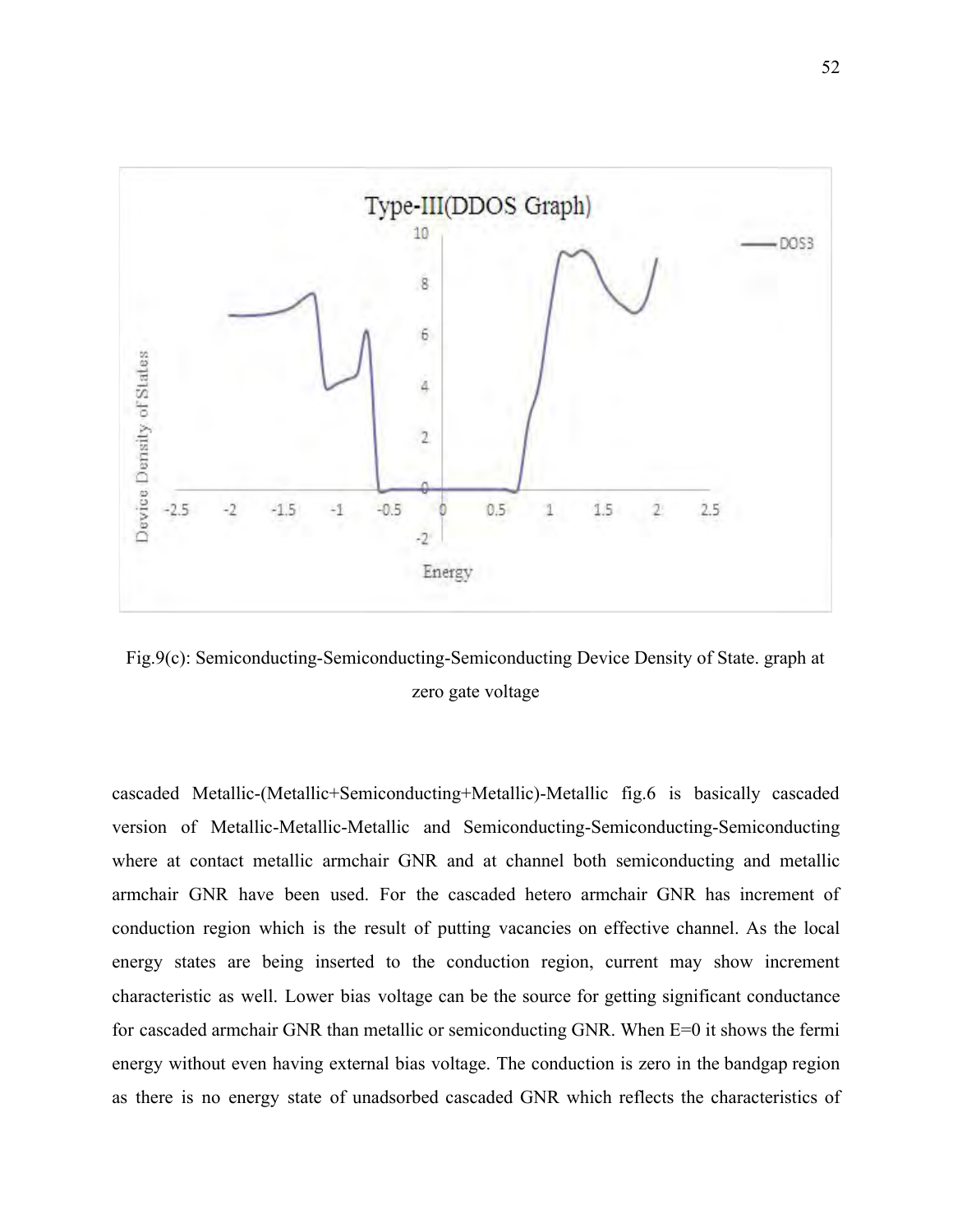Fig.9(c): Semiconducting-Semiconducting-Semiconducting Device Density of State. graph at zero gate voltage

cascaded Metallic-(Metallic+Semiconducting+Metallic)-Metallic fig.6 is basically cascaded version of Metallic-Metallic-Metallic and Semiconducting-Semiconducting-Semiconducting where at contact metallic armchair GNR and at channel both semiconducting and metallic armchair GNR have been used. For the cascaded hetero armchair GNR has increment of conduction region which is the result of putting vacancies on effective channel. As the local energy states are being inserted to the conduction region, current may show increment characteristic as well. Lower bias voltage can be the source for getting significant conductance for cascaded armchair GNR than metallic or semiconducting GNR. When E=0 it shows the fermi energy without even having external bias voltage. The conduction is zero in the bandgap region as there is no energy state of unadsorbed cascaded GNR which reflects the characteristics of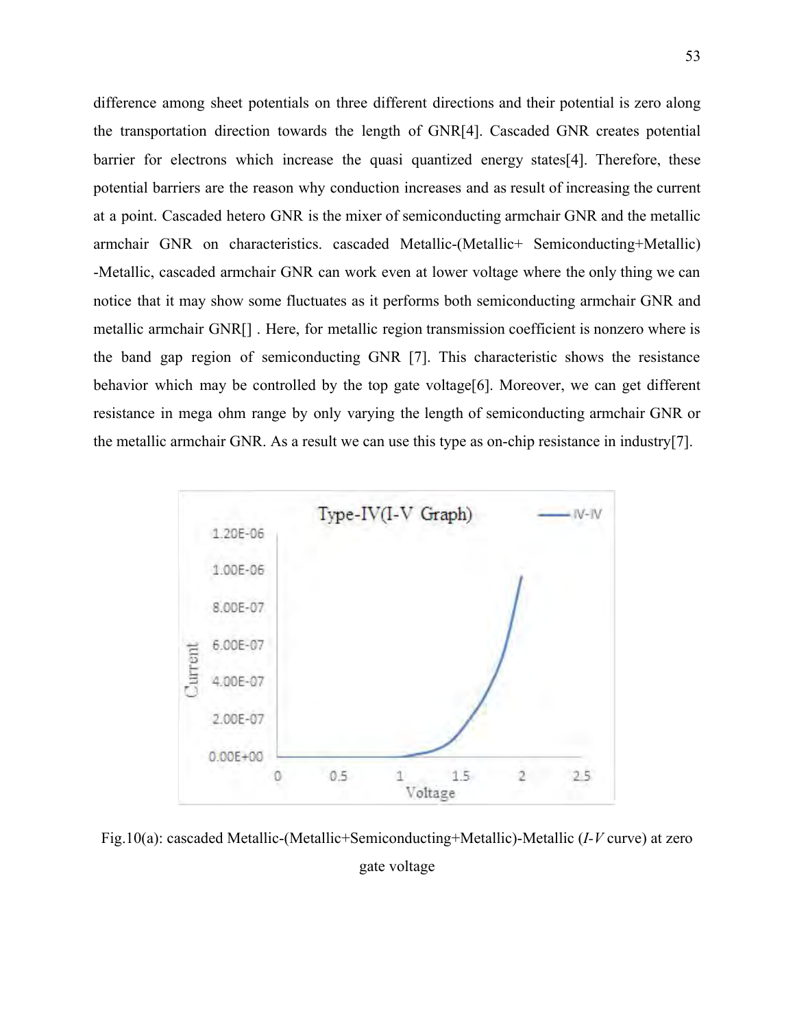difference among sheet potentials on three different directions and their potential is zero along the transportation direction towards the length of GNR[4]. Cascaded GNR creates potential barrier for electrons which increase the quasi quantized energy states[4]. Therefore, these potential barriers are the reason why conduction increases and as result of increasing the current at a point. Cascaded hetero GNR is the mixer of semiconducting armchair GNR and the metallic armchair GNR on characteristics. cascaded Metallic-(Metallic+ Semiconducting+Metallic) -Metallic, cascaded armchair GNR can work even at lower voltage where the only thing we can notice that it may show some fluctuates as it performs both semiconducting armchair GNR and metallic armchair GNR[] . Here, for metallic region transmission coefficient is nonzero where is the band gap region of semiconducting GNR [7]. This characteristic shows the resistance behavior which may be controlled by the top gate voltage[6]. Moreover, we can get different resistance in mega ohm range by only varying the length of semiconducting armchair GNR or the metallic armchair GNR. As a result we can use this type as on-chip resistance in industry[7].

Fig.10(a): cascaded Metallic-(Metallic+Semiconducting+Metallic)-Metallic (*I-V* curve) at zero gate voltage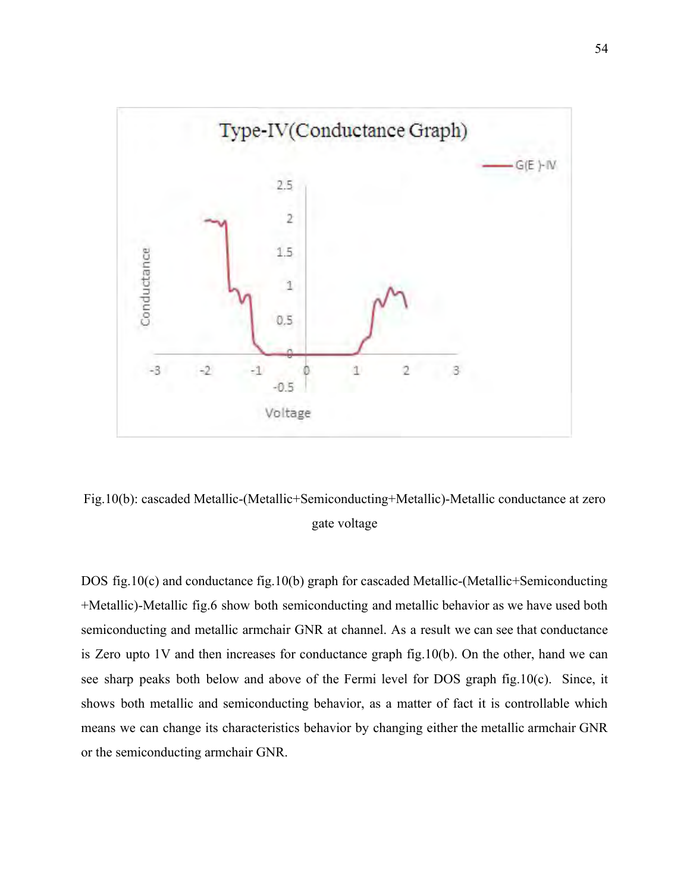Fig.10(b): cascaded Metallic-(Metallic+Semiconducting+Metallic)-Metallic conductance at zero gate voltage

DOS fig.10(c) and conductance fig.10(b) graph for cascaded Metallic-(Metallic+Semiconducting +Metallic)-Metallic fig.6 show both semiconducting and metallic behavior as we have used both semiconducting and metallic armchair GNR at channel. As a result we can see that conductance is Zero upto 1V and then increases for conductance graph fig.10(b). On the other, hand we can see sharp peaks both below and above of the Fermi level for DOS graph fig.10(c). Since, it shows both metallic and semiconducting behavior, as a matter of fact it is controllable which means we can change its characteristics behavior by changing either the metallic armchair GNR or the semiconducting armchair GNR.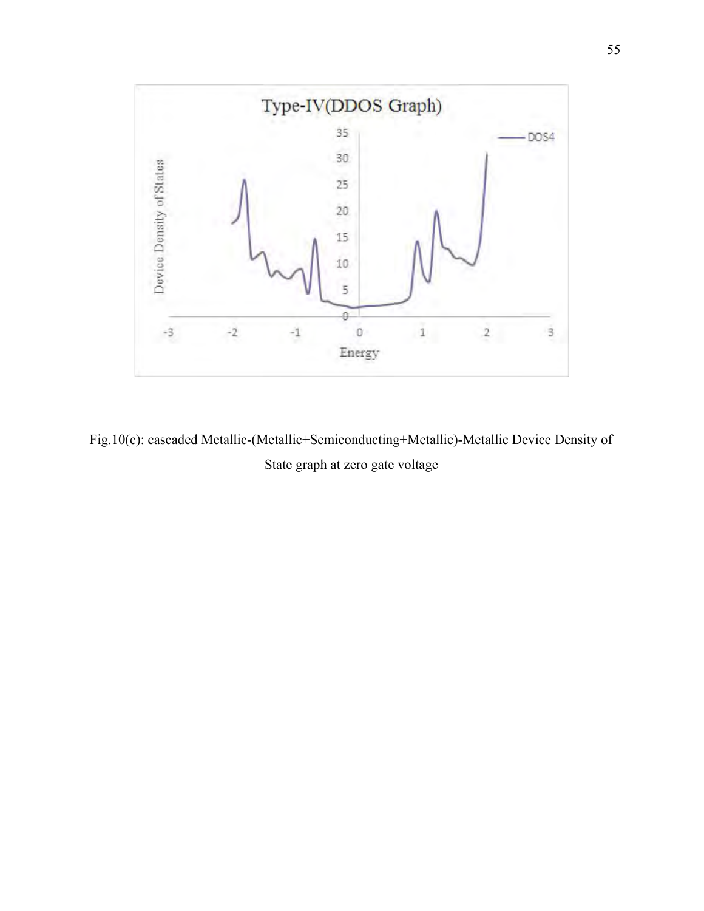Fig.10(c): cascaded Metallic-(Metallic+Semiconducting+Metallic)-Metallic Device Density of State graph at zero gate voltage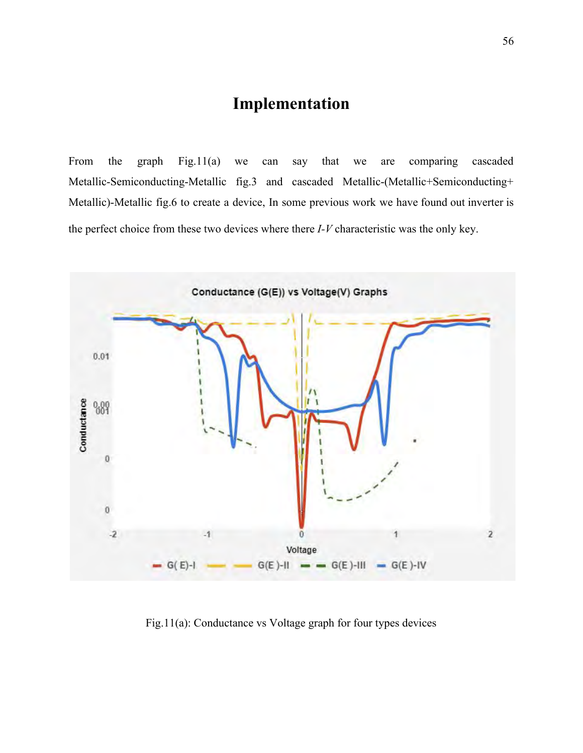# Implementation

From the graph Fig.11(a) we can say that we are comparing cascaded Metallic-Semiconducting-Metallic fig.3 and cascaded Metallic-(Metallic+Semiconducting+ Metallic)-Metallic fig.6 to create a device, In some previous work we have found out inverter is the perfect choice from these two devices where there *I-V* characteristic was the only key.

Fig.11(a): Conductance vs Voltage graph for four types devices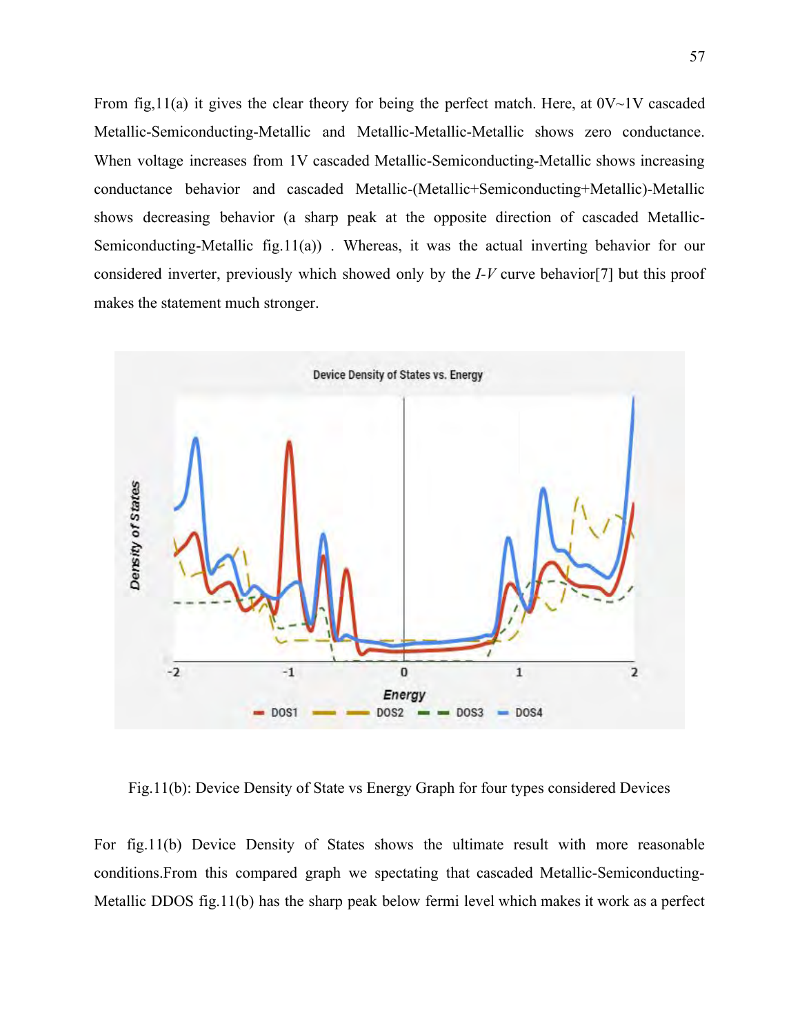From fig,11(a) it gives the clear theory for being the perfect match. Here, at 0V~1V cascaded Metallic-Semiconducting-Metallic and Metallic-Metallic-Metallic shows zero conductance. When voltage increases from 1V cascaded Metallic-Semiconducting-Metallic shows increasing conductance behavior and cascaded Metallic-(Metallic+Semiconducting+Metallic)-Metallic shows decreasing behavior (a sharp peak at the opposite direction of cascaded Metallic-Semiconducting-Metallic fig.11(a)) . Whereas, it was the actual inverting behavior for our considered inverter, previously which showed only by the *I-V* curve behavior[7] but this proof makes the statement much stronger.

Fig.11(b): Device Density of State vs Energy Graph for four types considered Devices

For fig.11(b) Device Density of States shows the ultimate result with more reasonable conditions.From this compared graph we spectating that cascaded Metallic-Semiconducting-Metallic DDOS fig.11(b) has the sharp peak below fermi level which makes it work as a perfect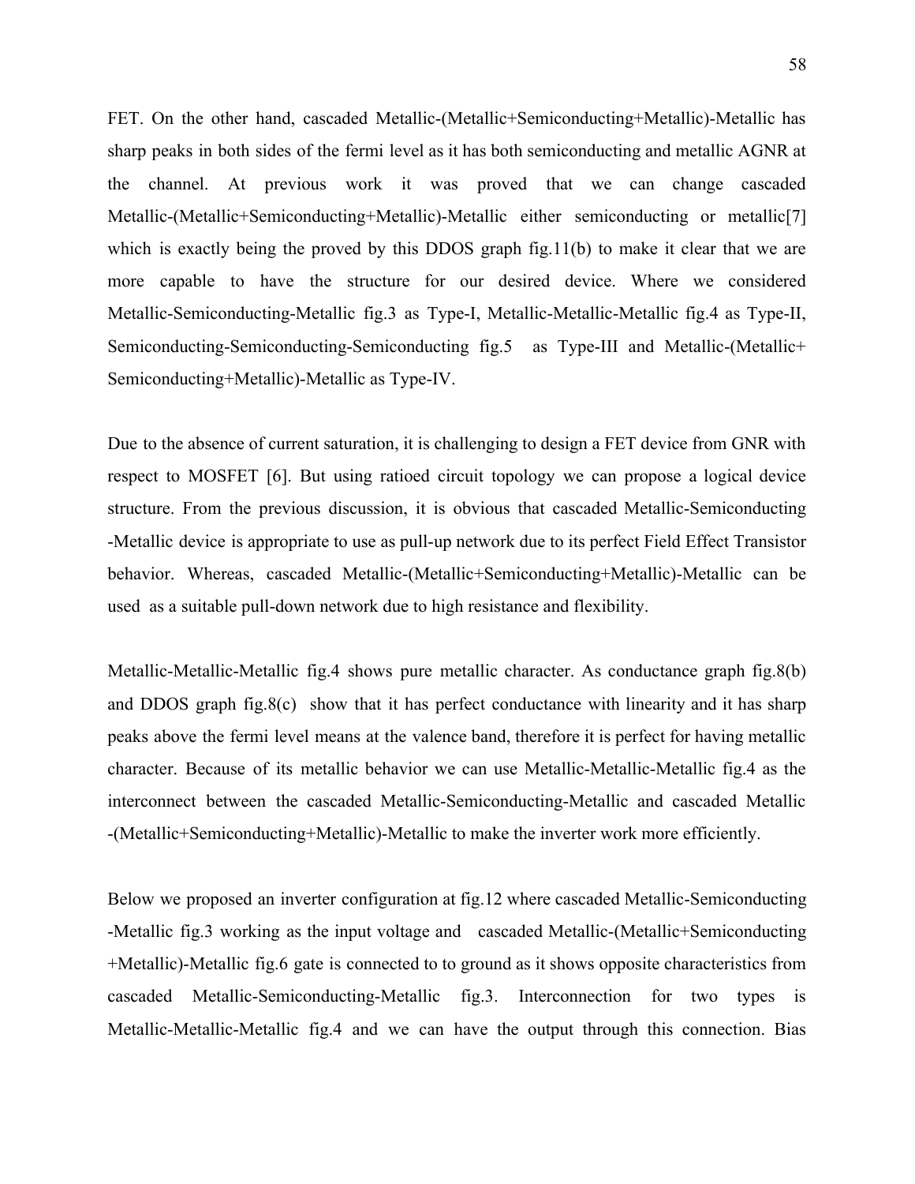FET. On the other hand, cascaded Metallic-(Metallic+Semiconducting+Metallic)-Metallic has sharp peaks in both sides of the fermi level as it has both semiconducting and metallic AGNR at the channel. At previous work it was proved that we can change cascaded Metallic-(Metallic+Semiconducting+Metallic)-Metallic either semiconducting or metallic[7] which is exactly being the proved by this DDOS graph fig.11(b) to make it clear that we are more capable to have the structure for our desired device. Where we considered Metallic-Semiconducting-Metallic fig.3 as Type-I, Metallic-Metallic-Metallic fig.4 as Type-II, Semiconducting-Semiconducting-Semiconducting fig.5 as Type-III and Metallic-(Metallic+ Semiconducting+Metallic)-Metallic as Type-IV.

Due to the absence of current saturation, it is challenging to design a FET device from GNR with respect to MOSFET [6]. But using ratioed circuit topology we can propose a logical device structure. From the previous discussion, it is obvious that cascaded Metallic-Semiconducting -Metallic device is appropriate to use as pull-up network due to its perfect Field Effect Transistor behavior. Whereas, cascaded Metallic-(Metallic+Semiconducting+Metallic)-Metallic can be used as a suitable pull-down network due to high resistance and flexibility.

Metallic-Metallic-Metallic fig.4 shows pure metallic character. As conductance graph fig.8(b) and DDOS graph fig.8(c) show that it has perfect conductance with linearity and it has sharp peaks above the fermi level means at the valence band, therefore it is perfect for having metallic character. Because of its metallic behavior we can use Metallic-Metallic-Metallic fig.4 as the interconnect between the cascaded Metallic-Semiconducting-Metallic and cascaded Metallic -(Metallic+Semiconducting+Metallic)-Metallic to make the inverter work more efficiently.

Below we proposed an inverter configuration at fig.12 where cascaded Metallic-Semiconducting -Metallic fig.3 working as the input voltage and cascaded Metallic-(Metallic+Semiconducting +Metallic)-Metallic fig.6 gate is connected to to ground as it shows opposite characteristics from cascaded Metallic-Semiconducting-Metallic fig.3. Interconnection for two types is Metallic-Metallic-Metallic fig.4 and we can have the output through this connection. Bias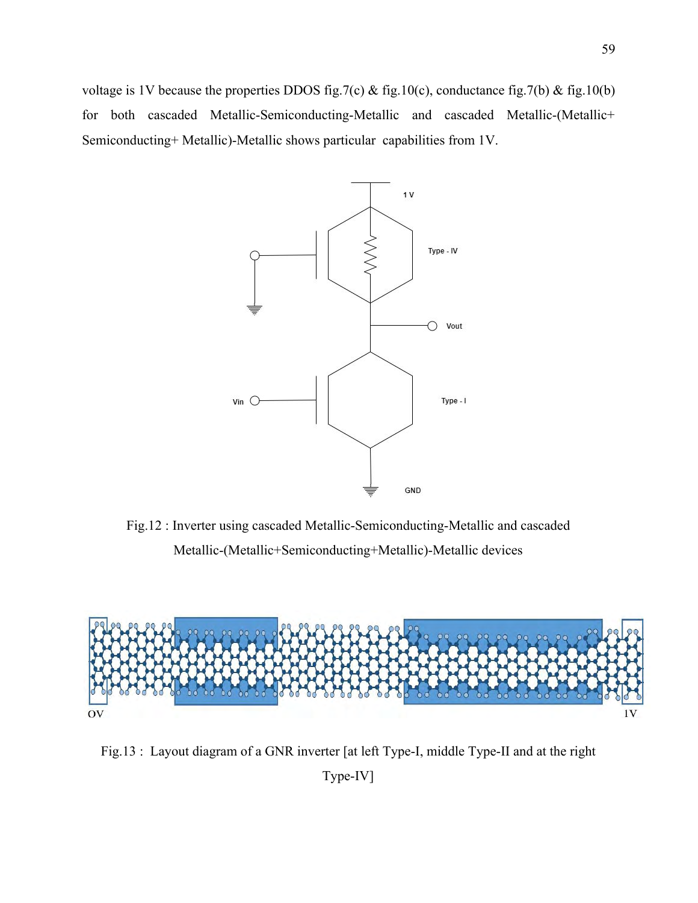voltage is 1V because the properties DDOS fig.7(c) & fig.10(c), conductance fig.7(b) & fig.10(b) for both cascaded Metallic-Semiconducting-Metallic and cascaded Metallic-(Metallic+ Semiconducting+ Metallic)-Metallic shows particular capabilities from 1V.

Fig.12 : Inverter using cascaded Metallic-Semiconducting-Metallic and cascaded Metallic-(Metallic+Semiconducting+Metallic)-Metallic devices

Fig.13 : Layout diagram of a GNR inverter [at left Type-I, middle Type-II and at the right Type-IV]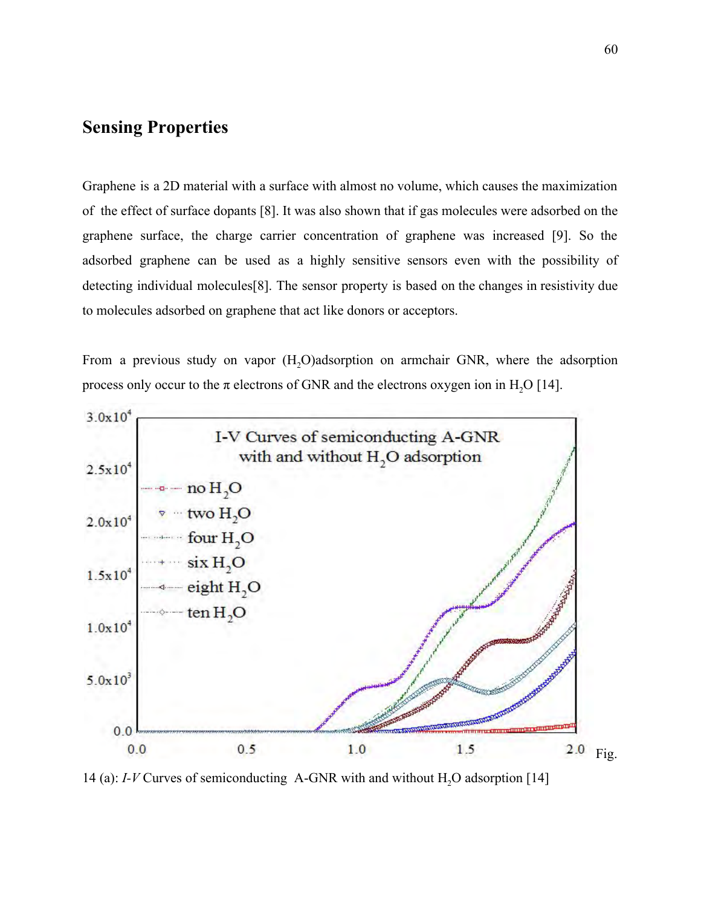## Sensing Properties

Graphene is a 2D material with a surface with almost no volume, which causes the maximization of the effect of surface dopants [8]. It was also shown that if gas molecules were adsorbed on the graphene surface, the charge carrier concentration of graphene was increased [9]. So the adsorbed graphene can be used as a highly sensitive sensors even with the possibility of detecting individual molecules[8]. The sensor property is based on the changes in resistivity due to molecules adsorbed on graphene that act like donors or acceptors.

From a previous study on vapor ($H_2O$)adsorption on armchair GNR, where the adsorption process only occur to the π electrons of GNR and the electrons oxygen ion in $H_2O$ [14].

Fig. 14 (a): *I-V* Curves of semiconducting A-GNR with and without $H_2O$ adsorption [14]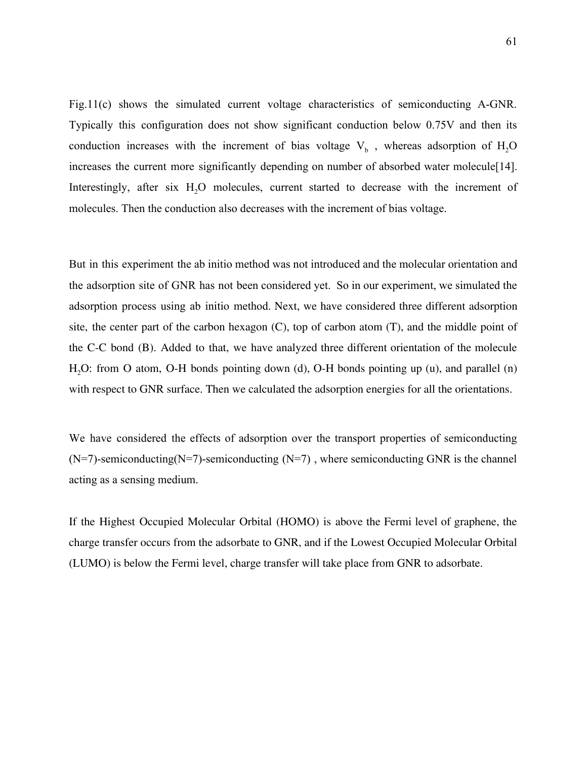Fig.11(c) shows the simulated current voltage characteristics of semiconducting A-GNR. Typically this configuration does not show significant conduction below 0.75V and then its conduction increases with the increment of bias voltage $V_b$ , whereas adsorption of $H_2O$ increases the current more significantly depending on number of absorbed water molecule[14]. Interestingly, after six $H_2O$ molecules, current started to decrease with the increment of molecules. Then the conduction also decreases with the increment of bias voltage.

But in this experiment the ab initio method was not introduced and the molecular orientation and the adsorption site of GNR has not been considered yet. So in our experiment, we simulated the adsorption process using ab initio method. Next, we have considered three different adsorption site, the center part of the carbon hexagon (C), top of carbon atom (T), and the middle point of the C-C bond (B). Added to that, we have analyzed three different orientation of the molecule $H_2O$: from O atom, O-H bonds pointing down (d), O-H bonds pointing up (u), and parallel (n) with respect to GNR surface. Then we calculated the adsorption energies for all the orientations.

We have considered the effects of adsorption over the transport properties of semiconducting (N=7)-semiconducting(N=7)-semiconducting (N=7) , where semiconducting GNR is the channel acting as a sensing medium.

If the Highest Occupied Molecular Orbital (HOMO) is above the Fermi level of graphene, the charge transfer occurs from the adsorbate to GNR, and if the Lowest Occupied Molecular Orbital (LUMO) is below the Fermi level, charge transfer will take place from GNR to adsorbate.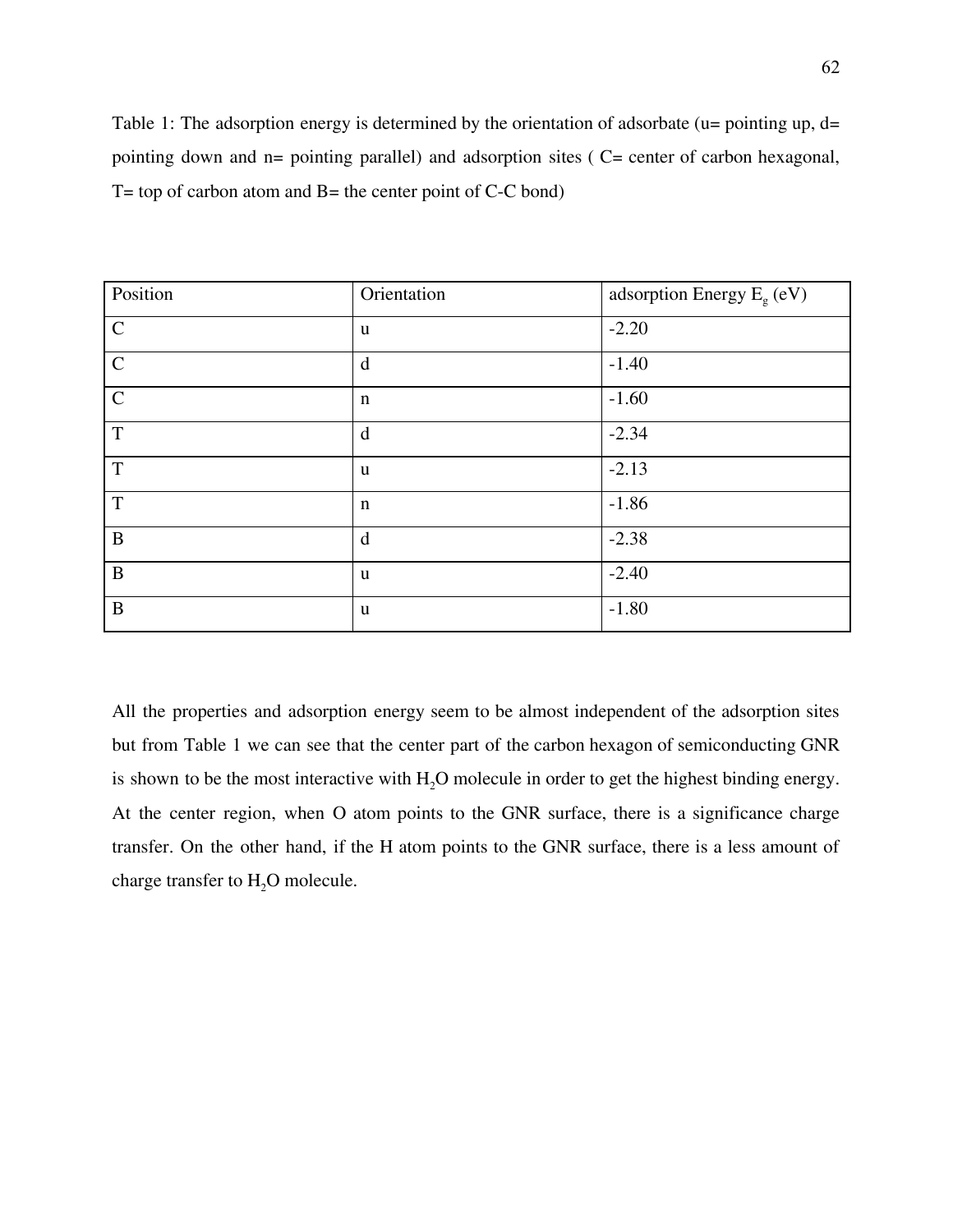Table 1: The adsorption energy is determined by the orientation of adsorbate (u= pointing up, d= pointing down and n= pointing parallel) and adsorption sites ( C= center of carbon hexagonal, T= top of carbon atom and B= the center point of C-C bond)

| Position | Orientation | adsorption Energy $E_g$ (eV) |
|---|---|---|
| C | u | -2.20 |
| C | d | -1.40 |
| C | n | -1.60 |
| T | d | -2.34 |
| T | u | -2.13 |
| T | n | -1.86 |
| B | d | -2.38 |
| B | u | -2.40 |
| B | u | -1.80 |

All the properties and adsorption energy seem to be almost independent of the adsorption sites but from Table 1 we can see that the center part of the carbon hexagon of semiconducting GNR is shown to be the most interactive with $H_2O$ molecule in order to get the highest binding energy. At the center region, when O atom points to the GNR surface, there is a significance charge transfer. On the other hand, if the H atom points to the GNR surface, there is a less amount of charge transfer to $H_2O$ molecule.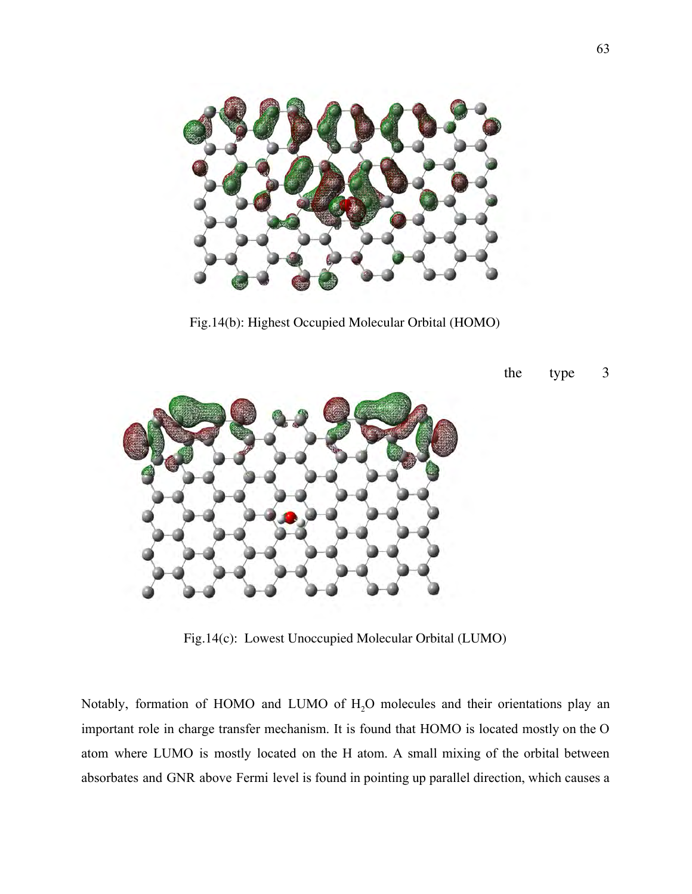Fig.14(b): Highest Occupied Molecular Orbital (HOMO)

the type 3

Fig.14(c): Lowest Unoccupied Molecular Orbital (LUMO)

Notably, formation of HOMO and LUMO of $H_2O$ molecules and their orientations play an important role in charge transfer mechanism. It is found that HOMO is located mostly on the O atom where LUMO is mostly located on the H atom. A small mixing of the orbital between absorbates and GNR above Fermi level is found in pointing up parallel direction, which causes a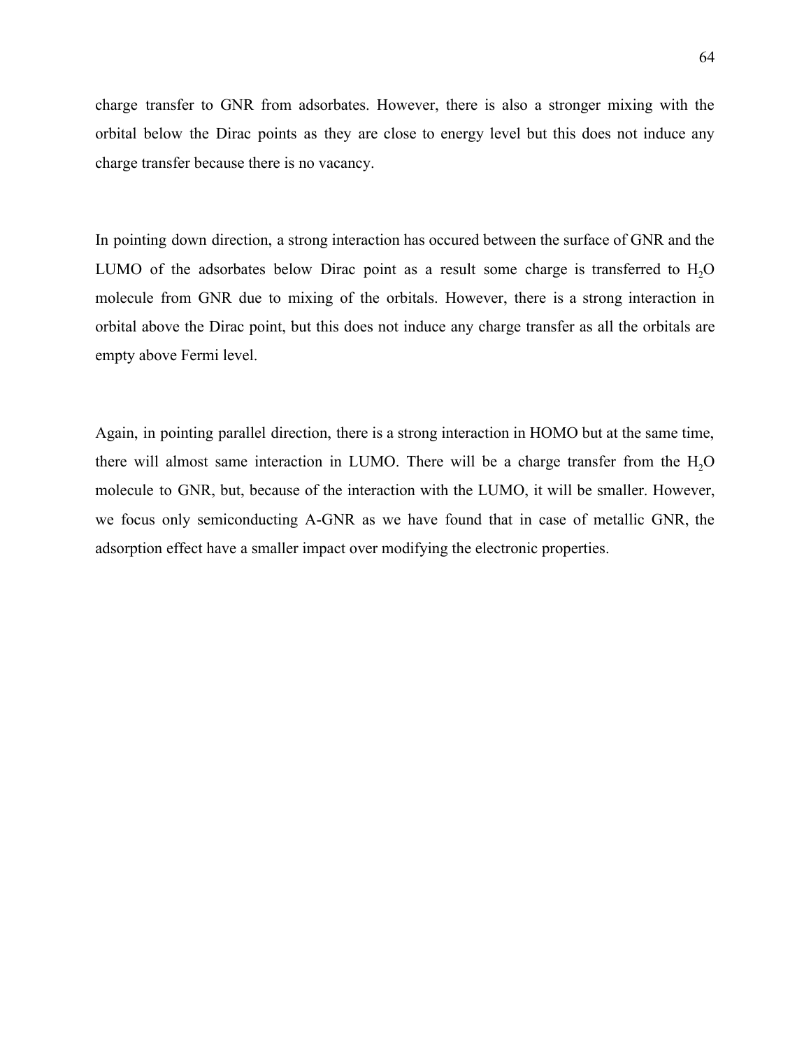charge transfer to GNR from adsorbates. However, there is also a stronger mixing with the orbital below the Dirac points as they are close to energy level but this does not induce any charge transfer because there is no vacancy.

In pointing down direction, a strong interaction has occured between the surface of GNR and the LUMO of the adsorbates below Dirac point as a result some charge is transferred to $H_2O$ molecule from GNR due to mixing of the orbitals. However, there is a strong interaction in orbital above the Dirac point, but this does not induce any charge transfer as all the orbitals are empty above Fermi level.

Again, in pointing parallel direction, there is a strong interaction in HOMO but at the same time, there will almost same interaction in LUMO. There will be a charge transfer from the $H_2O$ molecule to GNR, but, because of the interaction with the LUMO, it will be smaller. However, we focus only semiconducting A-GNR as we have found that in case of metallic GNR, the adsorption effect have a smaller impact over modifying the electronic properties.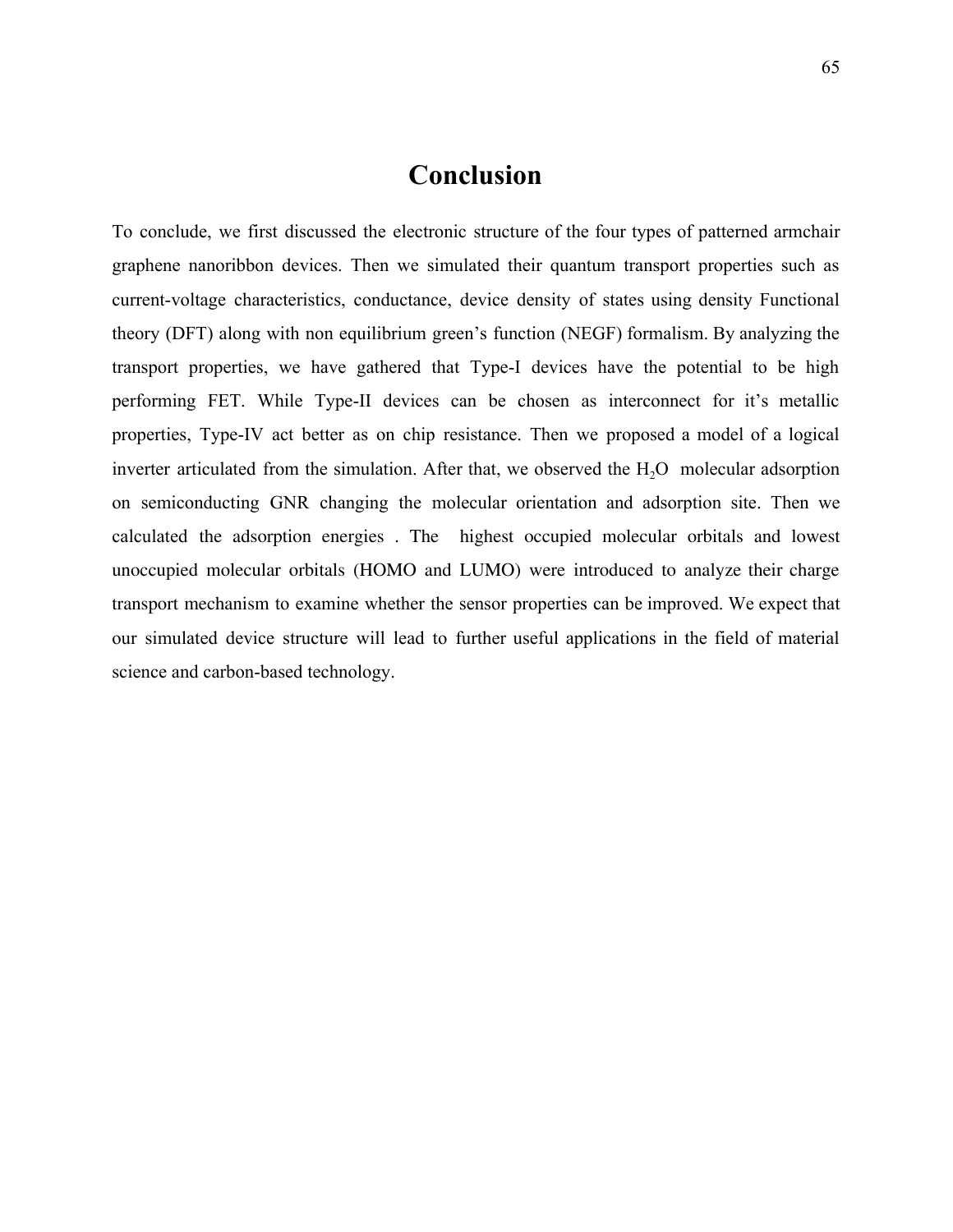# Conclusion

To conclude, we first discussed the electronic structure of the four types of patterned armchair graphene nanoribbon devices. Then we simulated their quantum transport properties such as current-voltage characteristics, conductance, device density of states using density Functional theory (DFT) along with non equilibrium green's function (NEGF) formalism. By analyzing the transport properties, we have gathered that Type-I devices have the potential to be high performing FET. While Type-II devices can be chosen as interconnect for it's metallic properties, Type-IV act better as on chip resistance. Then we proposed a model of a logical inverter articulated from the simulation. After that, we observed the $H_2O$ molecular adsorption on semiconducting GNR changing the molecular orientation and adsorption site. Then we calculated the adsorption energies . The highest occupied molecular orbitals and lowest unoccupied molecular orbitals (HOMO and LUMO) were introduced to analyze their charge transport mechanism to examine whether the sensor properties can be improved. We expect that our simulated device structure will lead to further useful applications in the field of material science and carbon-based technology.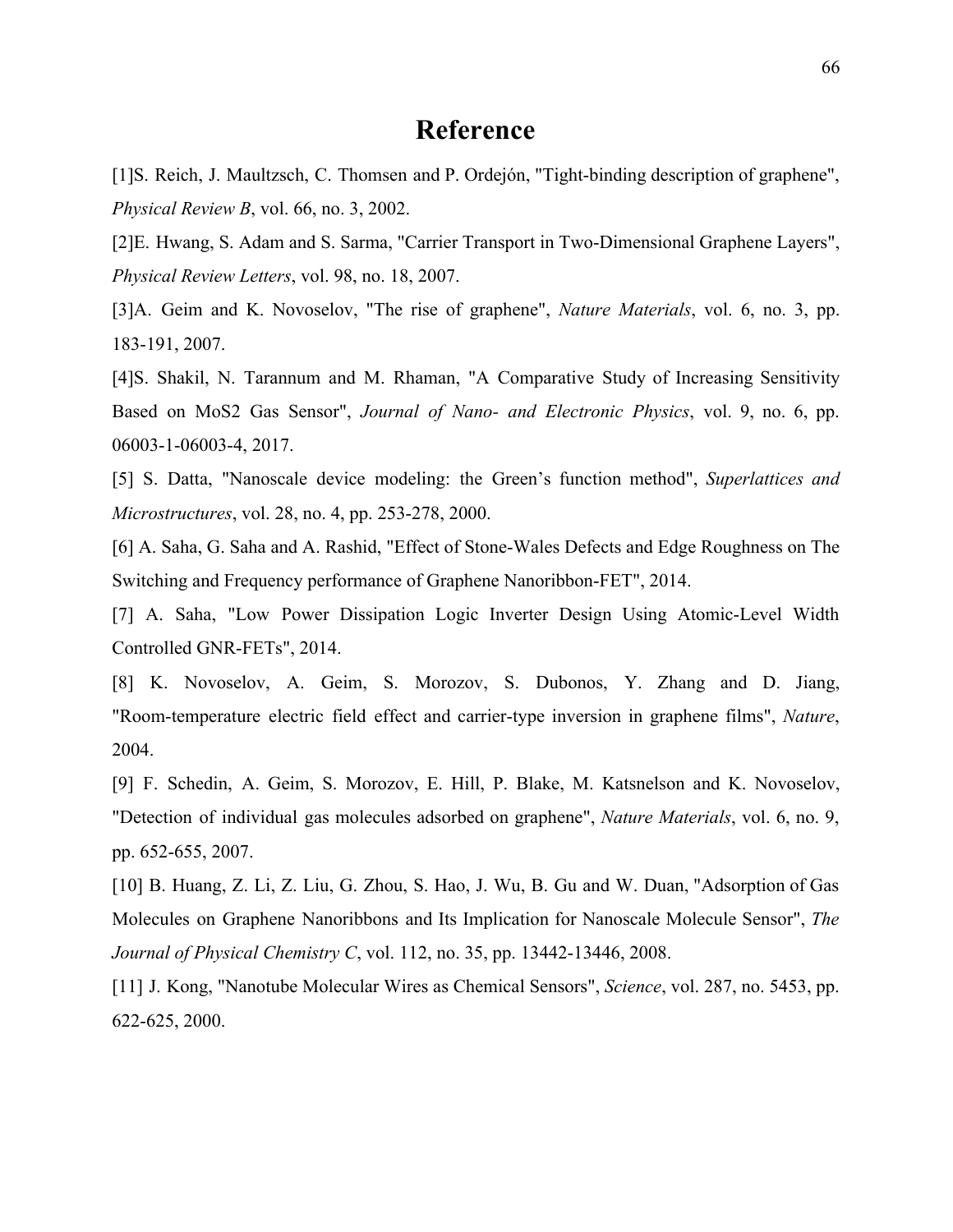# Reference

[1]S. Reich, J. Maultzsch, C. Thomsen and P. Ordejón, "Tight-binding description of graphene", *Physical Review B*, vol. 66, no. 3, 2002.

[2]E. Hwang, S. Adam and S. Sarma, "Carrier Transport in Two-Dimensional Graphene Layers", *Physical Review Letters*, vol. 98, no. 18, 2007.

[3]A. Geim and K. Novoselov, "The rise of graphene", *Nature Materials*, vol. 6, no. 3, pp. 183-191, 2007.

[4]S. Shakil, N. Tarannum and M. Rhaman, "A Comparative Study of Increasing Sensitivity Based on MoS2 Gas Sensor", *Journal of Nano- and Electronic Physics*, vol. 9, no. 6, pp. 06003-1-06003-4, 2017.

[5] S. Datta, "Nanoscale device modeling: the Green's function method", *Superlattices and Microstructures*, vol. 28, no. 4, pp. 253-278, 2000.

[6] A. Saha, G. Saha and A. Rashid, "Effect of Stone-Wales Defects and Edge Roughness on The Switching and Frequency performance of Graphene Nanoribbon-FET", 2014.

[7] A. Saha, "Low Power Dissipation Logic Inverter Design Using Atomic-Level Width Controlled GNR-FETs", 2014.

[8] K. Novoselov, A. Geim, S. Morozov, S. Dubonos, Y. Zhang and D. Jiang, "Room-temperature electric field effect and carrier-type inversion in graphene films", *Nature*, 2004.

[9] F. Schedin, A. Geim, S. Morozov, E. Hill, P. Blake, M. Katsnelson and K. Novoselov, "Detection of individual gas molecules adsorbed on graphene", *Nature Materials*, vol. 6, no. 9, pp. 652-655, 2007.

[10] B. Huang, Z. Li, Z. Liu, G. Zhou, S. Hao, J. Wu, B. Gu and W. Duan, "Adsorption of Gas Molecules on Graphene Nanoribbons and Its Implication for Nanoscale Molecule Sensor", *The Journal of Physical Chemistry C*, vol. 112, no. 35, pp. 13442-13446, 2008.

[11] J. Kong, "Nanotube Molecular Wires as Chemical Sensors", *Science*, vol. 287, no. 5453, pp. 622-625, 2000.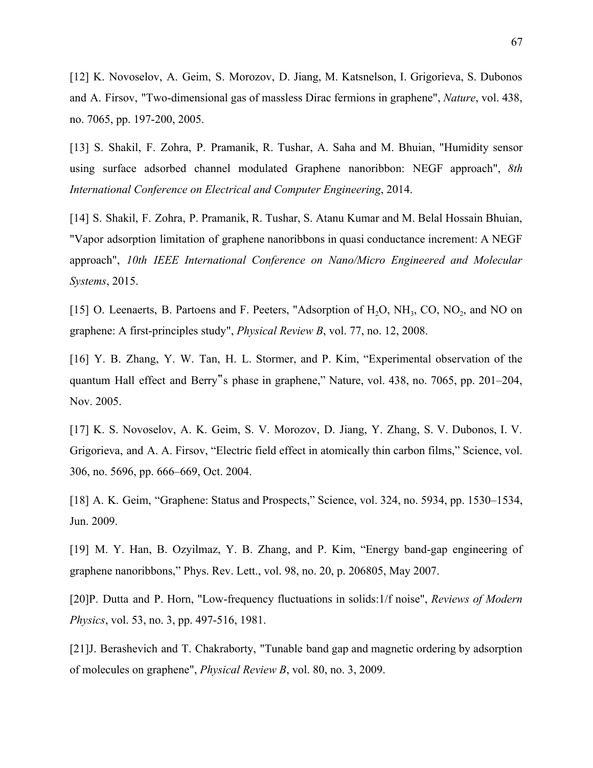[12] K. Novoselov, A. Geim, S. Morozov, D. Jiang, M. Katsnelson, I. Grigorieva, S. Dubonos and A. Firsov, "Two-dimensional gas of massless Dirac fermions in graphene", *Nature*, vol. 438, no. 7065, pp. 197-200, 2005.

[13] S. Shakil, F. Zohra, P. Pramanik, R. Tushar, A. Saha and M. Bhuian, "Humidity sensor using surface adsorbed channel modulated Graphene nanoribbon: NEGF approach", *8th International Conference on Electrical and Computer Engineering*, 2014.

[14] S. Shakil, F. Zohra, P. Pramanik, R. Tushar, S. Atanu Kumar and M. Belal Hossain Bhuian, "Vapor adsorption limitation of graphene nanoribbons in quasi conductance increment: A NEGF approach", *10th IEEE International Conference on Nano/Micro Engineered and Molecular Systems*, 2015.

[15] O. Leenaerts, B. Partoens and F. Peeters, "Adsorption of $H_2O$, $NH_3$, CO, $NO_2$, and NO on graphene: A first-principles study", *Physical Review B*, vol. 77, no. 12, 2008.

[16] Y. B. Zhang, Y. W. Tan, H. L. Stormer, and P. Kim, "Experimental observation of the quantum Hall effect and Berry‟s phase in graphene," Nature, vol. 438, no. 7065, pp. 201–204, Nov. 2005.

[17] K. S. Novoselov, A. K. Geim, S. V. Morozov, D. Jiang, Y. Zhang, S. V. Dubonos, I. V. Grigorieva, and A. A. Firsov, "Electric field effect in atomically thin carbon films," Science, vol. 306, no. 5696, pp. 666–669, Oct. 2004.

[18] A. K. Geim, "Graphene: Status and Prospects," Science, vol. 324, no. 5934, pp. 1530–1534, Jun. 2009.

[19] M. Y. Han, B. Ozyilmaz, Y. B. Zhang, and P. Kim, "Energy band-gap engineering of graphene nanoribbons," Phys. Rev. Lett., vol. 98, no. 20, p. 206805, May 2007.

[20]P. Dutta and P. Horn, "Low-frequency fluctuations in solids:1/f noise", *Reviews of Modern Physics*, vol. 53, no. 3, pp. 497-516, 1981.

[21]J. Berashevich and T. Chakraborty, "Tunable band gap and magnetic ordering by adsorption of molecules on graphene", *Physical Review B*, vol. 80, no. 3, 2009.